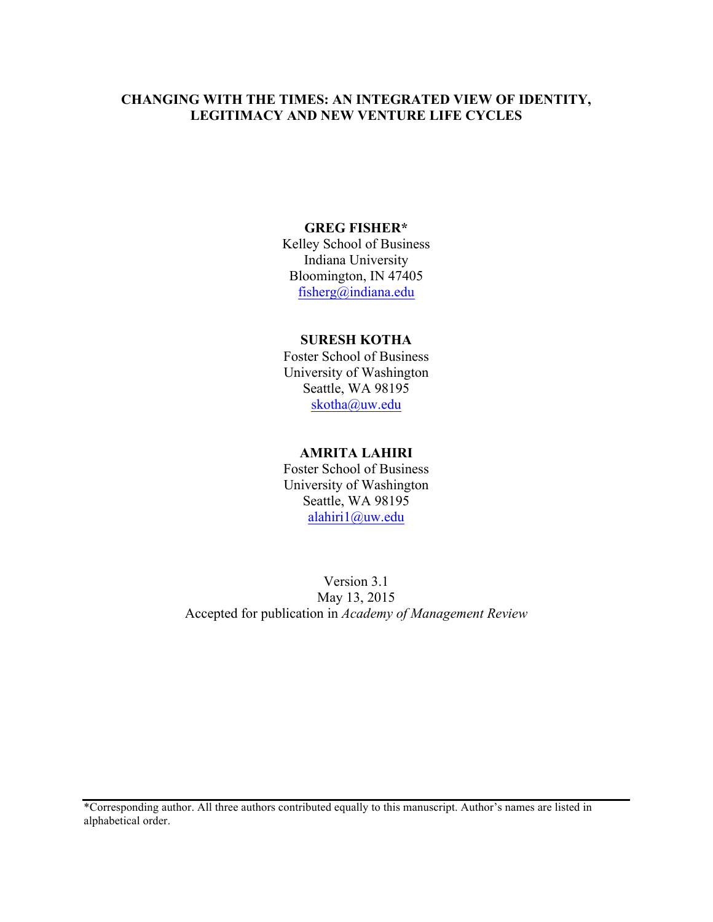# CHANGING WITH THE TIMES: AN INTEGRATED VIEW OF IDENTITY, LEGITIMACY AND NEW VENTURE LIFE CYCLES

**GREG FISHER***
Kelley School of Business
Indiana University
Bloomington, IN 47405
fisherg@indiana.edu

**SURESH KOTHA**
Foster School of Business
University of Washington
Seattle, WA 98195
skotha@uw.edu

**AMRITA LAHIRI**
Foster School of Business
University of Washington
Seattle, WA 98195
alahiri1@uw.edu

Version 3.1
May 13, 2015
Accepted for publication in *Academy of Management Review*

---

*Corresponding author. All three authors contributed equally to this manuscript. Author's names are listed in alphabetical order.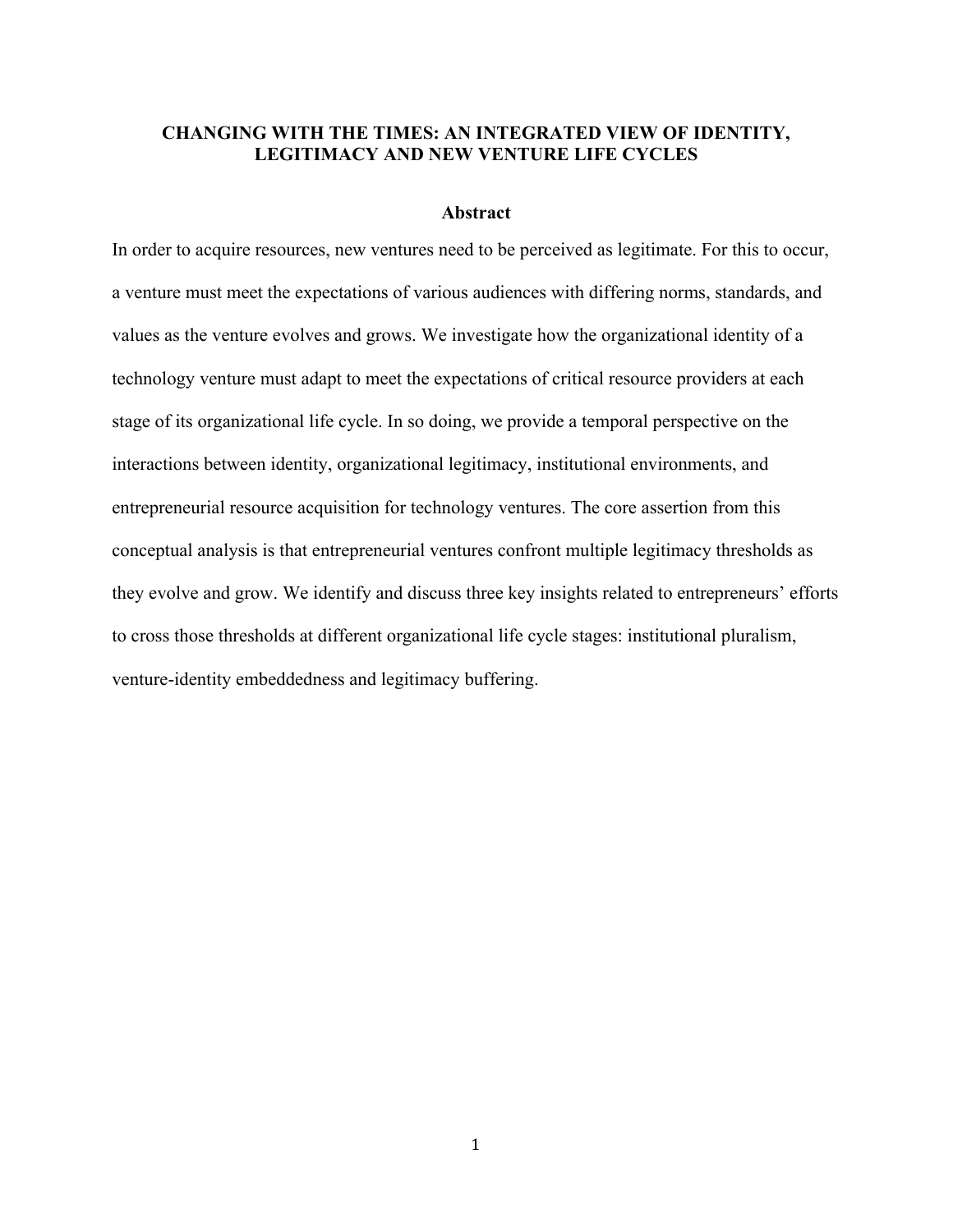# CHANGING WITH THE TIMES: AN INTEGRATED VIEW OF IDENTITY, LEGITIMACY AND NEW VENTURE LIFE CYCLES

## Abstract

In order to acquire resources, new ventures need to be perceived as legitimate. For this to occur, a venture must meet the expectations of various audiences with differing norms, standards, and values as the venture evolves and grows. We investigate how the organizational identity of a technology venture must adapt to meet the expectations of critical resource providers at each stage of its organizational life cycle. In so doing, we provide a temporal perspective on the interactions between identity, organizational legitimacy, institutional environments, and entrepreneurial resource acquisition for technology ventures. The core assertion from this conceptual analysis is that entrepreneurial ventures confront multiple legitimacy thresholds as they evolve and grow. We identify and discuss three key insights related to entrepreneurs' efforts to cross those thresholds at different organizational life cycle stages: institutional pluralism, venture-identity embeddedness and legitimacy buffering.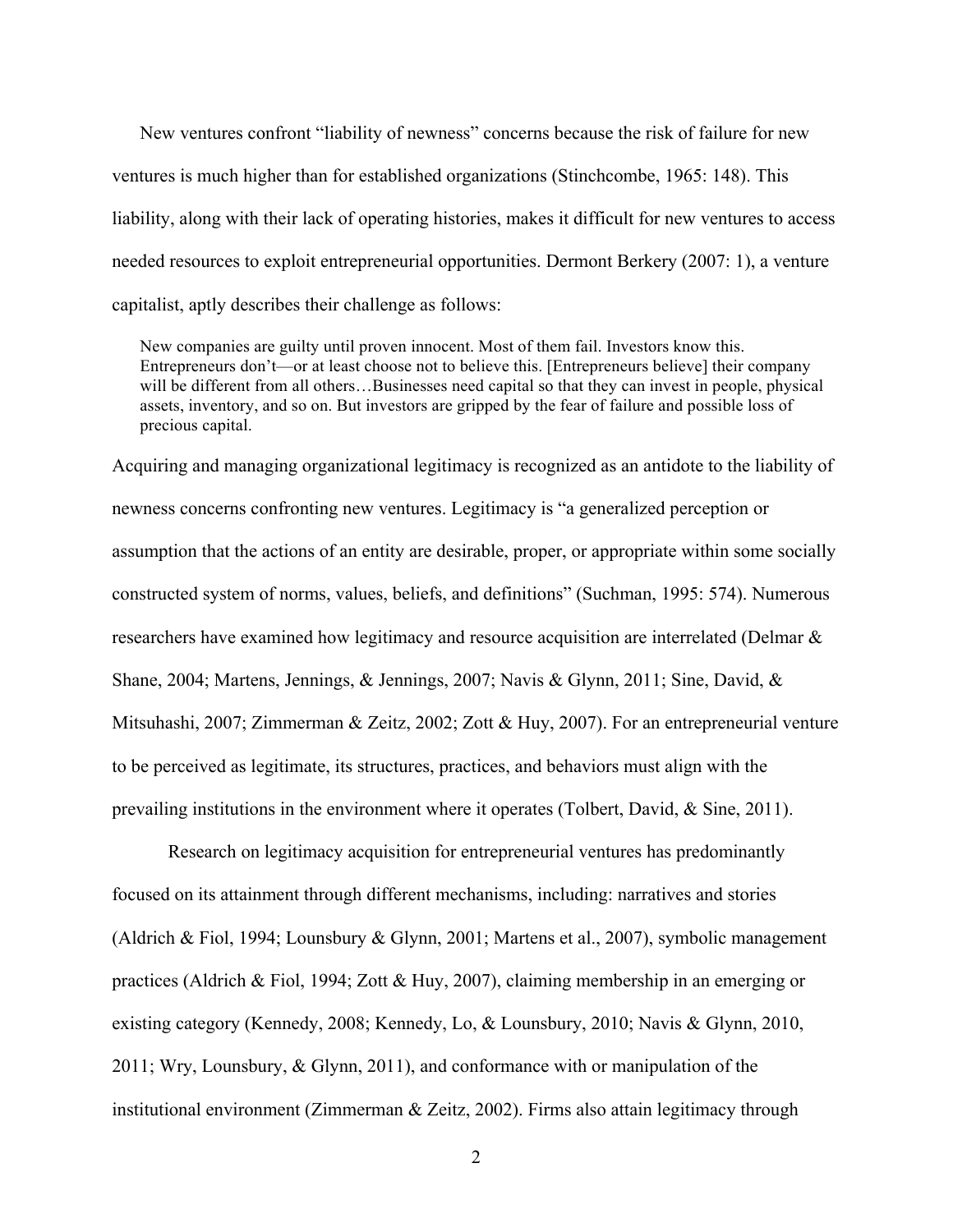New ventures confront "liability of newness" concerns because the risk of failure for new ventures is much higher than for established organizations (Stinchcombe, 1965: 148). This liability, along with their lack of operating histories, makes it difficult for new ventures to access needed resources to exploit entrepreneurial opportunities. Dermont Berkery (2007: 1), a venture capitalist, aptly describes their challenge as follows:

> New companies are guilty until proven innocent. Most of them fail. Investors know this. Entrepreneurs don't—or at least choose not to believe this. [Entrepreneurs believe] their company will be different from all others…Businesses need capital so that they can invest in people, physical assets, inventory, and so on. But investors are gripped by the fear of failure and possible loss of precious capital.

Acquiring and managing organizational legitimacy is recognized as an antidote to the liability of newness concerns confronting new ventures. Legitimacy is "a generalized perception or assumption that the actions of an entity are desirable, proper, or appropriate within some socially constructed system of norms, values, beliefs, and definitions" (Suchman, 1995: 574). Numerous researchers have examined how legitimacy and resource acquisition are interrelated (Delmar & Shane, 2004; Martens, Jennings, & Jennings, 2007; Navis & Glynn, 2011; Sine, David, & Mitsuhashi, 2007; Zimmerman & Zeitz, 2002; Zott & Huy, 2007). For an entrepreneurial venture to be perceived as legitimate, its structures, practices, and behaviors must align with the prevailing institutions in the environment where it operates (Tolbert, David, & Sine, 2011).

Research on legitimacy acquisition for entrepreneurial ventures has predominantly focused on its attainment through different mechanisms, including: narratives and stories (Aldrich & Fiol, 1994; Lounsbury & Glynn, 2001; Martens et al., 2007), symbolic management practices (Aldrich & Fiol, 1994; Zott & Huy, 2007), claiming membership in an emerging or existing category (Kennedy, 2008; Kennedy, Lo, & Lounsbury, 2010; Navis & Glynn, 2010, 2011; Wry, Lounsbury, & Glynn, 2011), and conformance with or manipulation of the institutional environment (Zimmerman & Zeitz, 2002). Firms also attain legitimacy through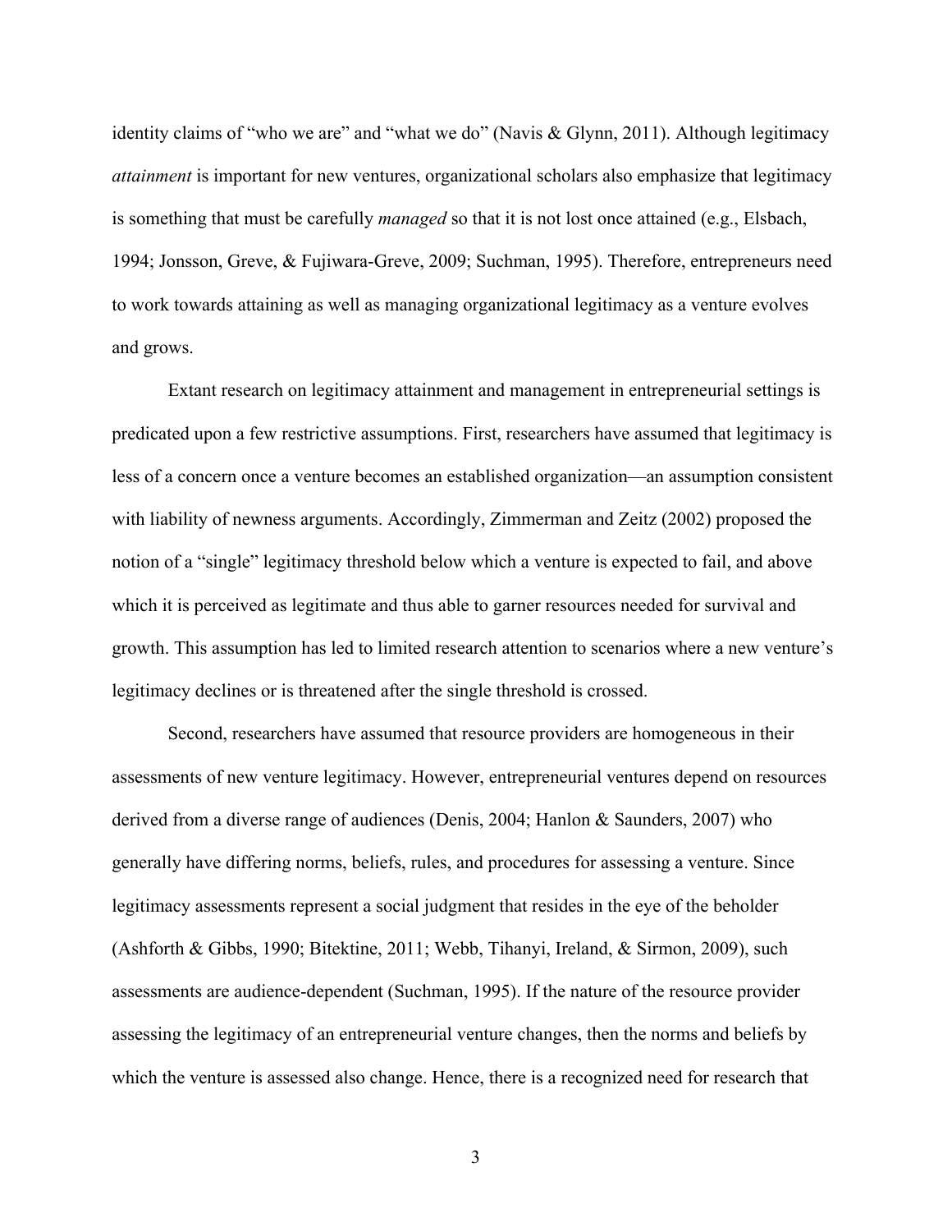identity claims of "who we are" and "what we do" (Navis & Glynn, 2011). Although legitimacy *attainment* is important for new ventures, organizational scholars also emphasize that legitimacy is something that must be carefully *managed* so that it is not lost once attained (e.g., Elsbach, 1994; Jonsson, Greve, & Fujiwara-Greve, 2009; Suchman, 1995). Therefore, entrepreneurs need to work towards attaining as well as managing organizational legitimacy as a venture evolves and grows.

Extant research on legitimacy attainment and management in entrepreneurial settings is predicated upon a few restrictive assumptions. First, researchers have assumed that legitimacy is less of a concern once a venture becomes an established organization—an assumption consistent with liability of newness arguments. Accordingly, Zimmerman and Zeitz (2002) proposed the notion of a "single" legitimacy threshold below which a venture is expected to fail, and above which it is perceived as legitimate and thus able to garner resources needed for survival and growth. This assumption has led to limited research attention to scenarios where a new venture's legitimacy declines or is threatened after the single threshold is crossed.

Second, researchers have assumed that resource providers are homogeneous in their assessments of new venture legitimacy. However, entrepreneurial ventures depend on resources derived from a diverse range of audiences (Denis, 2004; Hanlon & Saunders, 2007) who generally have differing norms, beliefs, rules, and procedures for assessing a venture. Since legitimacy assessments represent a social judgment that resides in the eye of the beholder (Ashforth & Gibbs, 1990; Bitektine, 2011; Webb, Tihanyi, Ireland, & Sirmon, 2009), such assessments are audience-dependent (Suchman, 1995). If the nature of the resource provider assessing the legitimacy of an entrepreneurial venture changes, then the norms and beliefs by which the venture is assessed also change. Hence, there is a recognized need for research that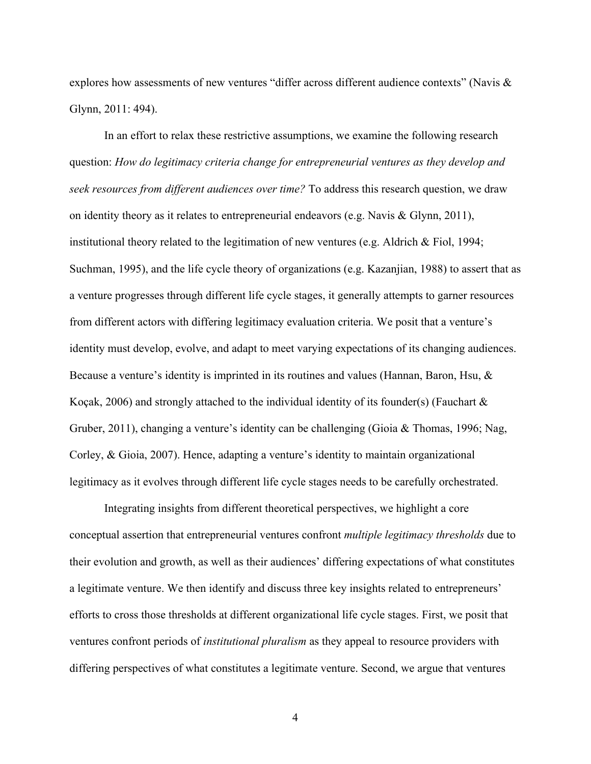explores how assessments of new ventures "differ across different audience contexts" (Navis & Glynn, 2011: 494).

In an effort to relax these restrictive assumptions, we examine the following research question: *How do legitimacy criteria change for entrepreneurial ventures as they develop and seek resources from different audiences over time?* To address this research question, we draw on identity theory as it relates to entrepreneurial endeavors (e.g. Navis & Glynn, 2011), institutional theory related to the legitimation of new ventures (e.g. Aldrich & Fiol, 1994; Suchman, 1995), and the life cycle theory of organizations (e.g. Kazanjian, 1988) to assert that as a venture progresses through different life cycle stages, it generally attempts to garner resources from different actors with differing legitimacy evaluation criteria. We posit that a venture's identity must develop, evolve, and adapt to meet varying expectations of its changing audiences. Because a venture's identity is imprinted in its routines and values (Hannan, Baron, Hsu, & Koçak, 2006) and strongly attached to the individual identity of its founder(s) (Fauchart & Gruber, 2011), changing a venture's identity can be challenging (Gioia & Thomas, 1996; Nag, Corley, & Gioia, 2007). Hence, adapting a venture's identity to maintain organizational legitimacy as it evolves through different life cycle stages needs to be carefully orchestrated.

Integrating insights from different theoretical perspectives, we highlight a core conceptual assertion that entrepreneurial ventures confront *multiple legitimacy thresholds* due to their evolution and growth, as well as their audiences' differing expectations of what constitutes a legitimate venture. We then identify and discuss three key insights related to entrepreneurs' efforts to cross those thresholds at different organizational life cycle stages. First, we posit that ventures confront periods of *institutional pluralism* as they appeal to resource providers with differing perspectives of what constitutes a legitimate venture. Second, we argue that ventures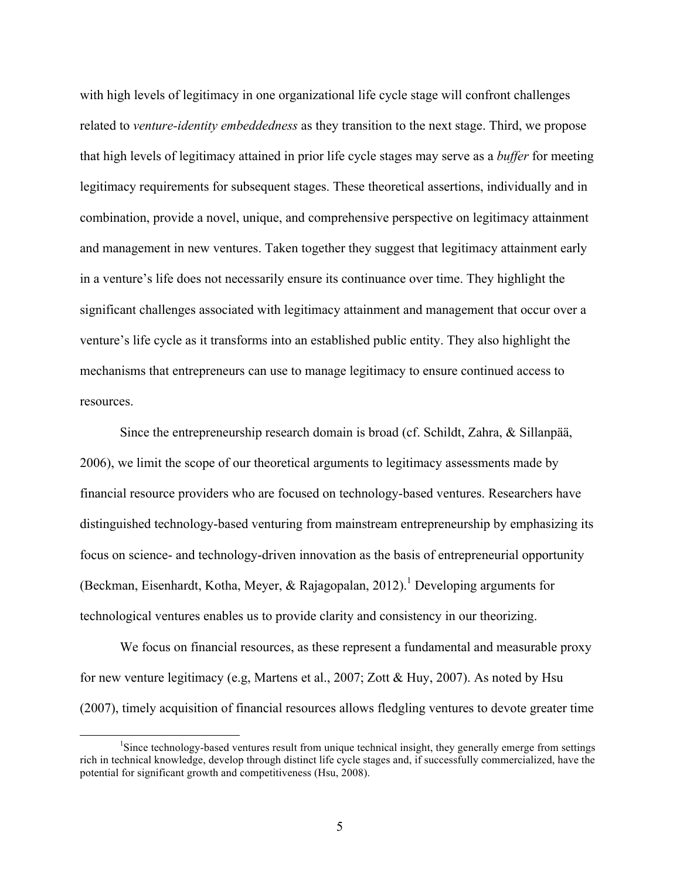with high levels of legitimacy in one organizational life cycle stage will confront challenges related to *venture-identity embeddedness* as they transition to the next stage. Third, we propose that high levels of legitimacy attained in prior life cycle stages may serve as a *buffer* for meeting legitimacy requirements for subsequent stages. These theoretical assertions, individually and in combination, provide a novel, unique, and comprehensive perspective on legitimacy attainment and management in new ventures. Taken together they suggest that legitimacy attainment early in a venture's life does not necessarily ensure its continuance over time. They highlight the significant challenges associated with legitimacy attainment and management that occur over a venture's life cycle as it transforms into an established public entity. They also highlight the mechanisms that entrepreneurs can use to manage legitimacy to ensure continued access to resources.

Since the entrepreneurship research domain is broad (cf. Schildt, Zahra, & Sillanpää, 2006), we limit the scope of our theoretical arguments to legitimacy assessments made by financial resource providers who are focused on technology-based ventures. Researchers have distinguished technology-based venturing from mainstream entrepreneurship by emphasizing its focus on science- and technology-driven innovation as the basis of entrepreneurial opportunity (Beckman, Eisenhardt, Kotha, Meyer, & Rajagopalan, 2012).[1] Developing arguments for technological ventures enables us to provide clarity and consistency in our theorizing.

We focus on financial resources, as these represent a fundamental and measurable proxy for new venture legitimacy (e.g, Martens et al., 2007; Zott & Huy, 2007). As noted by Hsu (2007), timely acquisition of financial resources allows fledgling ventures to devote greater time

[1] Since technology-based ventures result from unique technical insight, they generally emerge from settings rich in technical knowledge, develop through distinct life cycle stages and, if successfully commercialized, have the potential for significant growth and competitiveness (Hsu, 2008).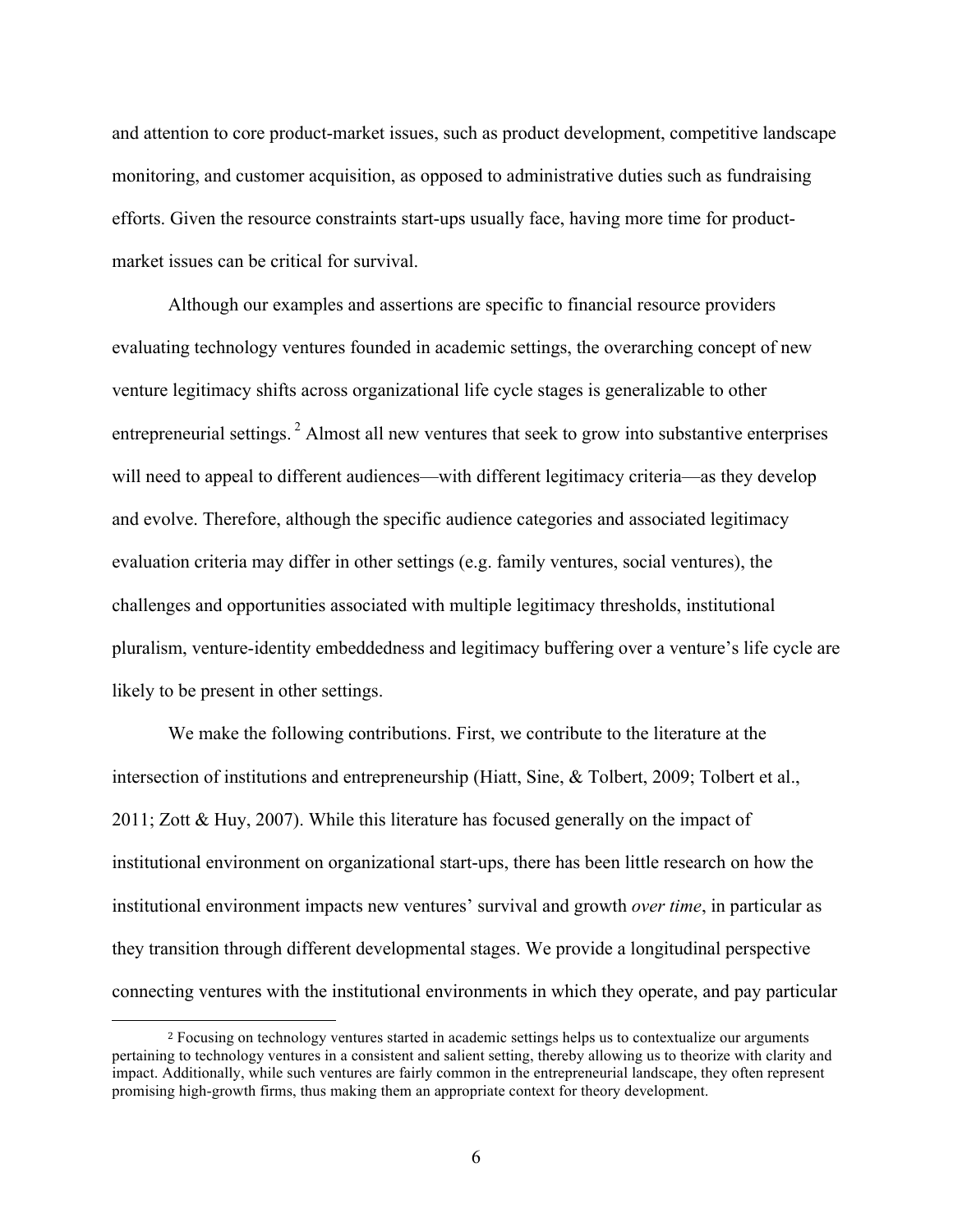and attention to core product-market issues, such as product development, competitive landscape monitoring, and customer acquisition, as opposed to administrative duties such as fundraising efforts. Given the resource constraints start-ups usually face, having more time for product-market issues can be critical for survival.

Although our examples and assertions are specific to financial resource providers evaluating technology ventures founded in academic settings, the overarching concept of new venture legitimacy shifts across organizational life cycle stages is generalizable to other entrepreneurial settings.[2] Almost all new ventures that seek to grow into substantive enterprises will need to appeal to different audiences—with different legitimacy criteria—as they develop and evolve. Therefore, although the specific audience categories and associated legitimacy evaluation criteria may differ in other settings (e.g. family ventures, social ventures), the challenges and opportunities associated with multiple legitimacy thresholds, institutional pluralism, venture-identity embeddedness and legitimacy buffering over a venture's life cycle are likely to be present in other settings.

We make the following contributions. First, we contribute to the literature at the intersection of institutions and entrepreneurship (Hiatt, Sine, & Tolbert, 2009; Tolbert et al., 2011; Zott & Huy, 2007). While this literature has focused generally on the impact of institutional environment on organizational start-ups, there has been little research on how the institutional environment impacts new ventures' survival and growth *over time*, in particular as they transition through different developmental stages. We provide a longitudinal perspective connecting ventures with the institutional environments in which they operate, and pay particular

[2] Focusing on technology ventures started in academic settings helps us to contextualize our arguments pertaining to technology ventures in a consistent and salient setting, thereby allowing us to theorize with clarity and impact. Additionally, while such ventures are fairly common in the entrepreneurial landscape, they often represent promising high-growth firms, thus making them an appropriate context for theory development.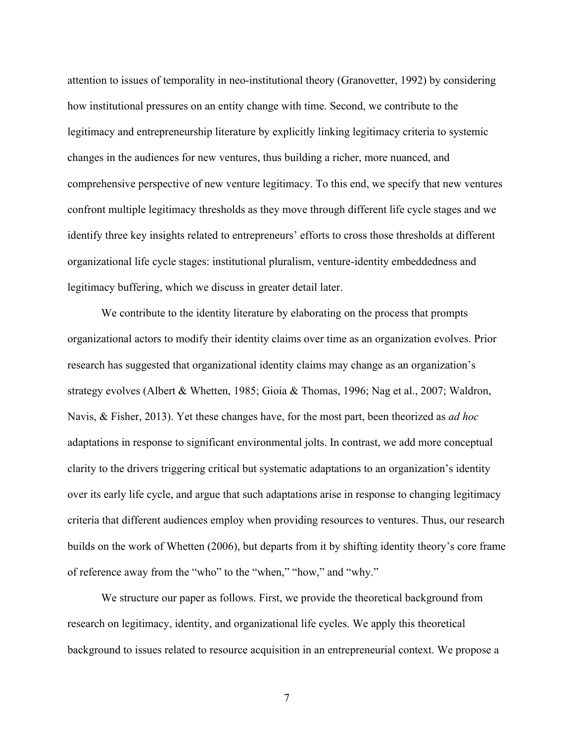attention to issues of temporality in neo-institutional theory (Granovetter, 1992) by considering how institutional pressures on an entity change with time. Second, we contribute to the legitimacy and entrepreneurship literature by explicitly linking legitimacy criteria to systemic changes in the audiences for new ventures, thus building a richer, more nuanced, and comprehensive perspective of new venture legitimacy. To this end, we specify that new ventures confront multiple legitimacy thresholds as they move through different life cycle stages and we identify three key insights related to entrepreneurs' efforts to cross those thresholds at different organizational life cycle stages: institutional pluralism, venture-identity embeddedness and legitimacy buffering, which we discuss in greater detail later.

We contribute to the identity literature by elaborating on the process that prompts organizational actors to modify their identity claims over time as an organization evolves. Prior research has suggested that organizational identity claims may change as an organization's strategy evolves (Albert & Whetten, 1985; Gioia & Thomas, 1996; Nag et al., 2007; Waldron, Navis, & Fisher, 2013). Yet these changes have, for the most part, been theorized as *ad hoc* adaptations in response to significant environmental jolts. In contrast, we add more conceptual clarity to the drivers triggering critical but systematic adaptations to an organization's identity over its early life cycle, and argue that such adaptations arise in response to changing legitimacy criteria that different audiences employ when providing resources to ventures. Thus, our research builds on the work of Whetten (2006), but departs from it by shifting identity theory's core frame of reference away from the "who" to the "when," "how," and "why."

We structure our paper as follows. First, we provide the theoretical background from research on legitimacy, identity, and organizational life cycles. We apply this theoretical background to issues related to resource acquisition in an entrepreneurial context. We propose a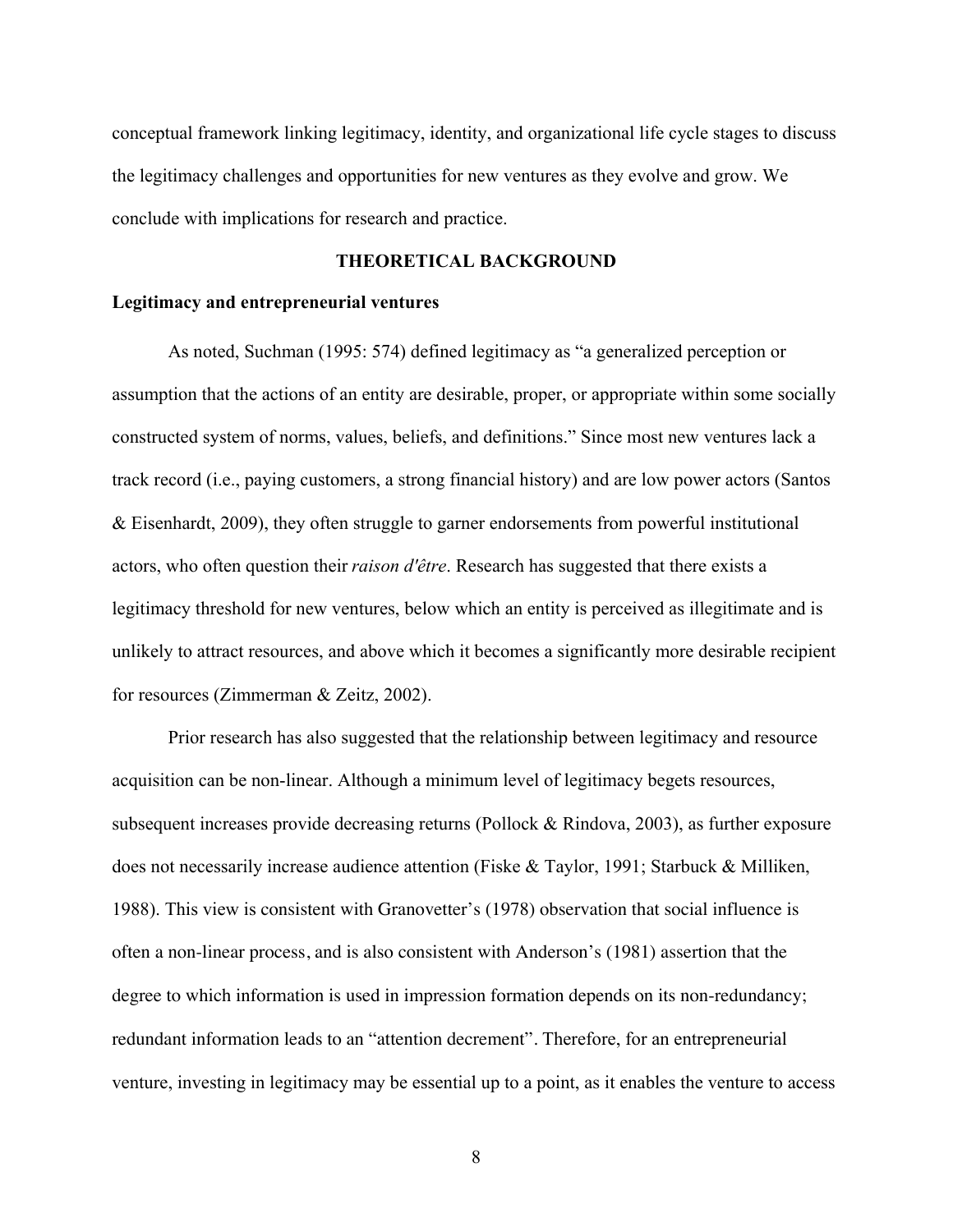conceptual framework linking legitimacy, identity, and organizational life cycle stages to discuss the legitimacy challenges and opportunities for new ventures as they evolve and grow. We conclude with implications for research and practice.

## THEORETICAL BACKGROUND

### Legitimacy and entrepreneurial ventures

As noted, Suchman (1995: 574) defined legitimacy as "a generalized perception or assumption that the actions of an entity are desirable, proper, or appropriate within some socially constructed system of norms, values, beliefs, and definitions." Since most new ventures lack a track record (i.e., paying customers, a strong financial history) and are low power actors (Santos & Eisenhardt, 2009), they often struggle to garner endorsements from powerful institutional actors, who often question their *raison d'être*. Research has suggested that there exists a legitimacy threshold for new ventures, below which an entity is perceived as illegitimate and is unlikely to attract resources, and above which it becomes a significantly more desirable recipient for resources (Zimmerman & Zeitz, 2002).

Prior research has also suggested that the relationship between legitimacy and resource acquisition can be non-linear. Although a minimum level of legitimacy begets resources, subsequent increases provide decreasing returns (Pollock & Rindova, 2003), as further exposure does not necessarily increase audience attention (Fiske & Taylor, 1991; Starbuck & Milliken, 1988). This view is consistent with Granovetter's (1978) observation that social influence is often a non-linear process, and is also consistent with Anderson's (1981) assertion that the degree to which information is used in impression formation depends on its non-redundancy; redundant information leads to an "attention decrement". Therefore, for an entrepreneurial venture, investing in legitimacy may be essential up to a point, as it enables the venture to access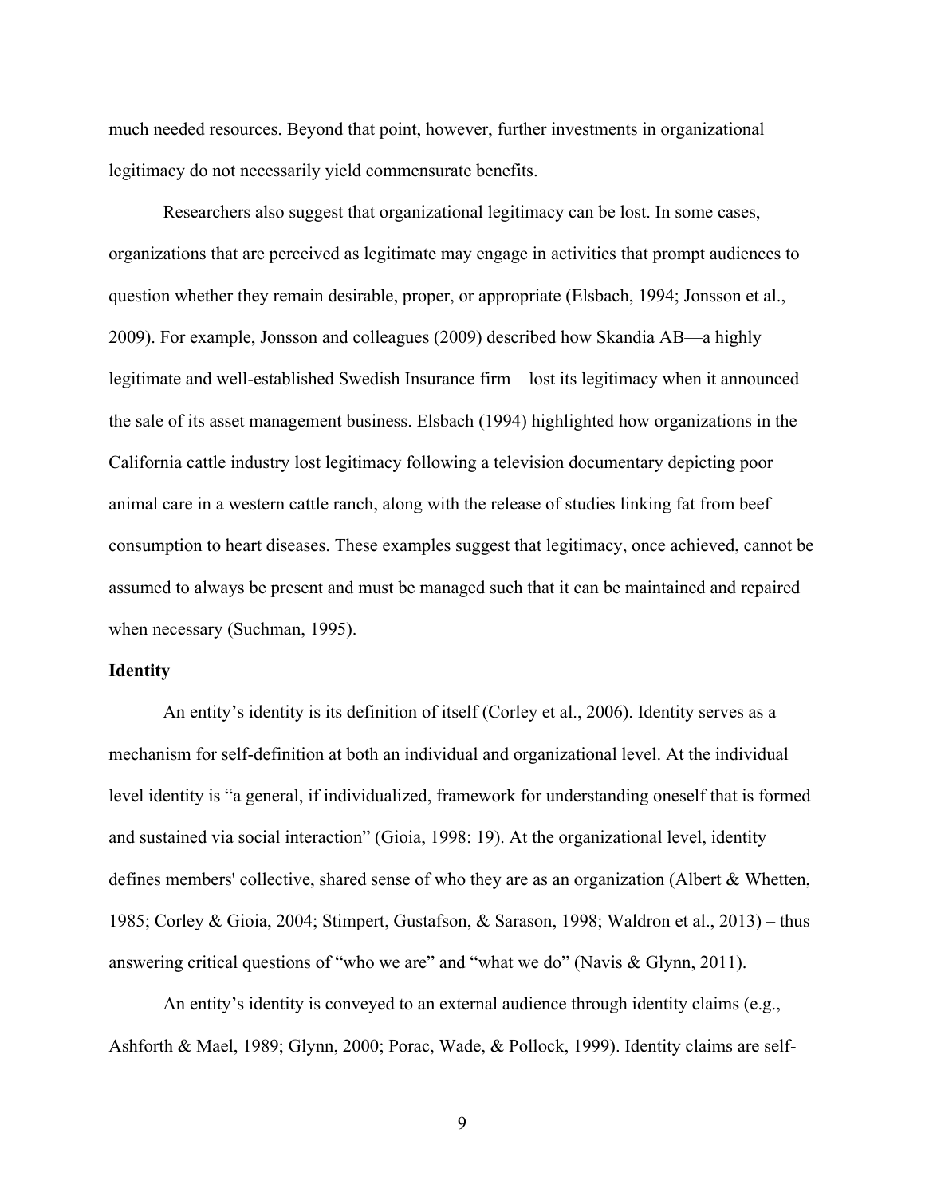much needed resources. Beyond that point, however, further investments in organizational legitimacy do not necessarily yield commensurate benefits.

Researchers also suggest that organizational legitimacy can be lost. In some cases, organizations that are perceived as legitimate may engage in activities that prompt audiences to question whether they remain desirable, proper, or appropriate (Elsbach, 1994; Jonsson et al., 2009). For example, Jonsson and colleagues (2009) described how Skandia AB—a highly legitimate and well-established Swedish Insurance firm—lost its legitimacy when it announced the sale of its asset management business. Elsbach (1994) highlighted how organizations in the California cattle industry lost legitimacy following a television documentary depicting poor animal care in a western cattle ranch, along with the release of studies linking fat from beef consumption to heart diseases. These examples suggest that legitimacy, once achieved, cannot be assumed to always be present and must be managed such that it can be maintained and repaired when necessary (Suchman, 1995).

**Identity**

An entity's identity is its definition of itself (Corley et al., 2006). Identity serves as a mechanism for self-definition at both an individual and organizational level. At the individual level identity is "a general, if individualized, framework for understanding oneself that is formed and sustained via social interaction" (Gioia, 1998: 19). At the organizational level, identity defines members' collective, shared sense of who they are as an organization (Albert & Whetten, 1985; Corley & Gioia, 2004; Stimpert, Gustafson, & Sarason, 1998; Waldron et al., 2013) – thus answering critical questions of "who we are" and "what we do" (Navis & Glynn, 2011).

An entity's identity is conveyed to an external audience through identity claims (e.g., Ashforth & Mael, 1989; Glynn, 2000; Porac, Wade, & Pollock, 1999). Identity claims are self-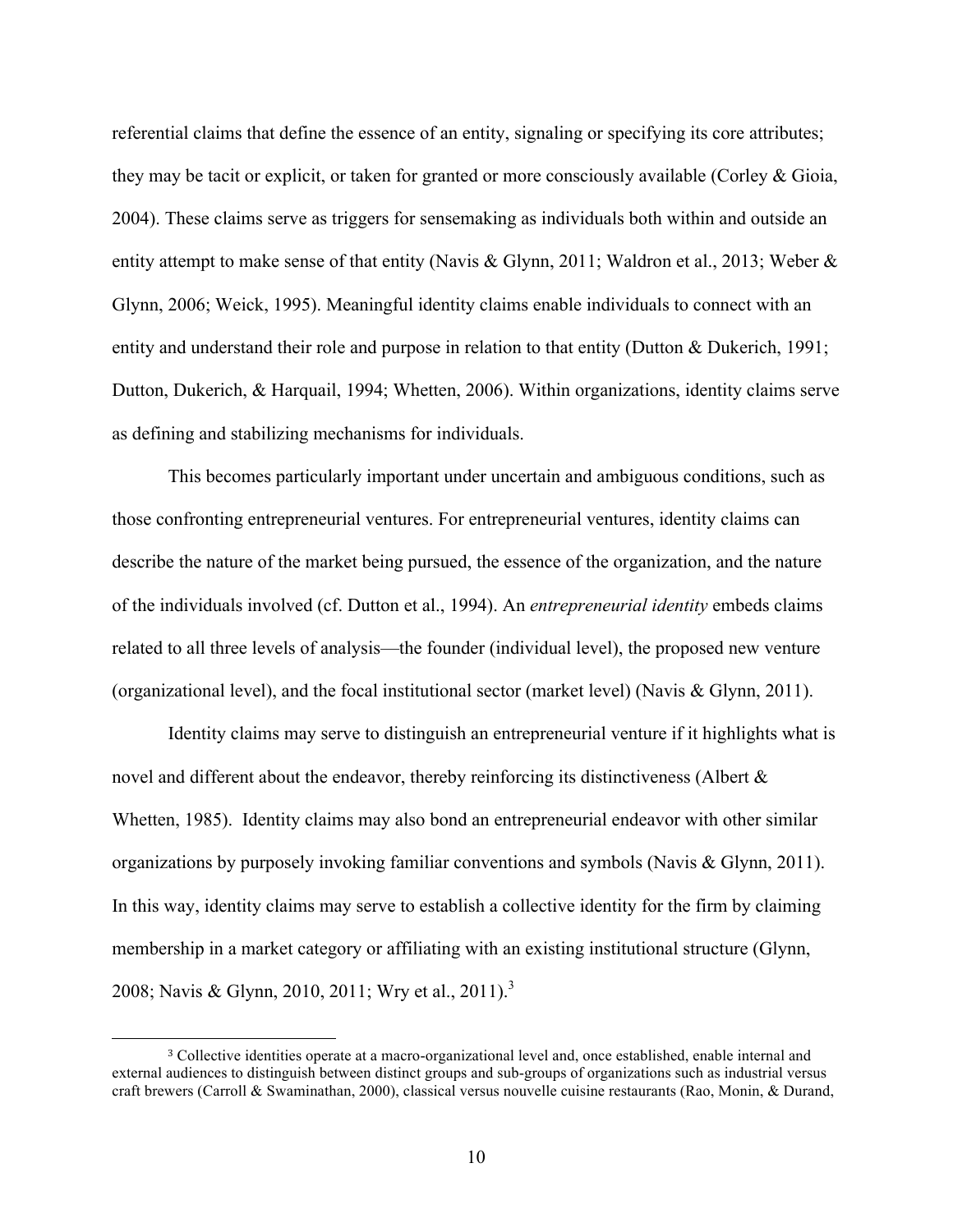referential claims that define the essence of an entity, signaling or specifying its core attributes; they may be tacit or explicit, or taken for granted or more consciously available (Corley & Gioia, 2004). These claims serve as triggers for sensemaking as individuals both within and outside an entity attempt to make sense of that entity (Navis & Glynn, 2011; Waldron et al., 2013; Weber & Glynn, 2006; Weick, 1995). Meaningful identity claims enable individuals to connect with an entity and understand their role and purpose in relation to that entity (Dutton & Dukerich, 1991; Dutton, Dukerich, & Harquail, 1994; Whetten, 2006). Within organizations, identity claims serve as defining and stabilizing mechanisms for individuals.

This becomes particularly important under uncertain and ambiguous conditions, such as those confronting entrepreneurial ventures. For entrepreneurial ventures, identity claims can describe the nature of the market being pursued, the essence of the organization, and the nature of the individuals involved (cf. Dutton et al., 1994). An *entrepreneurial identity* embeds claims related to all three levels of analysis—the founder (individual level), the proposed new venture (organizational level), and the focal institutional sector (market level) (Navis & Glynn, 2011).

Identity claims may serve to distinguish an entrepreneurial venture if it highlights what is novel and different about the endeavor, thereby reinforcing its distinctiveness (Albert & Whetten, 1985). Identity claims may also bond an entrepreneurial endeavor with other similar organizations by purposely invoking familiar conventions and symbols (Navis & Glynn, 2011). In this way, identity claims may serve to establish a collective identity for the firm by claiming membership in a market category or affiliating with an existing institutional structure (Glynn, 2008; Navis & Glynn, 2010, 2011; Wry et al., 2011).[3]

[3] Collective identities operate at a macro-organizational level and, once established, enable internal and external audiences to distinguish between distinct groups and sub-groups of organizations such as industrial versus craft brewers (Carroll & Swaminathan, 2000), classical versus nouvelle cuisine restaurants (Rao, Monin, & Durand,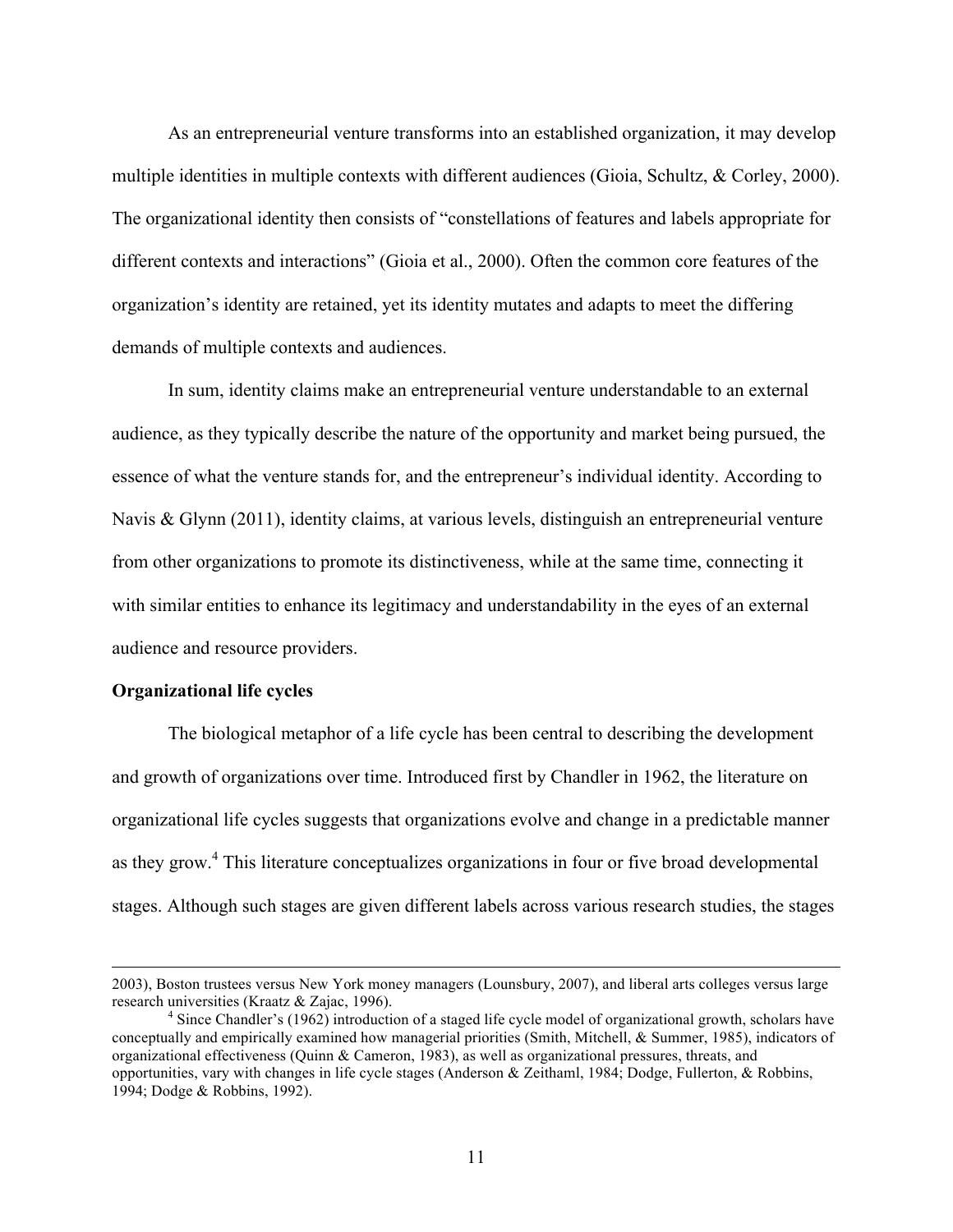As an entrepreneurial venture transforms into an established organization, it may develop multiple identities in multiple contexts with different audiences (Gioia, Schultz, & Corley, 2000). The organizational identity then consists of "constellations of features and labels appropriate for different contexts and interactions" (Gioia et al., 2000). Often the common core features of the organization's identity are retained, yet its identity mutates and adapts to meet the differing demands of multiple contexts and audiences.

In sum, identity claims make an entrepreneurial venture understandable to an external audience, as they typically describe the nature of the opportunity and market being pursued, the essence of what the venture stands for, and the entrepreneur's individual identity. According to Navis & Glynn (2011), identity claims, at various levels, distinguish an entrepreneurial venture from other organizations to promote its distinctiveness, while at the same time, connecting it with similar entities to enhance its legitimacy and understandability in the eyes of an external audience and resource providers.

**Organizational life cycles**

The biological metaphor of a life cycle has been central to describing the development and growth of organizations over time. Introduced first by Chandler in 1962, the literature on organizational life cycles suggests that organizations evolve and change in a predictable manner as they grow.[4] This literature conceptualizes organizations in four or five broad developmental stages. Although such stages are given different labels across various research studies, the stages

---

2003), Boston trustees versus New York money managers (Lounsbury, 2007), and liberal arts colleges versus large research universities (Kraatz & Zajac, 1996).

[4] Since Chandler's (1962) introduction of a staged life cycle model of organizational growth, scholars have conceptually and empirically examined how managerial priorities (Smith, Mitchell, & Summer, 1985), indicators of organizational effectiveness (Quinn & Cameron, 1983), as well as organizational pressures, threats, and opportunities, vary with changes in life cycle stages (Anderson & Zeithaml, 1984; Dodge, Fullerton, & Robbins, 1994; Dodge & Robbins, 1992).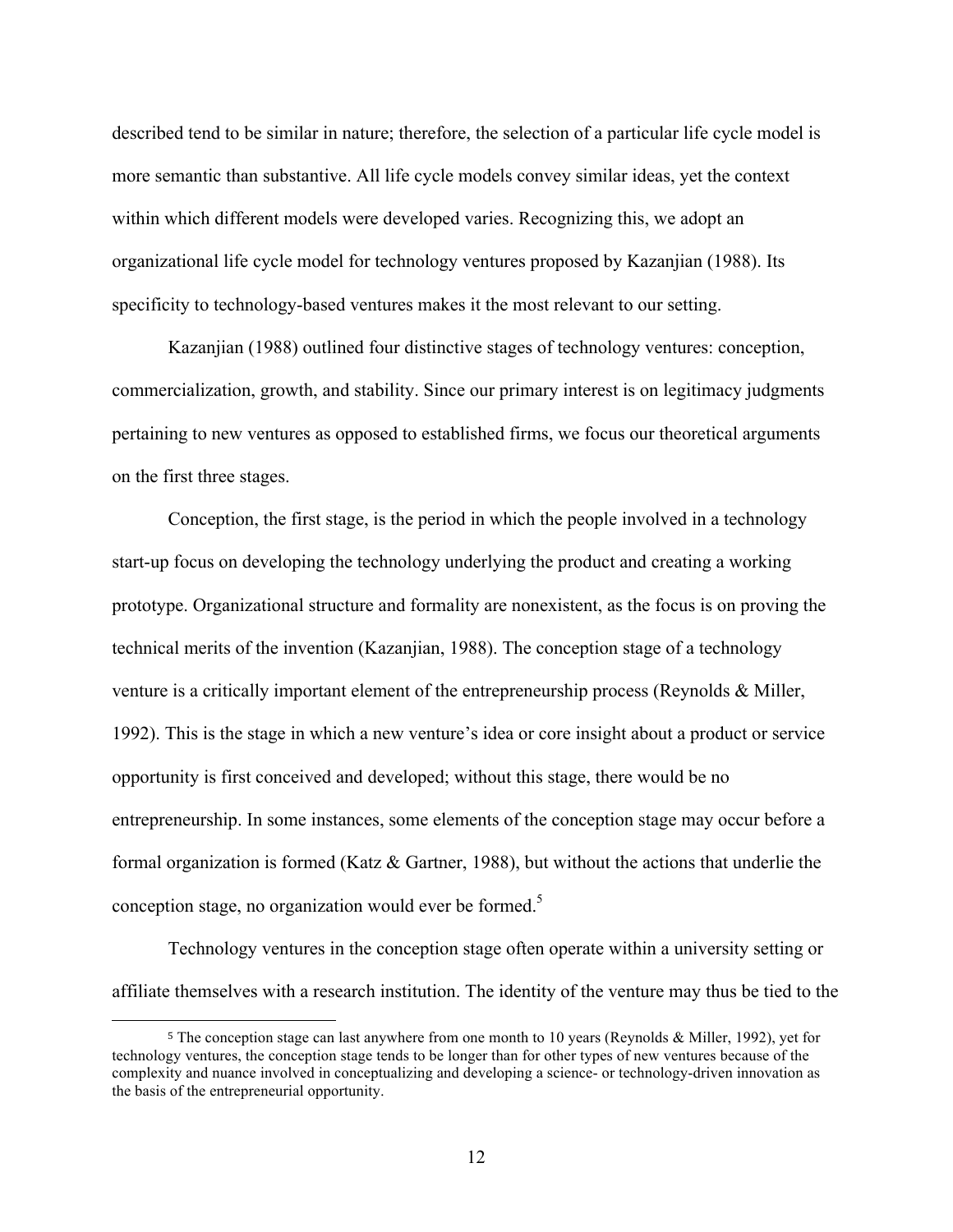described tend to be similar in nature; therefore, the selection of a particular life cycle model is more semantic than substantive. All life cycle models convey similar ideas, yet the context within which different models were developed varies. Recognizing this, we adopt an organizational life cycle model for technology ventures proposed by Kazanjian (1988). Its specificity to technology-based ventures makes it the most relevant to our setting.

Kazanjian (1988) outlined four distinctive stages of technology ventures: conception, commercialization, growth, and stability. Since our primary interest is on legitimacy judgments pertaining to new ventures as opposed to established firms, we focus our theoretical arguments on the first three stages.

Conception, the first stage, is the period in which the people involved in a technology start-up focus on developing the technology underlying the product and creating a working prototype. Organizational structure and formality are nonexistent, as the focus is on proving the technical merits of the invention (Kazanjian, 1988). The conception stage of a technology venture is a critically important element of the entrepreneurship process (Reynolds & Miller, 1992). This is the stage in which a new venture's idea or core insight about a product or service opportunity is first conceived and developed; without this stage, there would be no entrepreneurship. In some instances, some elements of the conception stage may occur before a formal organization is formed (Katz & Gartner, 1988), but without the actions that underlie the conception stage, no organization would ever be formed.[5]

Technology ventures in the conception stage often operate within a university setting or affiliate themselves with a research institution. The identity of the venture may thus be tied to the

[5] The conception stage can last anywhere from one month to 10 years (Reynolds & Miller, 1992), yet for technology ventures, the conception stage tends to be longer than for other types of new ventures because of the complexity and nuance involved in conceptualizing and developing a science- or technology-driven innovation as the basis of the entrepreneurial opportunity.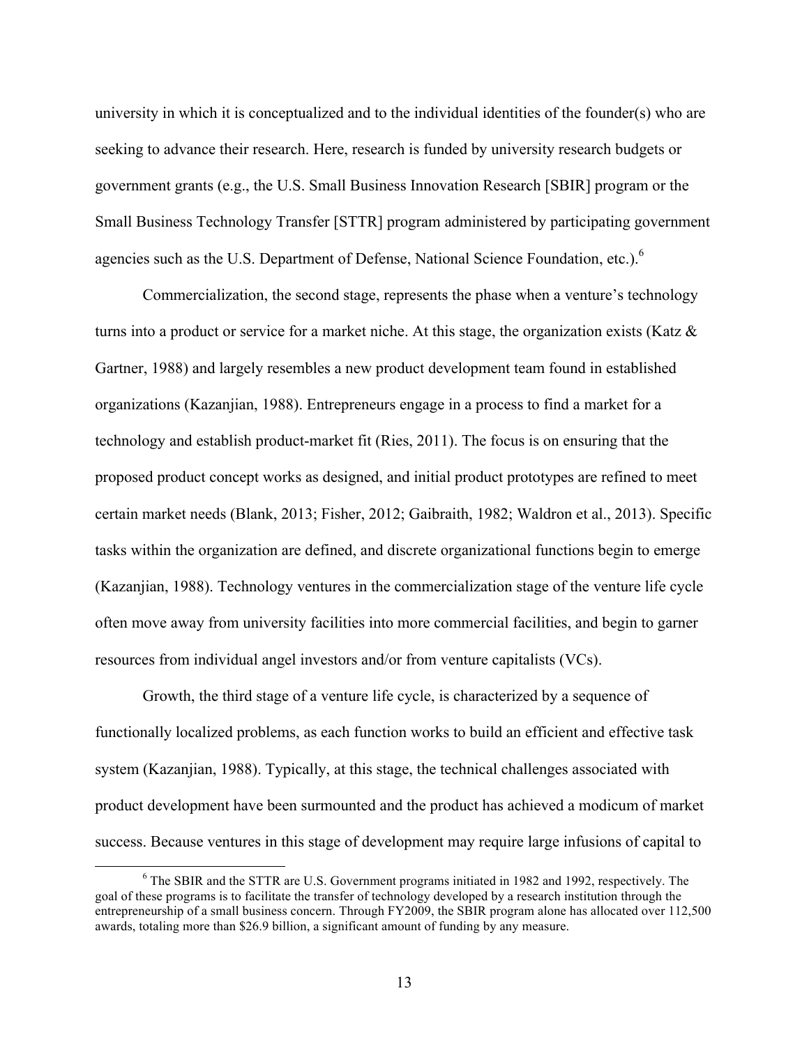university in which it is conceptualized and to the individual identities of the founder(s) who are seeking to advance their research. Here, research is funded by university research budgets or government grants (e.g., the U.S. Small Business Innovation Research [SBIR] program or the Small Business Technology Transfer [STTR] program administered by participating government agencies such as the U.S. Department of Defense, National Science Foundation, etc.).[6]

Commercialization, the second stage, represents the phase when a venture's technology turns into a product or service for a market niche. At this stage, the organization exists (Katz & Gartner, 1988) and largely resembles a new product development team found in established organizations (Kazanjian, 1988). Entrepreneurs engage in a process to find a market for a technology and establish product-market fit (Ries, 2011). The focus is on ensuring that the proposed product concept works as designed, and initial product prototypes are refined to meet certain market needs (Blank, 2013; Fisher, 2012; Gaibraith, 1982; Waldron et al., 2013). Specific tasks within the organization are defined, and discrete organizational functions begin to emerge (Kazanjian, 1988). Technology ventures in the commercialization stage of the venture life cycle often move away from university facilities into more commercial facilities, and begin to garner resources from individual angel investors and/or from venture capitalists (VCs).

Growth, the third stage of a venture life cycle, is characterized by a sequence of functionally localized problems, as each function works to build an efficient and effective task system (Kazanjian, 1988). Typically, at this stage, the technical challenges associated with product development have been surmounted and the product has achieved a modicum of market success. Because ventures in this stage of development may require large infusions of capital to

[6] The SBIR and the STTR are U.S. Government programs initiated in 1982 and 1992, respectively. The goal of these programs is to facilitate the transfer of technology developed by a research institution through the entrepreneurship of a small business concern. Through FY2009, the SBIR program alone has allocated over 112,500 awards, totaling more than $26.9 billion, a significant amount of funding by any measure.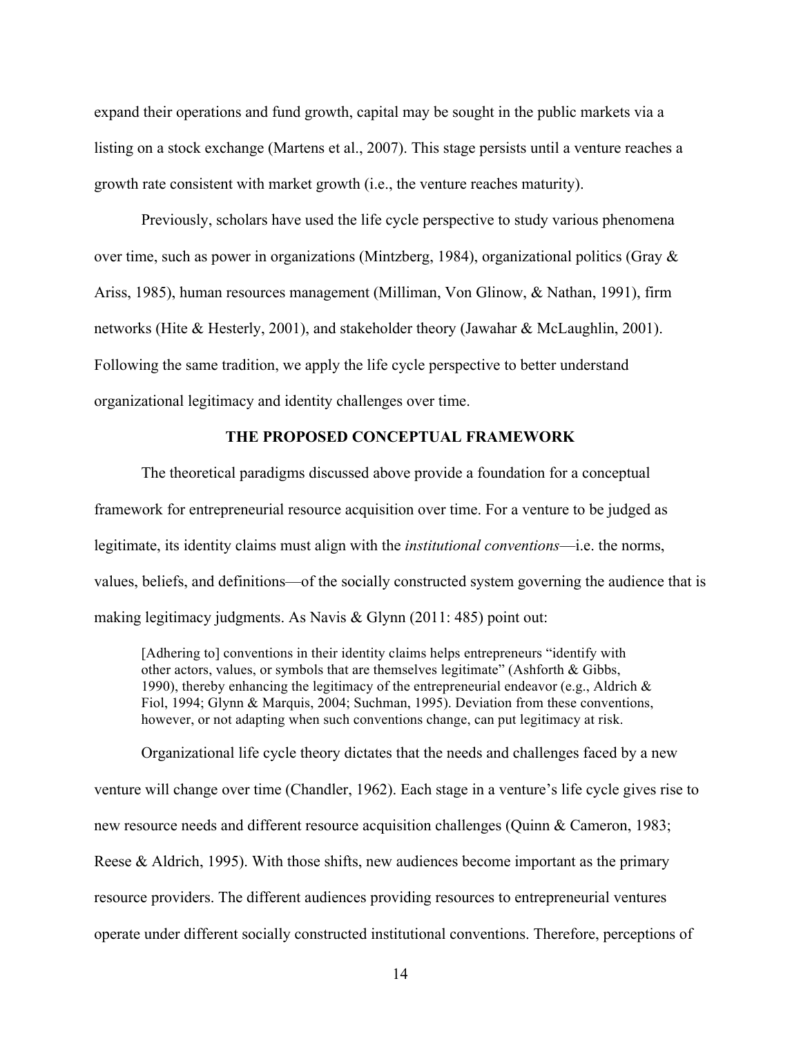expand their operations and fund growth, capital may be sought in the public markets via a listing on a stock exchange (Martens et al., 2007). This stage persists until a venture reaches a growth rate consistent with market growth (i.e., the venture reaches maturity).

Previously, scholars have used the life cycle perspective to study various phenomena over time, such as power in organizations (Mintzberg, 1984), organizational politics (Gray & Ariss, 1985), human resources management (Milliman, Von Glinow, & Nathan, 1991), firm networks (Hite & Hesterly, 2001), and stakeholder theory (Jawahar & McLaughlin, 2001). Following the same tradition, we apply the life cycle perspective to better understand organizational legitimacy and identity challenges over time.

## THE PROPOSED CONCEPTUAL FRAMEWORK

The theoretical paradigms discussed above provide a foundation for a conceptual framework for entrepreneurial resource acquisition over time. For a venture to be judged as legitimate, its identity claims must align with the *institutional conventions*—i.e. the norms, values, beliefs, and definitions—of the socially constructed system governing the audience that is making legitimacy judgments. As Navis & Glynn (2011: 485) point out:

> [Adhering to] conventions in their identity claims helps entrepreneurs "identify with other actors, values, or symbols that are themselves legitimate" (Ashforth & Gibbs, 1990), thereby enhancing the legitimacy of the entrepreneurial endeavor (e.g., Aldrich & Fiol, 1994; Glynn & Marquis, 2004; Suchman, 1995). Deviation from these conventions, however, or not adapting when such conventions change, can put legitimacy at risk.

Organizational life cycle theory dictates that the needs and challenges faced by a new venture will change over time (Chandler, 1962). Each stage in a venture's life cycle gives rise to new resource needs and different resource acquisition challenges (Quinn & Cameron, 1983; Reese & Aldrich, 1995). With those shifts, new audiences become important as the primary resource providers. The different audiences providing resources to entrepreneurial ventures operate under different socially constructed institutional conventions. Therefore, perceptions of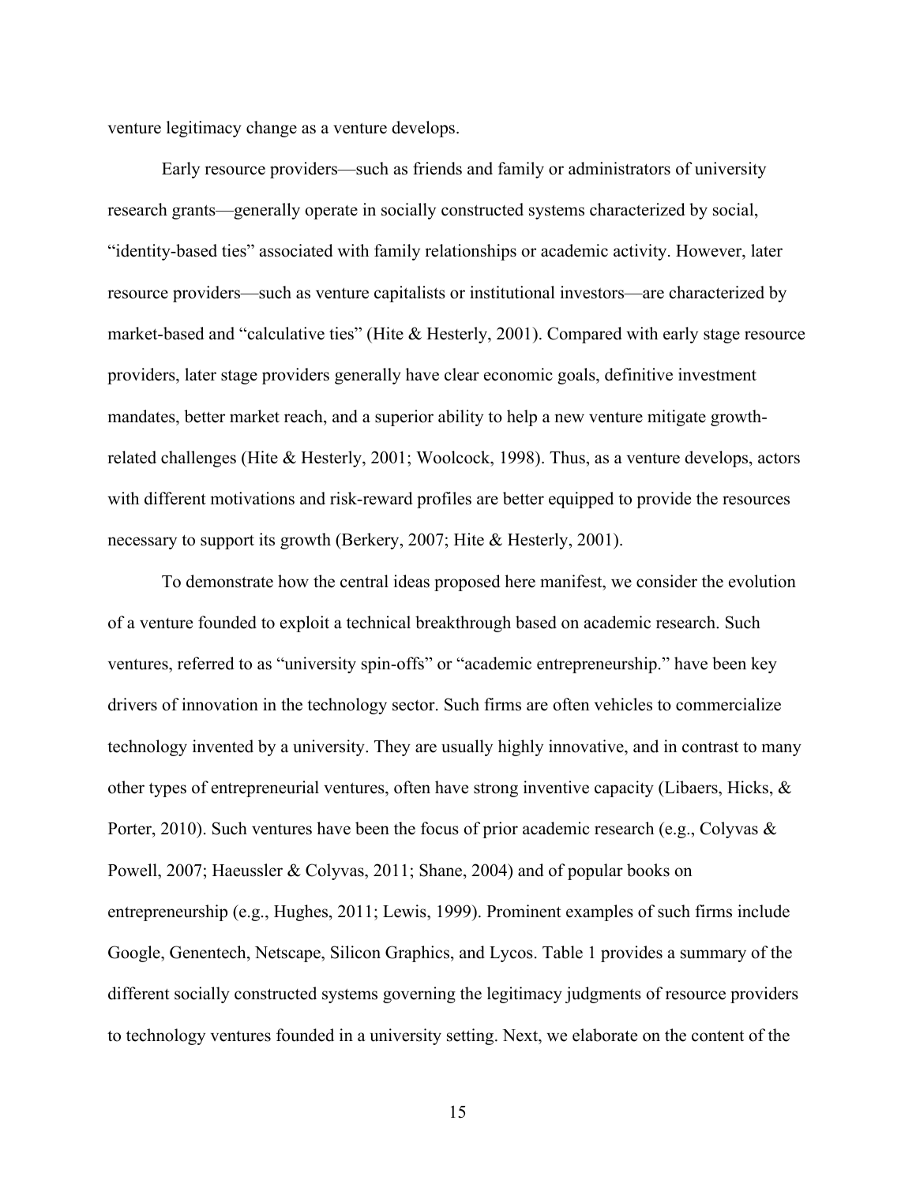venture legitimacy change as a venture develops.

Early resource providers—such as friends and family or administrators of university research grants—generally operate in socially constructed systems characterized by social, "identity-based ties" associated with family relationships or academic activity. However, later resource providers—such as venture capitalists or institutional investors—are characterized by market-based and "calculative ties" (Hite & Hesterly, 2001). Compared with early stage resource providers, later stage providers generally have clear economic goals, definitive investment mandates, better market reach, and a superior ability to help a new venture mitigate growth-related challenges (Hite & Hesterly, 2001; Woolcock, 1998). Thus, as a venture develops, actors with different motivations and risk-reward profiles are better equipped to provide the resources necessary to support its growth (Berkery, 2007; Hite & Hesterly, 2001).

To demonstrate how the central ideas proposed here manifest, we consider the evolution of a venture founded to exploit a technical breakthrough based on academic research. Such ventures, referred to as "university spin-offs" or "academic entrepreneurship." have been key drivers of innovation in the technology sector. Such firms are often vehicles to commercialize technology invented by a university. They are usually highly innovative, and in contrast to many other types of entrepreneurial ventures, often have strong inventive capacity (Libaers, Hicks, & Porter, 2010). Such ventures have been the focus of prior academic research (e.g., Colyvas & Powell, 2007; Haeussler & Colyvas, 2011; Shane, 2004) and of popular books on entrepreneurship (e.g., Hughes, 2011; Lewis, 1999). Prominent examples of such firms include Google, Genentech, Netscape, Silicon Graphics, and Lycos. Table 1 provides a summary of the different socially constructed systems governing the legitimacy judgments of resource providers to technology ventures founded in a university setting. Next, we elaborate on the content of the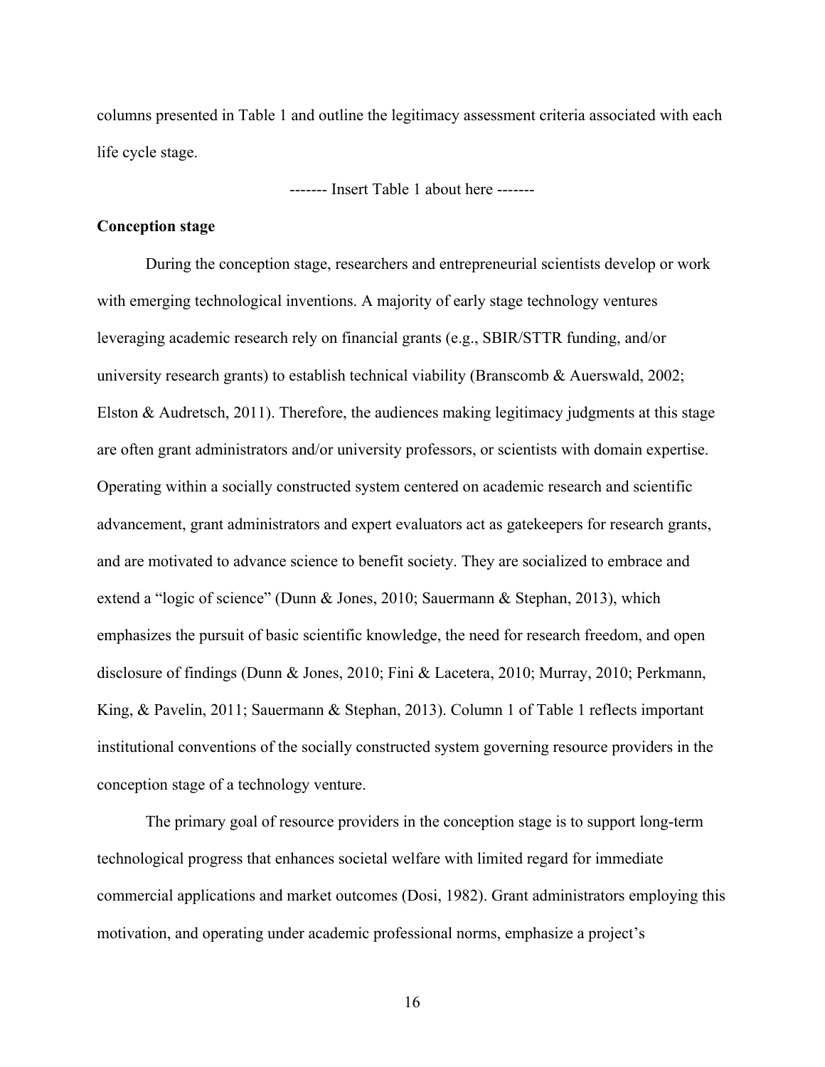columns presented in Table 1 and outline the legitimacy assessment criteria associated with each life cycle stage.

------- Insert Table 1 about here -------

**Conception stage**

During the conception stage, researchers and entrepreneurial scientists develop or work with emerging technological inventions. A majority of early stage technology ventures leveraging academic research rely on financial grants (e.g., SBIR/STTR funding, and/or university research grants) to establish technical viability (Branscomb & Auerswald, 2002; Elston & Audretsch, 2011). Therefore, the audiences making legitimacy judgments at this stage are often grant administrators and/or university professors, or scientists with domain expertise. Operating within a socially constructed system centered on academic research and scientific advancement, grant administrators and expert evaluators act as gatekeepers for research grants, and are motivated to advance science to benefit society. They are socialized to embrace and extend a "logic of science" (Dunn & Jones, 2010; Sauermann & Stephan, 2013), which emphasizes the pursuit of basic scientific knowledge, the need for research freedom, and open disclosure of findings (Dunn & Jones, 2010; Fini & Lacetera, 2010; Murray, 2010; Perkmann, King, & Pavelin, 2011; Sauermann & Stephan, 2013). Column 1 of Table 1 reflects important institutional conventions of the socially constructed system governing resource providers in the conception stage of a technology venture.

The primary goal of resource providers in the conception stage is to support long-term technological progress that enhances societal welfare with limited regard for immediate commercial applications and market outcomes (Dosi, 1982). Grant administrators employing this motivation, and operating under academic professional norms, emphasize a project's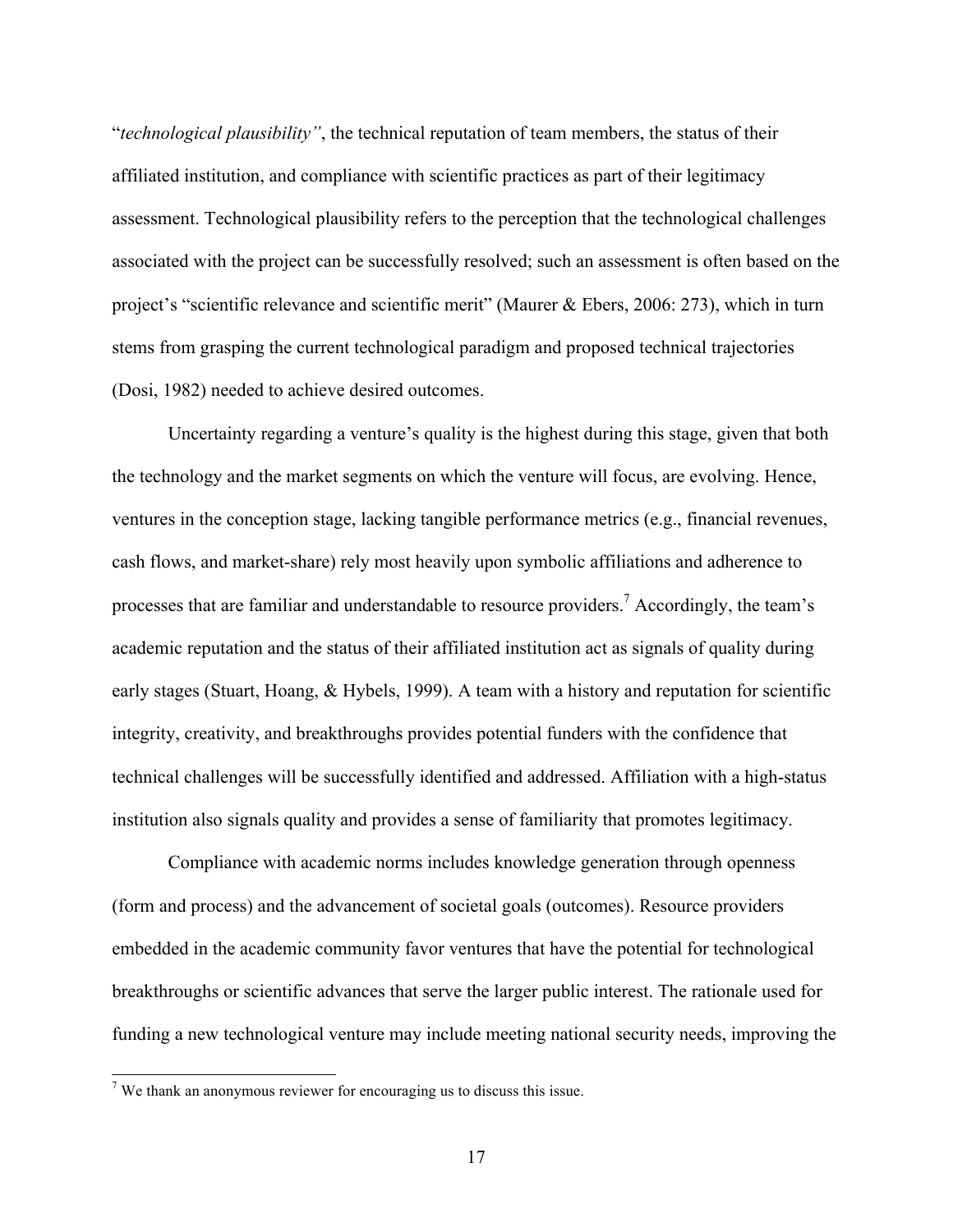"*technological plausibility"*, the technical reputation of team members, the status of their affiliated institution, and compliance with scientific practices as part of their legitimacy assessment. Technological plausibility refers to the perception that the technological challenges associated with the project can be successfully resolved; such an assessment is often based on the project's "scientific relevance and scientific merit" (Maurer & Ebers, 2006: 273), which in turn stems from grasping the current technological paradigm and proposed technical trajectories (Dosi, 1982) needed to achieve desired outcomes.

Uncertainty regarding a venture's quality is the highest during this stage, given that both the technology and the market segments on which the venture will focus, are evolving. Hence, ventures in the conception stage, lacking tangible performance metrics (e.g., financial revenues, cash flows, and market-share) rely most heavily upon symbolic affiliations and adherence to processes that are familiar and understandable to resource providers.[7] Accordingly, the team's academic reputation and the status of their affiliated institution act as signals of quality during early stages (Stuart, Hoang, & Hybels, 1999). A team with a history and reputation for scientific integrity, creativity, and breakthroughs provides potential funders with the confidence that technical challenges will be successfully identified and addressed. Affiliation with a high-status institution also signals quality and provides a sense of familiarity that promotes legitimacy.

Compliance with academic norms includes knowledge generation through openness (form and process) and the advancement of societal goals (outcomes). Resource providers embedded in the academic community favor ventures that have the potential for technological breakthroughs or scientific advances that serve the larger public interest. The rationale used for funding a new technological venture may include meeting national security needs, improving the

[7] We thank an anonymous reviewer for encouraging us to discuss this issue.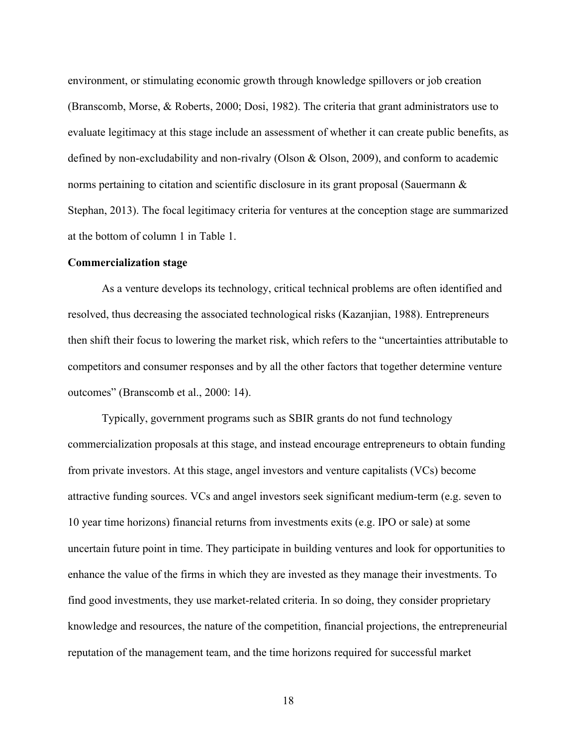environment, or stimulating economic growth through knowledge spillovers or job creation (Branscomb, Morse, & Roberts, 2000; Dosi, 1982). The criteria that grant administrators use to evaluate legitimacy at this stage include an assessment of whether it can create public benefits, as defined by non-excludability and non-rivalry (Olson & Olson, 2009), and conform to academic norms pertaining to citation and scientific disclosure in its grant proposal (Sauermann & Stephan, 2013). The focal legitimacy criteria for ventures at the conception stage are summarized at the bottom of column 1 in Table 1.

**Commercialization stage**

As a venture develops its technology, critical technical problems are often identified and resolved, thus decreasing the associated technological risks (Kazanjian, 1988). Entrepreneurs then shift their focus to lowering the market risk, which refers to the "uncertainties attributable to competitors and consumer responses and by all the other factors that together determine venture outcomes" (Branscomb et al., 2000: 14).

Typically, government programs such as SBIR grants do not fund technology commercialization proposals at this stage, and instead encourage entrepreneurs to obtain funding from private investors. At this stage, angel investors and venture capitalists (VCs) become attractive funding sources. VCs and angel investors seek significant medium-term (e.g. seven to 10 year time horizons) financial returns from investments exits (e.g. IPO or sale) at some uncertain future point in time. They participate in building ventures and look for opportunities to enhance the value of the firms in which they are invested as they manage their investments. To find good investments, they use market-related criteria. In so doing, they consider proprietary knowledge and resources, the nature of the competition, financial projections, the entrepreneurial reputation of the management team, and the time horizons required for successful market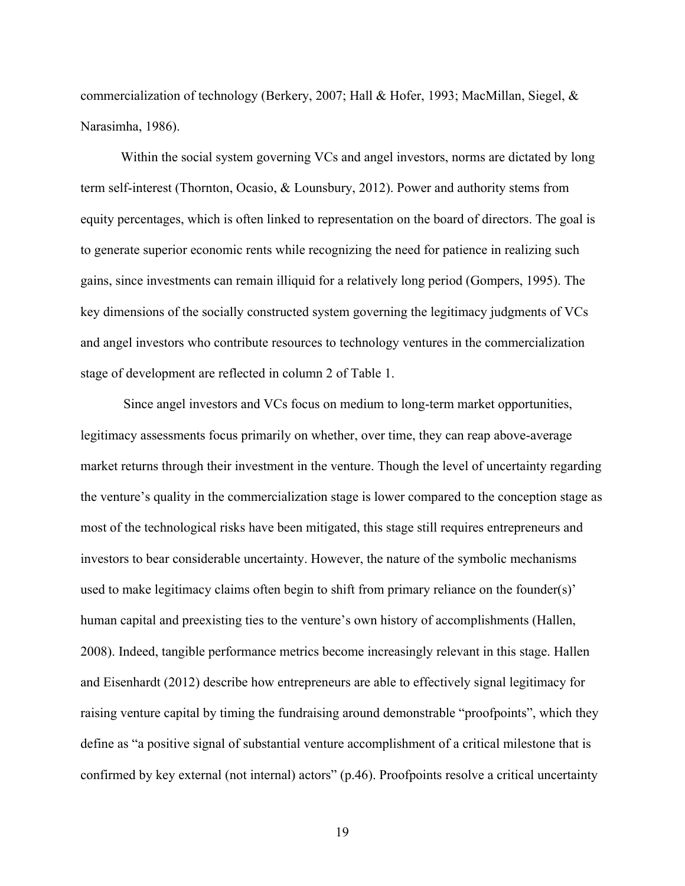commercialization of technology (Berkery, 2007; Hall & Hofer, 1993; MacMillan, Siegel, & Narasimha, 1986).

Within the social system governing VCs and angel investors, norms are dictated by long term self-interest (Thornton, Ocasio, & Lounsbury, 2012). Power and authority stems from equity percentages, which is often linked to representation on the board of directors. The goal is to generate superior economic rents while recognizing the need for patience in realizing such gains, since investments can remain illiquid for a relatively long period (Gompers, 1995). The key dimensions of the socially constructed system governing the legitimacy judgments of VCs and angel investors who contribute resources to technology ventures in the commercialization stage of development are reflected in column 2 of Table 1.

Since angel investors and VCs focus on medium to long-term market opportunities, legitimacy assessments focus primarily on whether, over time, they can reap above-average market returns through their investment in the venture. Though the level of uncertainty regarding the venture's quality in the commercialization stage is lower compared to the conception stage as most of the technological risks have been mitigated, this stage still requires entrepreneurs and investors to bear considerable uncertainty. However, the nature of the symbolic mechanisms used to make legitimacy claims often begin to shift from primary reliance on the founder(s)' human capital and preexisting ties to the venture's own history of accomplishments (Hallen, 2008). Indeed, tangible performance metrics become increasingly relevant in this stage. Hallen and Eisenhardt (2012) describe how entrepreneurs are able to effectively signal legitimacy for raising venture capital by timing the fundraising around demonstrable "proofpoints", which they define as "a positive signal of substantial venture accomplishment of a critical milestone that is confirmed by key external (not internal) actors" (p.46). Proofpoints resolve a critical uncertainty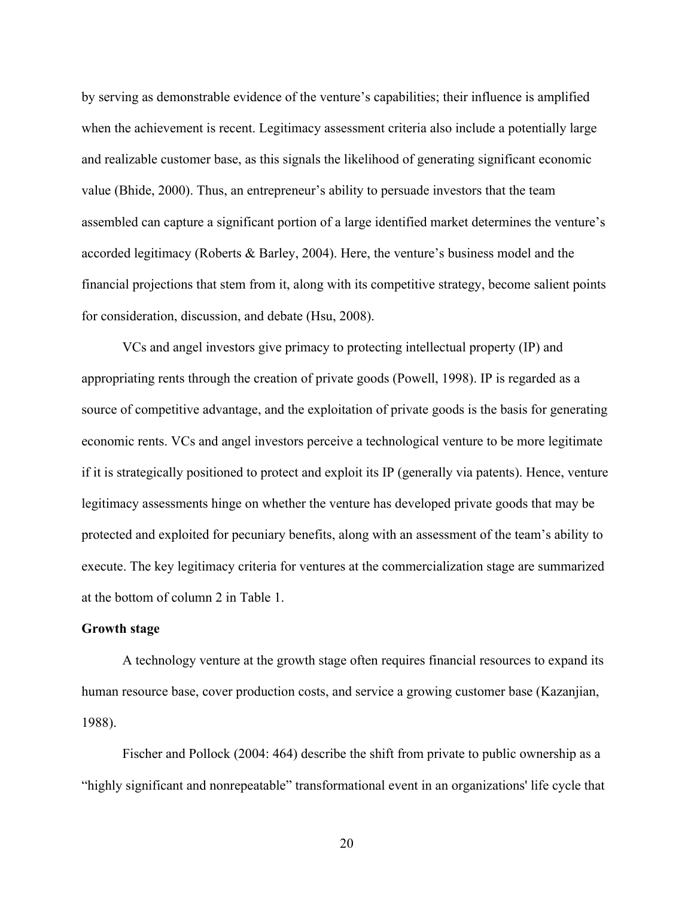by serving as demonstrable evidence of the venture's capabilities; their influence is amplified when the achievement is recent. Legitimacy assessment criteria also include a potentially large and realizable customer base, as this signals the likelihood of generating significant economic value (Bhide, 2000). Thus, an entrepreneur's ability to persuade investors that the team assembled can capture a significant portion of a large identified market determines the venture's accorded legitimacy (Roberts & Barley, 2004). Here, the venture's business model and the financial projections that stem from it, along with its competitive strategy, become salient points for consideration, discussion, and debate (Hsu, 2008).

VCs and angel investors give primacy to protecting intellectual property (IP) and appropriating rents through the creation of private goods (Powell, 1998). IP is regarded as a source of competitive advantage, and the exploitation of private goods is the basis for generating economic rents. VCs and angel investors perceive a technological venture to be more legitimate if it is strategically positioned to protect and exploit its IP (generally via patents). Hence, venture legitimacy assessments hinge on whether the venture has developed private goods that may be protected and exploited for pecuniary benefits, along with an assessment of the team's ability to execute. The key legitimacy criteria for ventures at the commercialization stage are summarized at the bottom of column 2 in Table 1.

**Growth stage**

A technology venture at the growth stage often requires financial resources to expand its human resource base, cover production costs, and service a growing customer base (Kazanjian, 1988).

Fischer and Pollock (2004: 464) describe the shift from private to public ownership as a "highly significant and nonrepeatable" transformational event in an organizations' life cycle that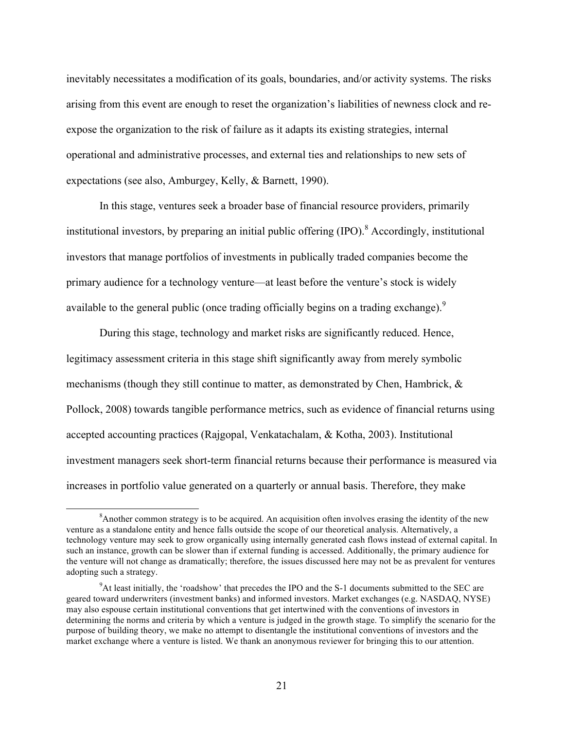inevitably necessitates a modification of its goals, boundaries, and/or activity systems. The risks arising from this event are enough to reset the organization's liabilities of newness clock and re-expose the organization to the risk of failure as it adapts its existing strategies, internal operational and administrative processes, and external ties and relationships to new sets of expectations (see also, Amburgey, Kelly, & Barnett, 1990).

In this stage, ventures seek a broader base of financial resource providers, primarily institutional investors, by preparing an initial public offering (IPO).[8] Accordingly, institutional investors that manage portfolios of investments in publically traded companies become the primary audience for a technology venture—at least before the venture's stock is widely available to the general public (once trading officially begins on a trading exchange).[9]

During this stage, technology and market risks are significantly reduced. Hence, legitimacy assessment criteria in this stage shift significantly away from merely symbolic mechanisms (though they still continue to matter, as demonstrated by Chen, Hambrick, & Pollock, 2008) towards tangible performance metrics, such as evidence of financial returns using accepted accounting practices (Rajgopal, Venkatachalam, & Kotha, 2003). Institutional investment managers seek short-term financial returns because their performance is measured via increases in portfolio value generated on a quarterly or annual basis. Therefore, they make

---

[8] Another common strategy is to be acquired. An acquisition often involves erasing the identity of the new venture as a standalone entity and hence falls outside the scope of our theoretical analysis. Alternatively, a technology venture may seek to grow organically using internally generated cash flows instead of external capital. In such an instance, growth can be slower than if external funding is accessed. Additionally, the primary audience for the venture will not change as dramatically; therefore, the issues discussed here may not be as prevalent for ventures adopting such a strategy.

[9] At least initially, the 'roadshow' that precedes the IPO and the S-1 documents submitted to the SEC are geared toward underwriters (investment banks) and informed investors. Market exchanges (e.g. NASDAQ, NYSE) may also espouse certain institutional conventions that get intertwined with the conventions of investors in determining the norms and criteria by which a venture is judged in the growth stage. To simplify the scenario for the purpose of building theory, we make no attempt to disentangle the institutional conventions of investors and the market exchange where a venture is listed. We thank an anonymous reviewer for bringing this to our attention.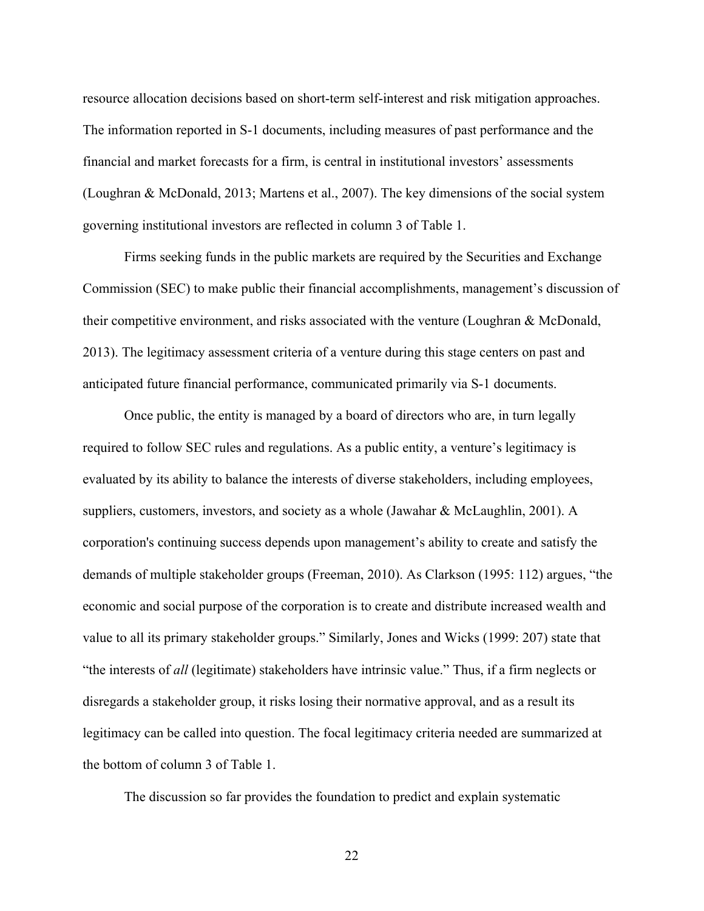resource allocation decisions based on short-term self-interest and risk mitigation approaches. The information reported in S-1 documents, including measures of past performance and the financial and market forecasts for a firm, is central in institutional investors' assessments (Loughran & McDonald, 2013; Martens et al., 2007). The key dimensions of the social system governing institutional investors are reflected in column 3 of Table 1.

Firms seeking funds in the public markets are required by the Securities and Exchange Commission (SEC) to make public their financial accomplishments, management's discussion of their competitive environment, and risks associated with the venture (Loughran & McDonald, 2013). The legitimacy assessment criteria of a venture during this stage centers on past and anticipated future financial performance, communicated primarily via S-1 documents.

Once public, the entity is managed by a board of directors who are, in turn legally required to follow SEC rules and regulations. As a public entity, a venture's legitimacy is evaluated by its ability to balance the interests of diverse stakeholders, including employees, suppliers, customers, investors, and society as a whole (Jawahar & McLaughlin, 2001). A corporation's continuing success depends upon management's ability to create and satisfy the demands of multiple stakeholder groups (Freeman, 2010). As Clarkson (1995: 112) argues, "the economic and social purpose of the corporation is to create and distribute increased wealth and value to all its primary stakeholder groups." Similarly, Jones and Wicks (1999: 207) state that "the interests of *all* (legitimate) stakeholders have intrinsic value." Thus, if a firm neglects or disregards a stakeholder group, it risks losing their normative approval, and as a result its legitimacy can be called into question. The focal legitimacy criteria needed are summarized at the bottom of column 3 of Table 1.

The discussion so far provides the foundation to predict and explain systematic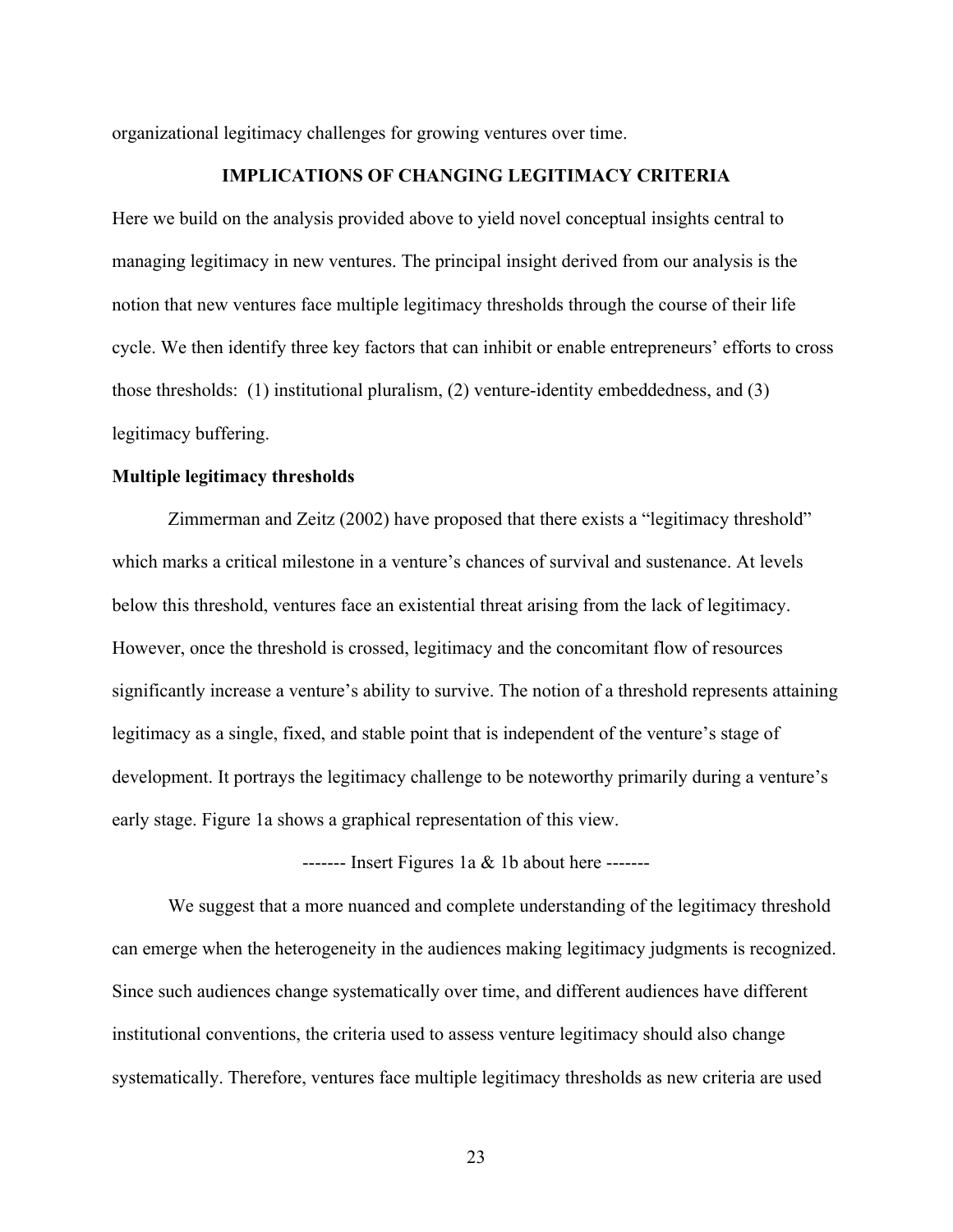organizational legitimacy challenges for growing ventures over time.

## IMPLICATIONS OF CHANGING LEGITIMACY CRITERIA

Here we build on the analysis provided above to yield novel conceptual insights central to managing legitimacy in new ventures. The principal insight derived from our analysis is the notion that new ventures face multiple legitimacy thresholds through the course of their life cycle. We then identify three key factors that can inhibit or enable entrepreneurs' efforts to cross those thresholds: (1) institutional pluralism, (2) venture-identity embeddedness, and (3) legitimacy buffering.

### Multiple legitimacy thresholds

Zimmerman and Zeitz (2002) have proposed that there exists a "legitimacy threshold" which marks a critical milestone in a venture's chances of survival and sustenance. At levels below this threshold, ventures face an existential threat arising from the lack of legitimacy. However, once the threshold is crossed, legitimacy and the concomitant flow of resources significantly increase a venture's ability to survive. The notion of a threshold represents attaining legitimacy as a single, fixed, and stable point that is independent of the venture's stage of development. It portrays the legitimacy challenge to be noteworthy primarily during a venture's early stage. Figure 1a shows a graphical representation of this view.

------- Insert Figures 1a & 1b about here -------

We suggest that a more nuanced and complete understanding of the legitimacy threshold can emerge when the heterogeneity in the audiences making legitimacy judgments is recognized. Since such audiences change systematically over time, and different audiences have different institutional conventions, the criteria used to assess venture legitimacy should also change systematically. Therefore, ventures face multiple legitimacy thresholds as new criteria are used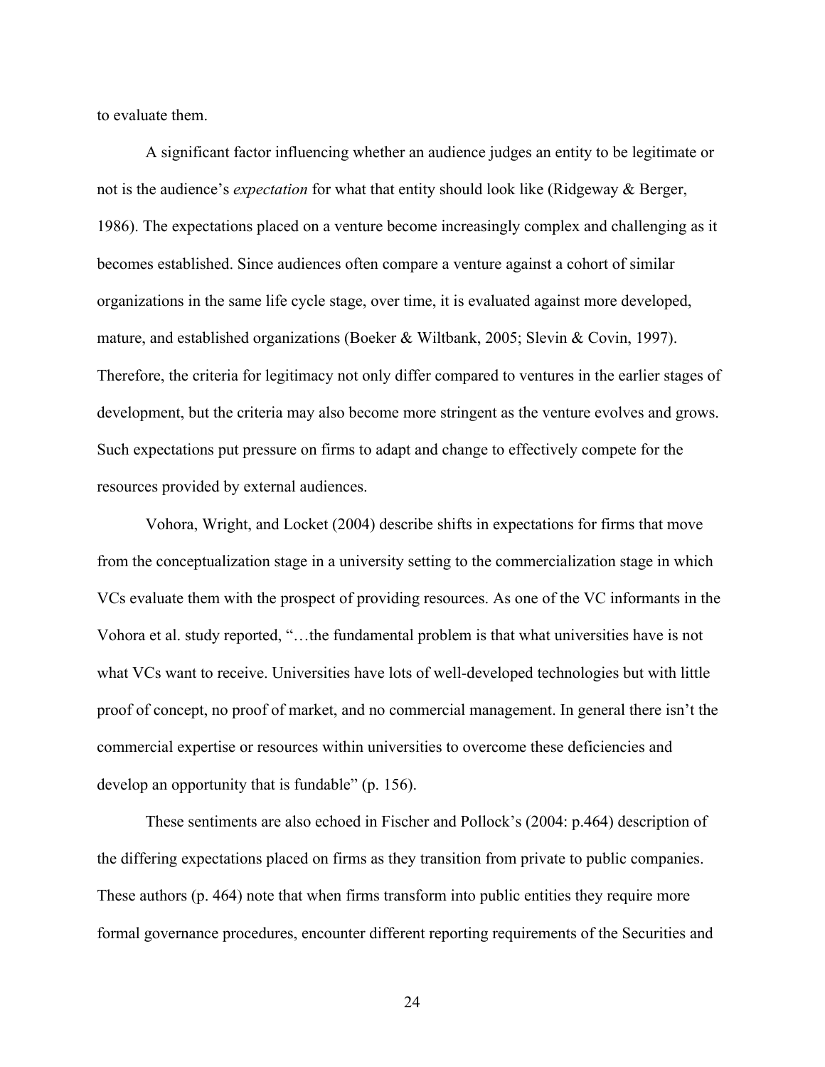to evaluate them.

A significant factor influencing whether an audience judges an entity to be legitimate or not is the audience's *expectation* for what that entity should look like (Ridgeway & Berger, 1986). The expectations placed on a venture become increasingly complex and challenging as it becomes established. Since audiences often compare a venture against a cohort of similar organizations in the same life cycle stage, over time, it is evaluated against more developed, mature, and established organizations (Boeker & Wiltbank, 2005; Slevin & Covin, 1997). Therefore, the criteria for legitimacy not only differ compared to ventures in the earlier stages of development, but the criteria may also become more stringent as the venture evolves and grows. Such expectations put pressure on firms to adapt and change to effectively compete for the resources provided by external audiences.

Vohora, Wright, and Locket (2004) describe shifts in expectations for firms that move from the conceptualization stage in a university setting to the commercialization stage in which VCs evaluate them with the prospect of providing resources. As one of the VC informants in the Vohora et al. study reported, "…the fundamental problem is that what universities have is not what VCs want to receive. Universities have lots of well-developed technologies but with little proof of concept, no proof of market, and no commercial management. In general there isn't the commercial expertise or resources within universities to overcome these deficiencies and develop an opportunity that is fundable" (p. 156).

These sentiments are also echoed in Fischer and Pollock's (2004: p.464) description of the differing expectations placed on firms as they transition from private to public companies. These authors (p. 464) note that when firms transform into public entities they require more formal governance procedures, encounter different reporting requirements of the Securities and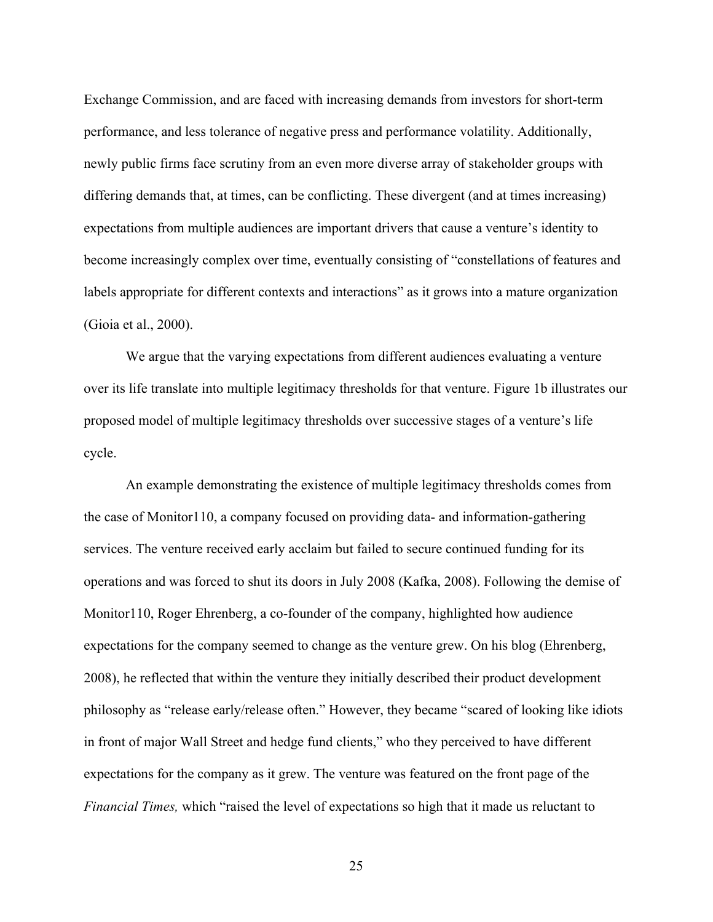Exchange Commission, and are faced with increasing demands from investors for short-term performance, and less tolerance of negative press and performance volatility. Additionally, newly public firms face scrutiny from an even more diverse array of stakeholder groups with differing demands that, at times, can be conflicting. These divergent (and at times increasing) expectations from multiple audiences are important drivers that cause a venture's identity to become increasingly complex over time, eventually consisting of "constellations of features and labels appropriate for different contexts and interactions" as it grows into a mature organization (Gioia et al., 2000).

We argue that the varying expectations from different audiences evaluating a venture over its life translate into multiple legitimacy thresholds for that venture. Figure 1b illustrates our proposed model of multiple legitimacy thresholds over successive stages of a venture's life cycle.

An example demonstrating the existence of multiple legitimacy thresholds comes from the case of Monitor110, a company focused on providing data- and information-gathering services. The venture received early acclaim but failed to secure continued funding for its operations and was forced to shut its doors in July 2008 (Kafka, 2008). Following the demise of Monitor110, Roger Ehrenberg, a co-founder of the company, highlighted how audience expectations for the company seemed to change as the venture grew. On his blog (Ehrenberg, 2008), he reflected that within the venture they initially described their product development philosophy as "release early/release often." However, they became "scared of looking like idiots in front of major Wall Street and hedge fund clients," who they perceived to have different expectations for the company as it grew. The venture was featured on the front page of the *Financial Times,* which "raised the level of expectations so high that it made us reluctant to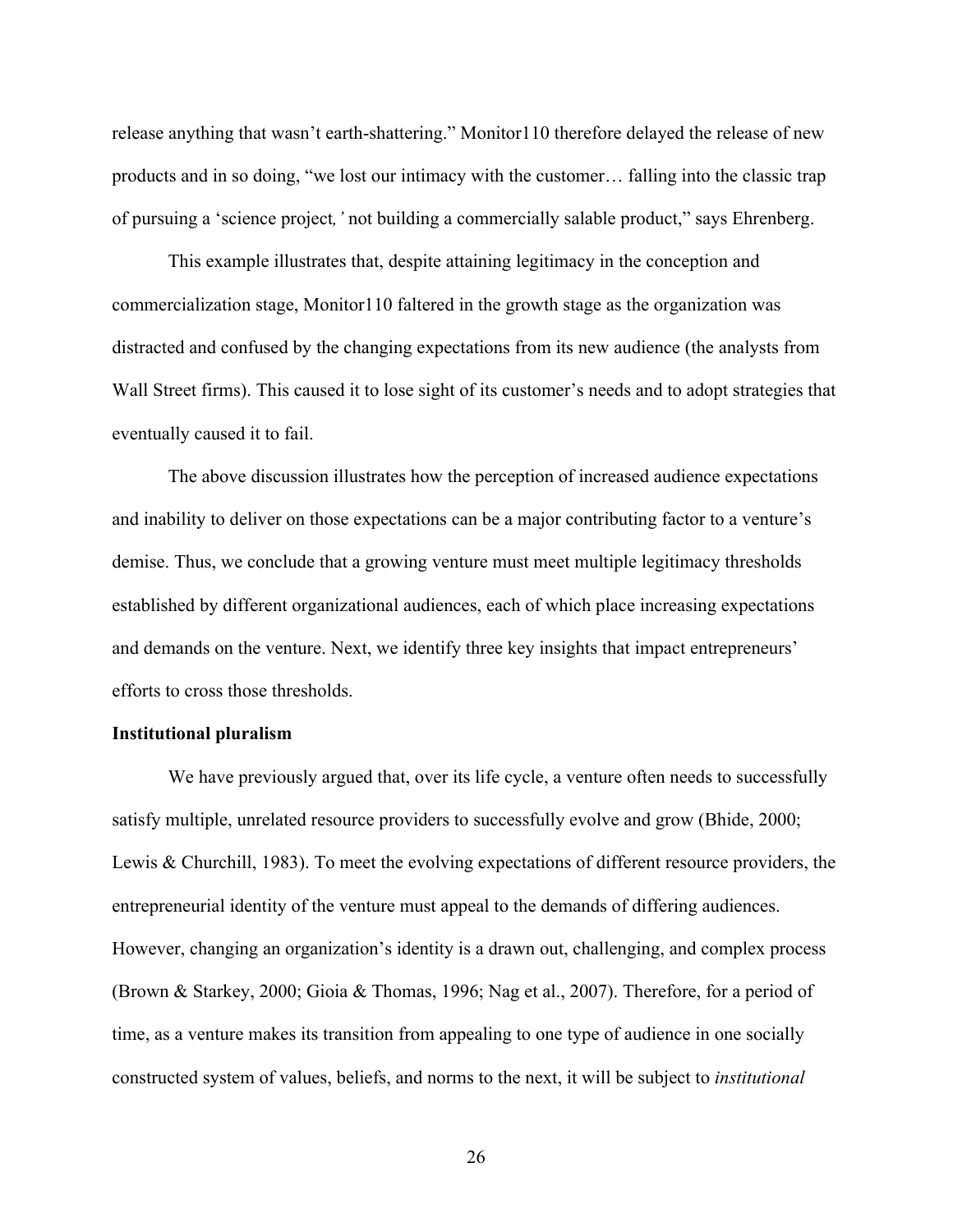release anything that wasn't earth-shattering." Monitor110 therefore delayed the release of new products and in so doing, "we lost our intimacy with the customer… falling into the classic trap of pursuing a 'science project*,'* not building a commercially salable product," says Ehrenberg.

This example illustrates that, despite attaining legitimacy in the conception and commercialization stage, Monitor110 faltered in the growth stage as the organization was distracted and confused by the changing expectations from its new audience (the analysts from Wall Street firms). This caused it to lose sight of its customer's needs and to adopt strategies that eventually caused it to fail.

The above discussion illustrates how the perception of increased audience expectations and inability to deliver on those expectations can be a major contributing factor to a venture's demise. Thus, we conclude that a growing venture must meet multiple legitimacy thresholds established by different organizational audiences, each of which place increasing expectations and demands on the venture. Next, we identify three key insights that impact entrepreneurs' efforts to cross those thresholds.

**Institutional pluralism**

We have previously argued that, over its life cycle, a venture often needs to successfully satisfy multiple, unrelated resource providers to successfully evolve and grow (Bhide, 2000; Lewis & Churchill, 1983). To meet the evolving expectations of different resource providers, the entrepreneurial identity of the venture must appeal to the demands of differing audiences. However, changing an organization's identity is a drawn out, challenging, and complex process (Brown & Starkey, 2000; Gioia & Thomas, 1996; Nag et al., 2007). Therefore, for a period of time, as a venture makes its transition from appealing to one type of audience in one socially constructed system of values, beliefs, and norms to the next, it will be subject to *institutional*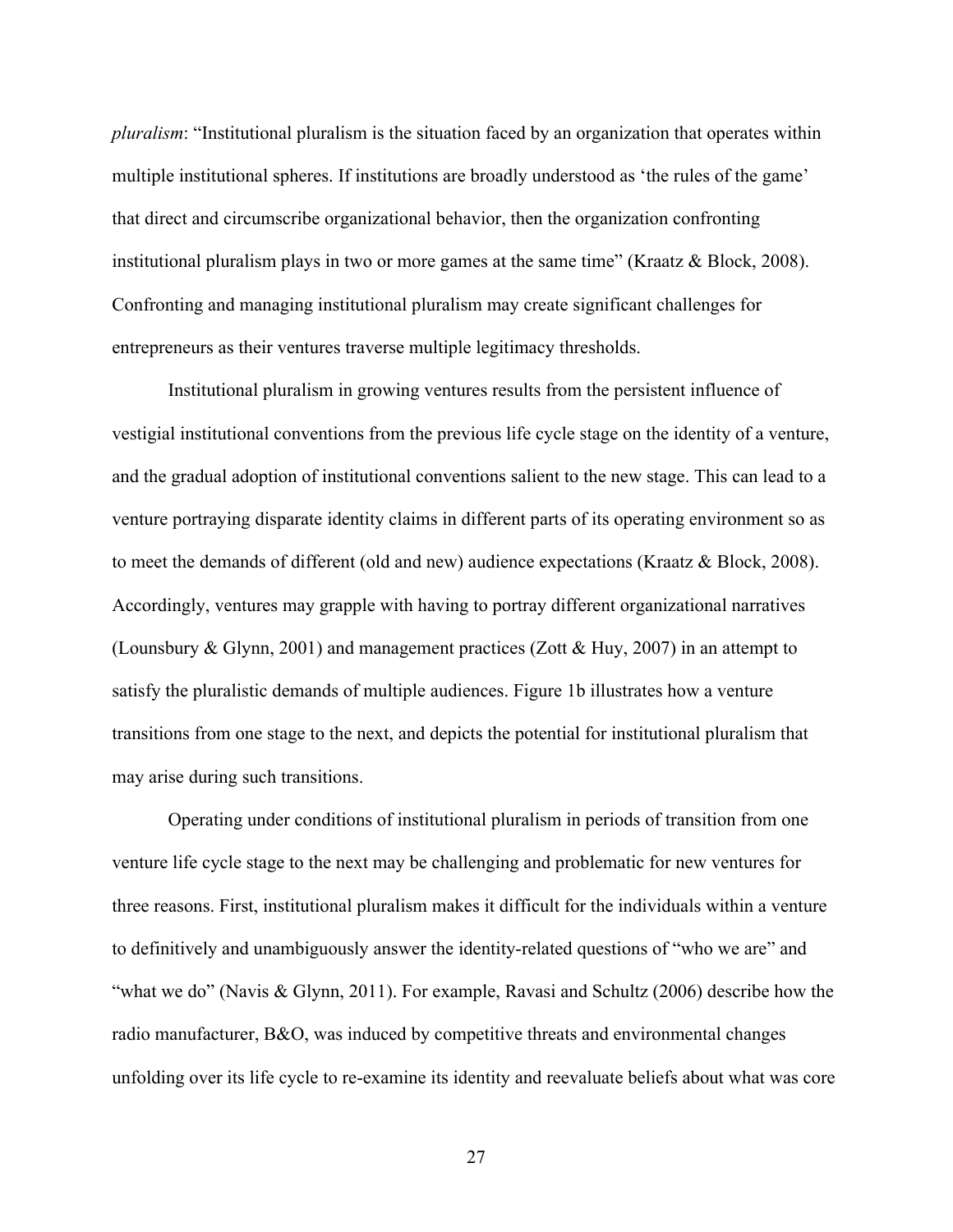*pluralism*: "Institutional pluralism is the situation faced by an organization that operates within multiple institutional spheres. If institutions are broadly understood as 'the rules of the game' that direct and circumscribe organizational behavior, then the organization confronting institutional pluralism plays in two or more games at the same time" (Kraatz & Block, 2008). Confronting and managing institutional pluralism may create significant challenges for entrepreneurs as their ventures traverse multiple legitimacy thresholds.

Institutional pluralism in growing ventures results from the persistent influence of vestigial institutional conventions from the previous life cycle stage on the identity of a venture, and the gradual adoption of institutional conventions salient to the new stage. This can lead to a venture portraying disparate identity claims in different parts of its operating environment so as to meet the demands of different (old and new) audience expectations (Kraatz & Block, 2008). Accordingly, ventures may grapple with having to portray different organizational narratives (Lounsbury & Glynn, 2001) and management practices (Zott & Huy, 2007) in an attempt to satisfy the pluralistic demands of multiple audiences. Figure 1b illustrates how a venture transitions from one stage to the next, and depicts the potential for institutional pluralism that may arise during such transitions.

Operating under conditions of institutional pluralism in periods of transition from one venture life cycle stage to the next may be challenging and problematic for new ventures for three reasons. First, institutional pluralism makes it difficult for the individuals within a venture to definitively and unambiguously answer the identity-related questions of "who we are" and "what we do" (Navis & Glynn, 2011). For example, Ravasi and Schultz (2006) describe how the radio manufacturer, B&O, was induced by competitive threats and environmental changes unfolding over its life cycle to re-examine its identity and reevaluate beliefs about what was core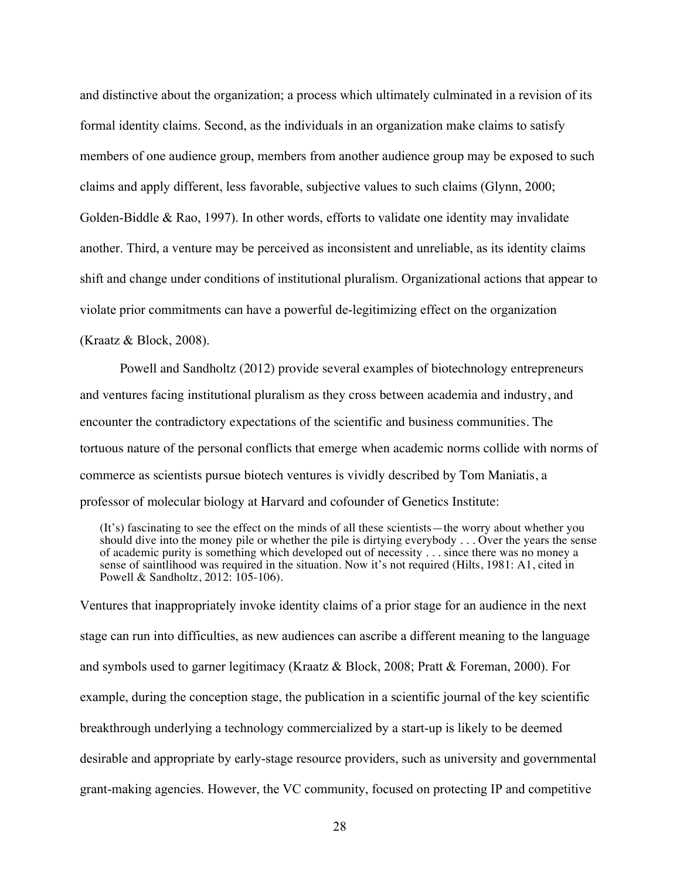and distinctive about the organization; a process which ultimately culminated in a revision of its formal identity claims. Second, as the individuals in an organization make claims to satisfy members of one audience group, members from another audience group may be exposed to such claims and apply different, less favorable, subjective values to such claims (Glynn, 2000; Golden-Biddle & Rao, 1997). In other words, efforts to validate one identity may invalidate another. Third, a venture may be perceived as inconsistent and unreliable, as its identity claims shift and change under conditions of institutional pluralism. Organizational actions that appear to violate prior commitments can have a powerful de-legitimizing effect on the organization (Kraatz & Block, 2008).

Powell and Sandholtz (2012) provide several examples of biotechnology entrepreneurs and ventures facing institutional pluralism as they cross between academia and industry, and encounter the contradictory expectations of the scientific and business communities. The tortuous nature of the personal conflicts that emerge when academic norms collide with norms of commerce as scientists pursue biotech ventures is vividly described by Tom Maniatis, a professor of molecular biology at Harvard and cofounder of Genetics Institute:

> (It's) fascinating to see the effect on the minds of all these scientists—the worry about whether you should dive into the money pile or whether the pile is dirtying everybody . . . Over the years the sense of academic purity is something which developed out of necessity . . . since there was no money a sense of saintlihood was required in the situation. Now it's not required (Hilts, 1981: A1, cited in Powell & Sandholtz, 2012: 105-106).

Ventures that inappropriately invoke identity claims of a prior stage for an audience in the next stage can run into difficulties, as new audiences can ascribe a different meaning to the language and symbols used to garner legitimacy (Kraatz & Block, 2008; Pratt & Foreman, 2000). For example, during the conception stage, the publication in a scientific journal of the key scientific breakthrough underlying a technology commercialized by a start-up is likely to be deemed desirable and appropriate by early-stage resource providers, such as university and governmental grant-making agencies. However, the VC community, focused on protecting IP and competitive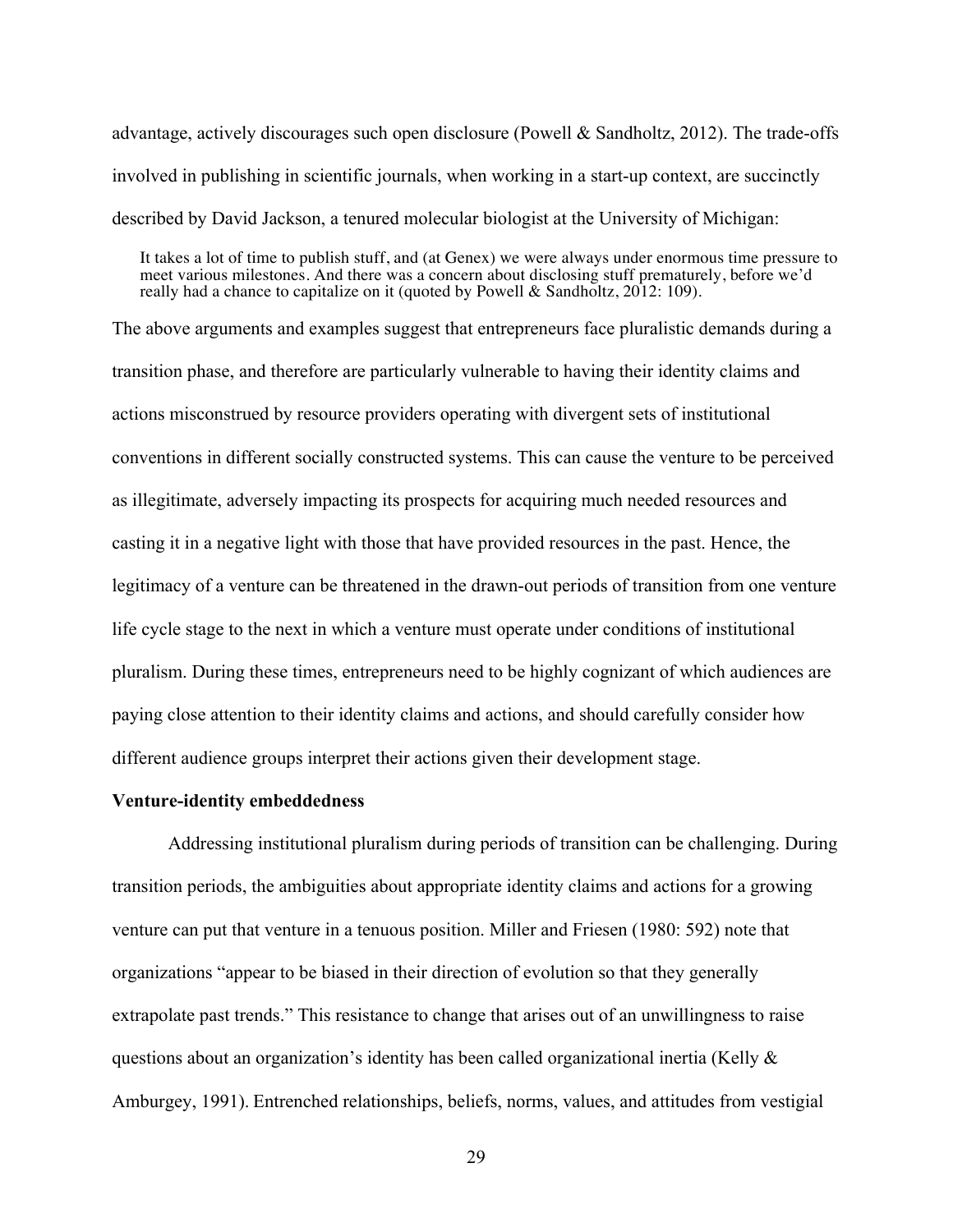advantage, actively discourages such open disclosure (Powell & Sandholtz, 2012). The trade-offs involved in publishing in scientific journals, when working in a start-up context, are succinctly described by David Jackson, a tenured molecular biologist at the University of Michigan:

> It takes a lot of time to publish stuff, and (at Genex) we were always under enormous time pressure to meet various milestones. And there was a concern about disclosing stuff prematurely, before we'd really had a chance to capitalize on it (quoted by Powell & Sandholtz, 2012: 109).

The above arguments and examples suggest that entrepreneurs face pluralistic demands during a transition phase, and therefore are particularly vulnerable to having their identity claims and actions misconstrued by resource providers operating with divergent sets of institutional conventions in different socially constructed systems. This can cause the venture to be perceived as illegitimate, adversely impacting its prospects for acquiring much needed resources and casting it in a negative light with those that have provided resources in the past. Hence, the legitimacy of a venture can be threatened in the drawn-out periods of transition from one venture life cycle stage to the next in which a venture must operate under conditions of institutional pluralism. During these times, entrepreneurs need to be highly cognizant of which audiences are paying close attention to their identity claims and actions, and should carefully consider how different audience groups interpret their actions given their development stage.

**Venture-identity embeddedness**

Addressing institutional pluralism during periods of transition can be challenging. During transition periods, the ambiguities about appropriate identity claims and actions for a growing venture can put that venture in a tenuous position. Miller and Friesen (1980: 592) note that organizations "appear to be biased in their direction of evolution so that they generally extrapolate past trends." This resistance to change that arises out of an unwillingness to raise questions about an organization's identity has been called organizational inertia (Kelly & Amburgey, 1991). Entrenched relationships, beliefs, norms, values, and attitudes from vestigial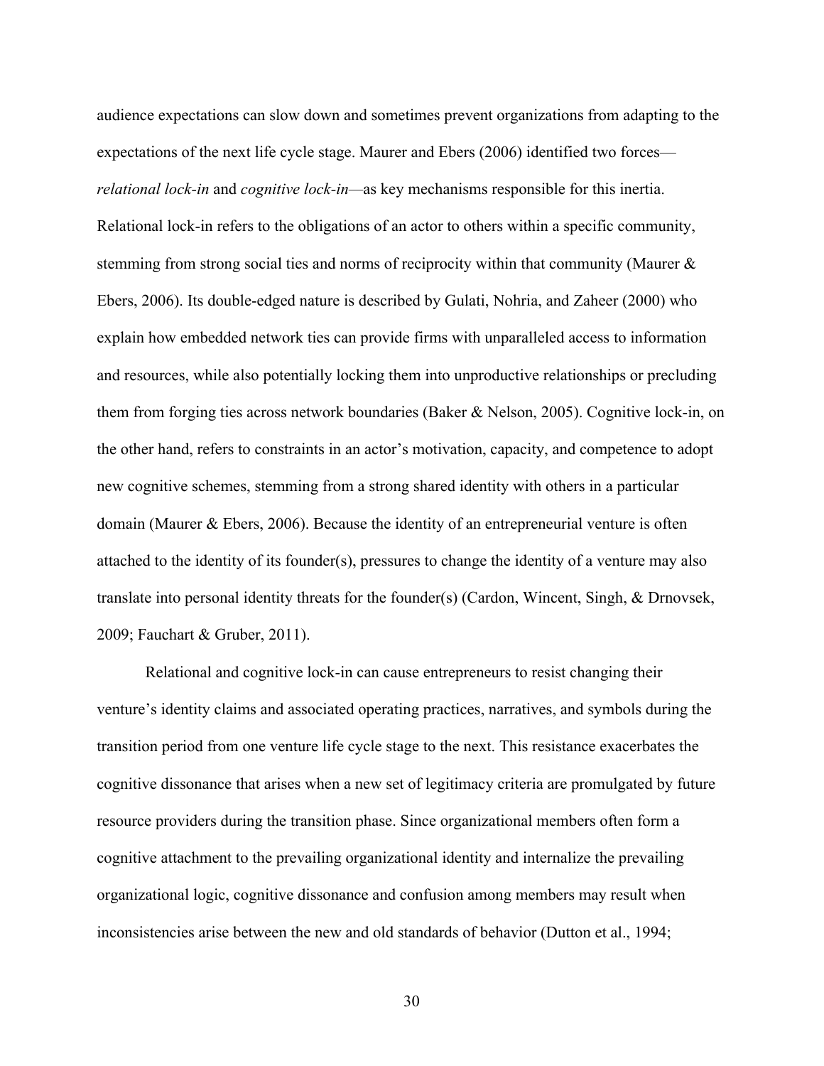audience expectations can slow down and sometimes prevent organizations from adapting to the expectations of the next life cycle stage. Maurer and Ebers (2006) identified two forces—*relational lock-in* and *cognitive lock-in*—as key mechanisms responsible for this inertia. Relational lock-in refers to the obligations of an actor to others within a specific community, stemming from strong social ties and norms of reciprocity within that community (Maurer & Ebers, 2006). Its double-edged nature is described by Gulati, Nohria, and Zaheer (2000) who explain how embedded network ties can provide firms with unparalleled access to information and resources, while also potentially locking them into unproductive relationships or precluding them from forging ties across network boundaries (Baker & Nelson, 2005). Cognitive lock-in, on the other hand, refers to constraints in an actor's motivation, capacity, and competence to adopt new cognitive schemes, stemming from a strong shared identity with others in a particular domain (Maurer & Ebers, 2006). Because the identity of an entrepreneurial venture is often attached to the identity of its founder(s), pressures to change the identity of a venture may also translate into personal identity threats for the founder(s) (Cardon, Wincent, Singh, & Drnovsek, 2009; Fauchart & Gruber, 2011).

Relational and cognitive lock-in can cause entrepreneurs to resist changing their venture's identity claims and associated operating practices, narratives, and symbols during the transition period from one venture life cycle stage to the next. This resistance exacerbates the cognitive dissonance that arises when a new set of legitimacy criteria are promulgated by future resource providers during the transition phase. Since organizational members often form a cognitive attachment to the prevailing organizational identity and internalize the prevailing organizational logic, cognitive dissonance and confusion among members may result when inconsistencies arise between the new and old standards of behavior (Dutton et al., 1994;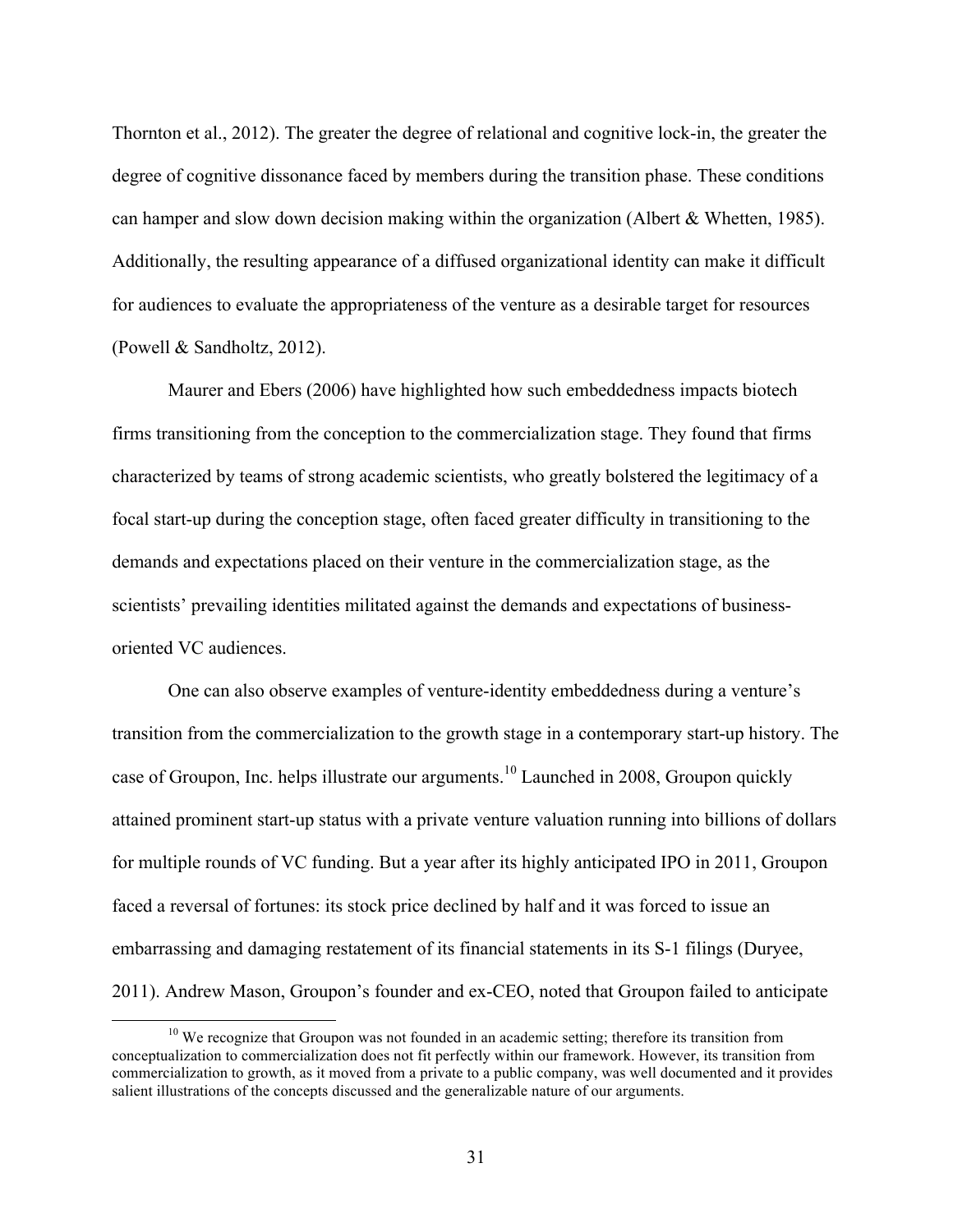Thornton et al., 2012). The greater the degree of relational and cognitive lock-in, the greater the degree of cognitive dissonance faced by members during the transition phase. These conditions can hamper and slow down decision making within the organization (Albert & Whetten, 1985). Additionally, the resulting appearance of a diffused organizational identity can make it difficult for audiences to evaluate the appropriateness of the venture as a desirable target for resources (Powell & Sandholtz, 2012).

Maurer and Ebers (2006) have highlighted how such embeddedness impacts biotech firms transitioning from the conception to the commercialization stage. They found that firms characterized by teams of strong academic scientists, who greatly bolstered the legitimacy of a focal start-up during the conception stage, often faced greater difficulty in transitioning to the demands and expectations placed on their venture in the commercialization stage, as the scientists' prevailing identities militated against the demands and expectations of business-oriented VC audiences.

One can also observe examples of venture-identity embeddedness during a venture's transition from the commercialization to the growth stage in a contemporary start-up history. The case of Groupon, Inc. helps illustrate our arguments.[10] Launched in 2008, Groupon quickly attained prominent start-up status with a private venture valuation running into billions of dollars for multiple rounds of VC funding. But a year after its highly anticipated IPO in 2011, Groupon faced a reversal of fortunes: its stock price declined by half and it was forced to issue an embarrassing and damaging restatement of its financial statements in its S-1 filings (Duryee, 2011). Andrew Mason, Groupon's founder and ex-CEO, noted that Groupon failed to anticipate

[10] We recognize that Groupon was not founded in an academic setting; therefore its transition from conceptualization to commercialization does not fit perfectly within our framework. However, its transition from commercialization to growth, as it moved from a private to a public company, was well documented and it provides salient illustrations of the concepts discussed and the generalizable nature of our arguments.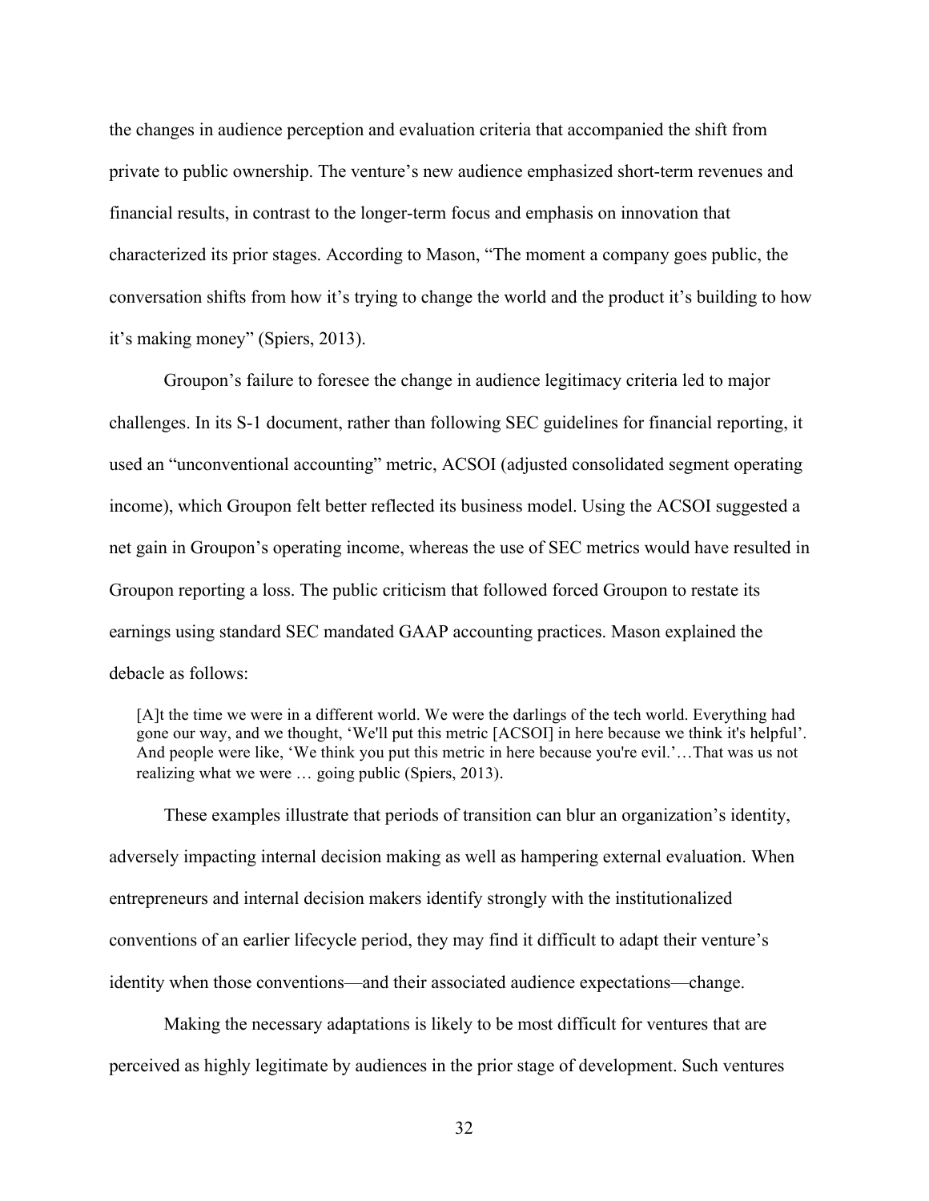the changes in audience perception and evaluation criteria that accompanied the shift from private to public ownership. The venture's new audience emphasized short-term revenues and financial results, in contrast to the longer-term focus and emphasis on innovation that characterized its prior stages. According to Mason, "The moment a company goes public, the conversation shifts from how it's trying to change the world and the product it's building to how it's making money" (Spiers, 2013).

Groupon's failure to foresee the change in audience legitimacy criteria led to major challenges. In its S-1 document, rather than following SEC guidelines for financial reporting, it used an "unconventional accounting" metric, ACSOI (adjusted consolidated segment operating income), which Groupon felt better reflected its business model. Using the ACSOI suggested a net gain in Groupon's operating income, whereas the use of SEC metrics would have resulted in Groupon reporting a loss. The public criticism that followed forced Groupon to restate its earnings using standard SEC mandated GAAP accounting practices. Mason explained the debacle as follows:

> [A]t the time we were in a different world. We were the darlings of the tech world. Everything had gone our way, and we thought, 'We'll put this metric [ACSOI] in here because we think it's helpful'. And people were like, 'We think you put this metric in here because you're evil.'…That was us not realizing what we were … going public (Spiers, 2013).

These examples illustrate that periods of transition can blur an organization's identity, adversely impacting internal decision making as well as hampering external evaluation. When entrepreneurs and internal decision makers identify strongly with the institutionalized conventions of an earlier lifecycle period, they may find it difficult to adapt their venture's identity when those conventions—and their associated audience expectations—change.

Making the necessary adaptations is likely to be most difficult for ventures that are perceived as highly legitimate by audiences in the prior stage of development. Such ventures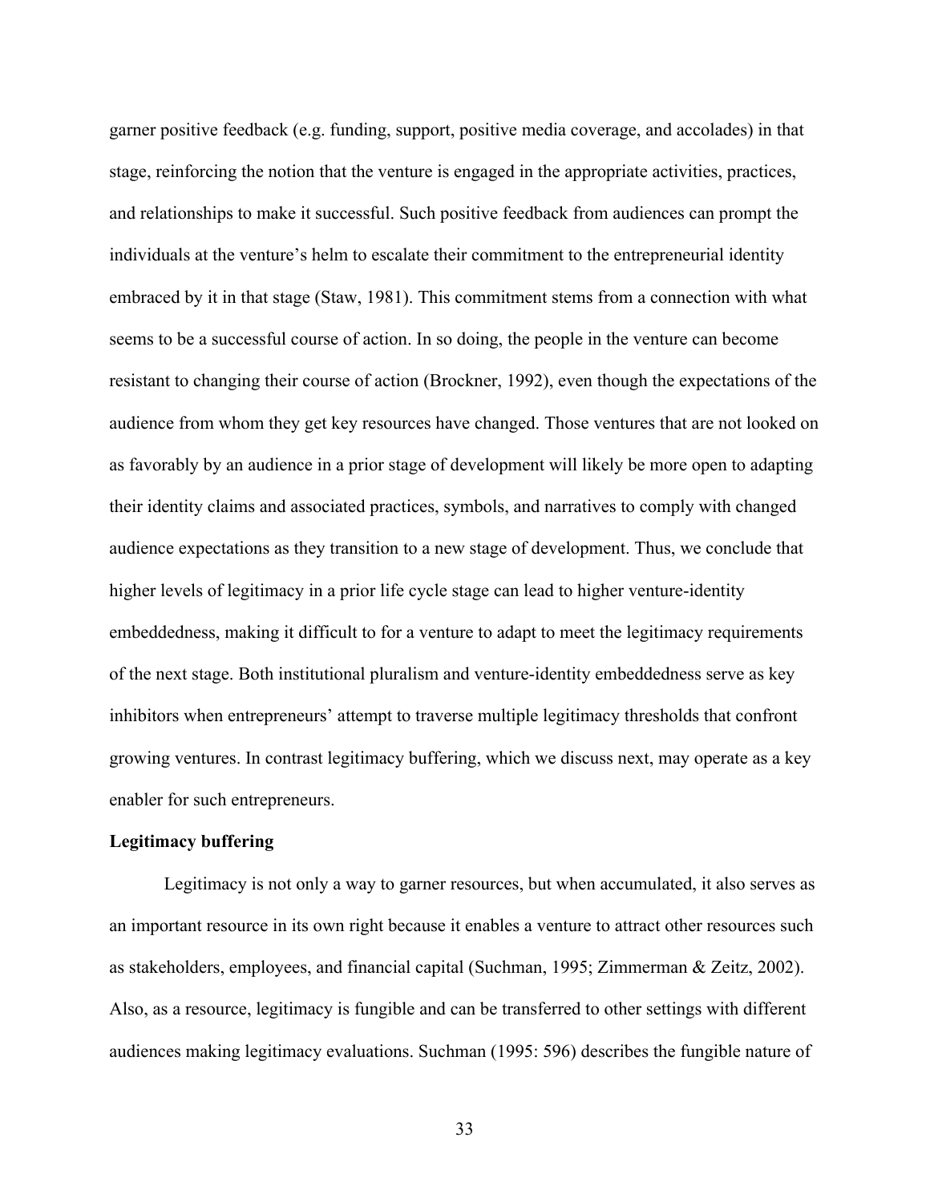garner positive feedback (e.g. funding, support, positive media coverage, and accolades) in that stage, reinforcing the notion that the venture is engaged in the appropriate activities, practices, and relationships to make it successful. Such positive feedback from audiences can prompt the individuals at the venture's helm to escalate their commitment to the entrepreneurial identity embraced by it in that stage (Staw, 1981). This commitment stems from a connection with what seems to be a successful course of action. In so doing, the people in the venture can become resistant to changing their course of action (Brockner, 1992), even though the expectations of the audience from whom they get key resources have changed. Those ventures that are not looked on as favorably by an audience in a prior stage of development will likely be more open to adapting their identity claims and associated practices, symbols, and narratives to comply with changed audience expectations as they transition to a new stage of development. Thus, we conclude that higher levels of legitimacy in a prior life cycle stage can lead to higher venture-identity embeddedness, making it difficult to for a venture to adapt to meet the legitimacy requirements of the next stage. Both institutional pluralism and venture-identity embeddedness serve as key inhibitors when entrepreneurs' attempt to traverse multiple legitimacy thresholds that confront growing ventures. In contrast legitimacy buffering, which we discuss next, may operate as a key enabler for such entrepreneurs.

**Legitimacy buffering**

Legitimacy is not only a way to garner resources, but when accumulated, it also serves as an important resource in its own right because it enables a venture to attract other resources such as stakeholders, employees, and financial capital (Suchman, 1995; Zimmerman & Zeitz, 2002). Also, as a resource, legitimacy is fungible and can be transferred to other settings with different audiences making legitimacy evaluations. Suchman (1995: 596) describes the fungible nature of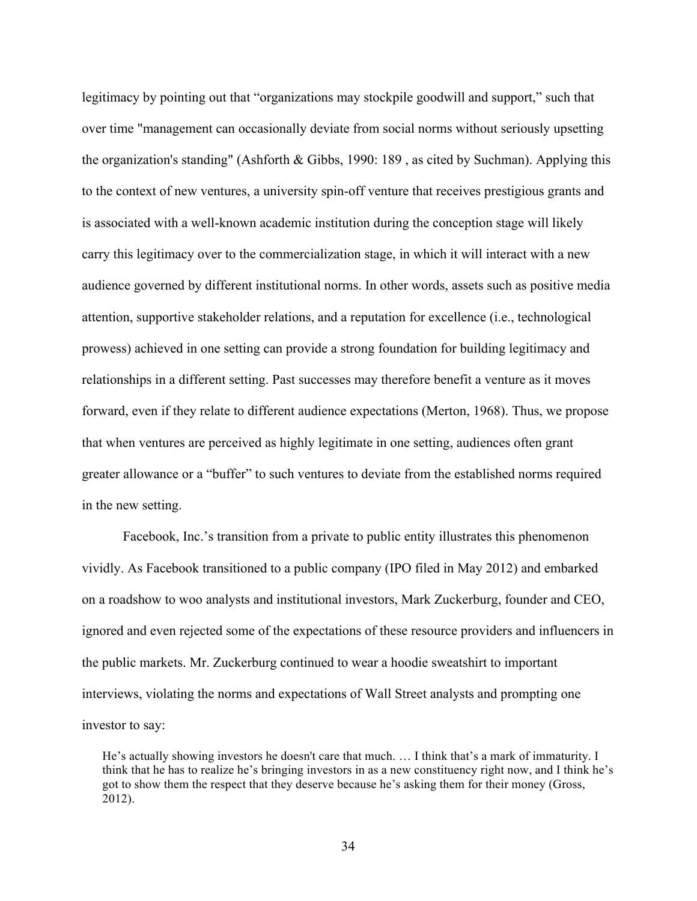legitimacy by pointing out that "organizations may stockpile goodwill and support," such that over time "management can occasionally deviate from social norms without seriously upsetting the organization's standing" (Ashforth & Gibbs, 1990: 189 , as cited by Suchman). Applying this to the context of new ventures, a university spin-off venture that receives prestigious grants and is associated with a well-known academic institution during the conception stage will likely carry this legitimacy over to the commercialization stage, in which it will interact with a new audience governed by different institutional norms. In other words, assets such as positive media attention, supportive stakeholder relations, and a reputation for excellence (i.e., technological prowess) achieved in one setting can provide a strong foundation for building legitimacy and relationships in a different setting. Past successes may therefore benefit a venture as it moves forward, even if they relate to different audience expectations (Merton, 1968). Thus, we propose that when ventures are perceived as highly legitimate in one setting, audiences often grant greater allowance or a "buffer" to such ventures to deviate from the established norms required in the new setting.

Facebook, Inc.'s transition from a private to public entity illustrates this phenomenon vividly. As Facebook transitioned to a public company (IPO filed in May 2012) and embarked on a roadshow to woo analysts and institutional investors, Mark Zuckerburg, founder and CEO, ignored and even rejected some of the expectations of these resource providers and influencers in the public markets. Mr. Zuckerburg continued to wear a hoodie sweatshirt to important interviews, violating the norms and expectations of Wall Street analysts and prompting one investor to say:

> He's actually showing investors he doesn't care that much. … I think that's a mark of immaturity. I think that he has to realize he's bringing investors in as a new constituency right now, and I think he's got to show them the respect that they deserve because he's asking them for their money (Gross, 2012).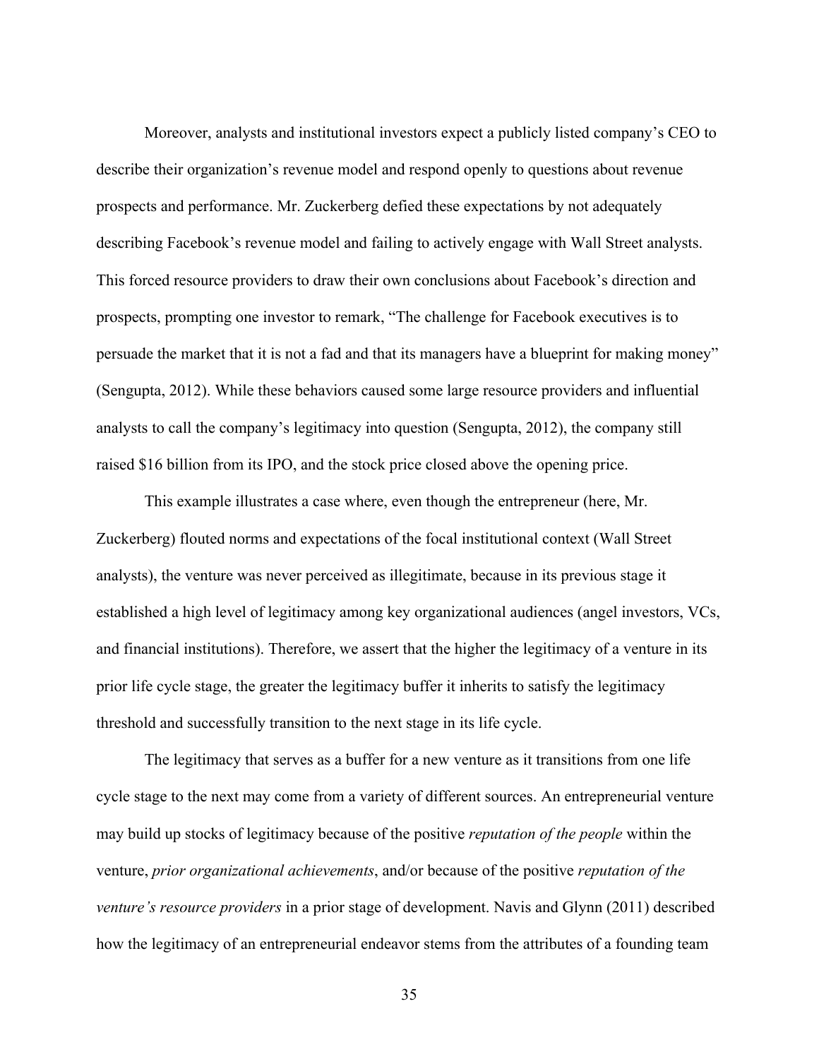Moreover, analysts and institutional investors expect a publicly listed company's CEO to describe their organization's revenue model and respond openly to questions about revenue prospects and performance. Mr. Zuckerberg defied these expectations by not adequately describing Facebook's revenue model and failing to actively engage with Wall Street analysts. This forced resource providers to draw their own conclusions about Facebook's direction and prospects, prompting one investor to remark, "The challenge for Facebook executives is to persuade the market that it is not a fad and that its managers have a blueprint for making money" (Sengupta, 2012). While these behaviors caused some large resource providers and influential analysts to call the company's legitimacy into question (Sengupta, 2012), the company still raised $16 billion from its IPO, and the stock price closed above the opening price.

This example illustrates a case where, even though the entrepreneur (here, Mr. Zuckerberg) flouted norms and expectations of the focal institutional context (Wall Street analysts), the venture was never perceived as illegitimate, because in its previous stage it established a high level of legitimacy among key organizational audiences (angel investors, VCs, and financial institutions). Therefore, we assert that the higher the legitimacy of a venture in its prior life cycle stage, the greater the legitimacy buffer it inherits to satisfy the legitimacy threshold and successfully transition to the next stage in its life cycle.

The legitimacy that serves as a buffer for a new venture as it transitions from one life cycle stage to the next may come from a variety of different sources. An entrepreneurial venture may build up stocks of legitimacy because of the positive *reputation of the people* within the venture, *prior organizational achievements*, and/or because of the positive *reputation of the venture's resource providers* in a prior stage of development. Navis and Glynn (2011) described how the legitimacy of an entrepreneurial endeavor stems from the attributes of a founding team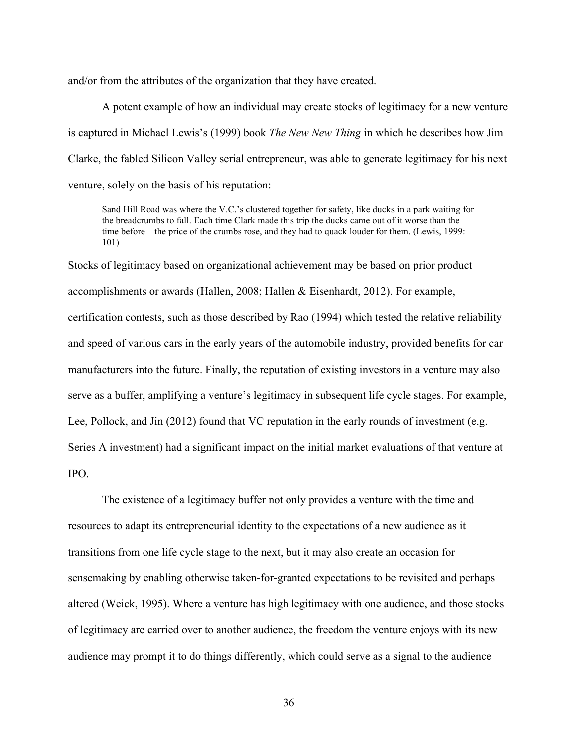and/or from the attributes of the organization that they have created.

A potent example of how an individual may create stocks of legitimacy for a new venture is captured in Michael Lewis's (1999) book *The New New Thing* in which he describes how Jim Clarke, the fabled Silicon Valley serial entrepreneur, was able to generate legitimacy for his next venture, solely on the basis of his reputation:

> Sand Hill Road was where the V.C.'s clustered together for safety, like ducks in a park waiting for the breadcrumbs to fall. Each time Clark made this trip the ducks came out of it worse than the time before—the price of the crumbs rose, and they had to quack louder for them. (Lewis, 1999: 101)

Stocks of legitimacy based on organizational achievement may be based on prior product accomplishments or awards (Hallen, 2008; Hallen & Eisenhardt, 2012). For example, certification contests, such as those described by Rao (1994) which tested the relative reliability and speed of various cars in the early years of the automobile industry, provided benefits for car manufacturers into the future. Finally, the reputation of existing investors in a venture may also serve as a buffer, amplifying a venture's legitimacy in subsequent life cycle stages. For example, Lee, Pollock, and Jin (2012) found that VC reputation in the early rounds of investment (e.g. Series A investment) had a significant impact on the initial market evaluations of that venture at IPO.

The existence of a legitimacy buffer not only provides a venture with the time and resources to adapt its entrepreneurial identity to the expectations of a new audience as it transitions from one life cycle stage to the next, but it may also create an occasion for sensemaking by enabling otherwise taken-for-granted expectations to be revisited and perhaps altered (Weick, 1995). Where a venture has high legitimacy with one audience, and those stocks of legitimacy are carried over to another audience, the freedom the venture enjoys with its new audience may prompt it to do things differently, which could serve as a signal to the audience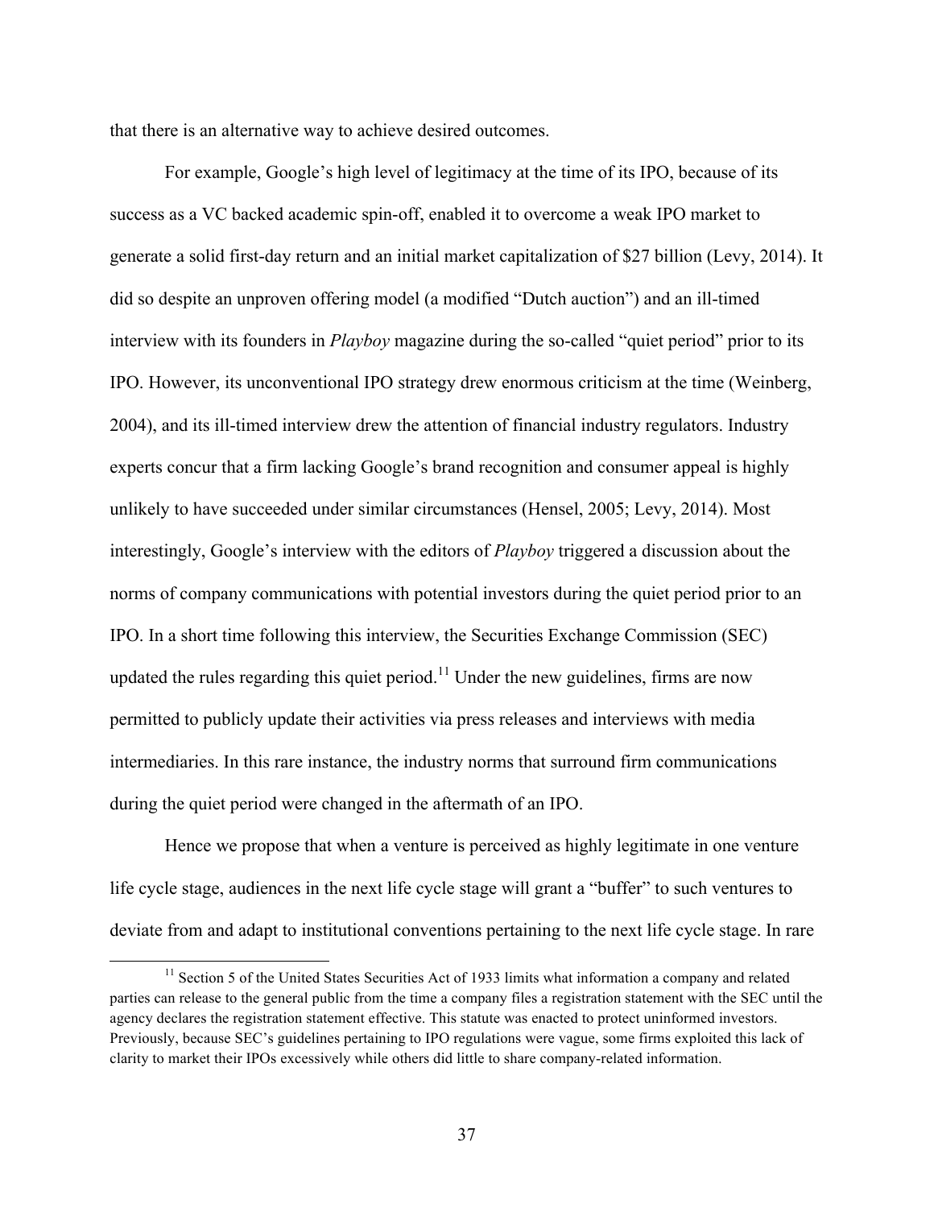that there is an alternative way to achieve desired outcomes.

For example, Google's high level of legitimacy at the time of its IPO, because of its success as a VC backed academic spin-off, enabled it to overcome a weak IPO market to generate a solid first-day return and an initial market capitalization of $27 billion (Levy, 2014). It did so despite an unproven offering model (a modified "Dutch auction") and an ill-timed interview with its founders in *Playboy* magazine during the so-called "quiet period" prior to its IPO. However, its unconventional IPO strategy drew enormous criticism at the time (Weinberg, 2004), and its ill-timed interview drew the attention of financial industry regulators. Industry experts concur that a firm lacking Google's brand recognition and consumer appeal is highly unlikely to have succeeded under similar circumstances (Hensel, 2005; Levy, 2014). Most interestingly, Google's interview with the editors of *Playboy* triggered a discussion about the norms of company communications with potential investors during the quiet period prior to an IPO. In a short time following this interview, the Securities Exchange Commission (SEC) updated the rules regarding this quiet period.[11] Under the new guidelines, firms are now permitted to publicly update their activities via press releases and interviews with media intermediaries. In this rare instance, the industry norms that surround firm communications during the quiet period were changed in the aftermath of an IPO.

Hence we propose that when a venture is perceived as highly legitimate in one venture life cycle stage, audiences in the next life cycle stage will grant a "buffer" to such ventures to deviate from and adapt to institutional conventions pertaining to the next life cycle stage. In rare

[11] Section 5 of the United States Securities Act of 1933 limits what information a company and related parties can release to the general public from the time a company files a registration statement with the SEC until the agency declares the registration statement effective. This statute was enacted to protect uninformed investors. Previously, because SEC's guidelines pertaining to IPO regulations were vague, some firms exploited this lack of clarity to market their IPOs excessively while others did little to share company-related information.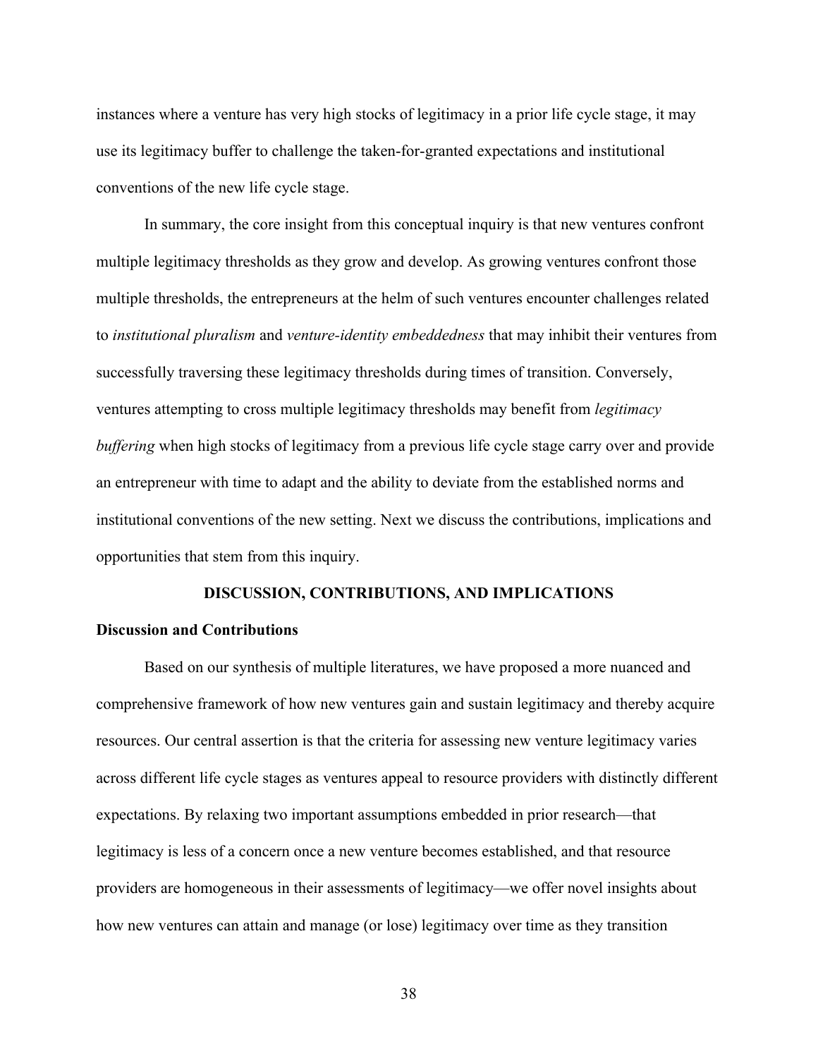instances where a venture has very high stocks of legitimacy in a prior life cycle stage, it may use its legitimacy buffer to challenge the taken-for-granted expectations and institutional conventions of the new life cycle stage.

In summary, the core insight from this conceptual inquiry is that new ventures confront multiple legitimacy thresholds as they grow and develop. As growing ventures confront those multiple thresholds, the entrepreneurs at the helm of such ventures encounter challenges related to *institutional pluralism* and *venture-identity embeddedness* that may inhibit their ventures from successfully traversing these legitimacy thresholds during times of transition. Conversely, ventures attempting to cross multiple legitimacy thresholds may benefit from *legitimacy buffering* when high stocks of legitimacy from a previous life cycle stage carry over and provide an entrepreneur with time to adapt and the ability to deviate from the established norms and institutional conventions of the new setting. Next we discuss the contributions, implications and opportunities that stem from this inquiry.

## DISCUSSION, CONTRIBUTIONS, AND IMPLICATIONS

### Discussion and Contributions

Based on our synthesis of multiple literatures, we have proposed a more nuanced and comprehensive framework of how new ventures gain and sustain legitimacy and thereby acquire resources. Our central assertion is that the criteria for assessing new venture legitimacy varies across different life cycle stages as ventures appeal to resource providers with distinctly different expectations. By relaxing two important assumptions embedded in prior research—that legitimacy is less of a concern once a new venture becomes established, and that resource providers are homogeneous in their assessments of legitimacy—we offer novel insights about how new ventures can attain and manage (or lose) legitimacy over time as they transition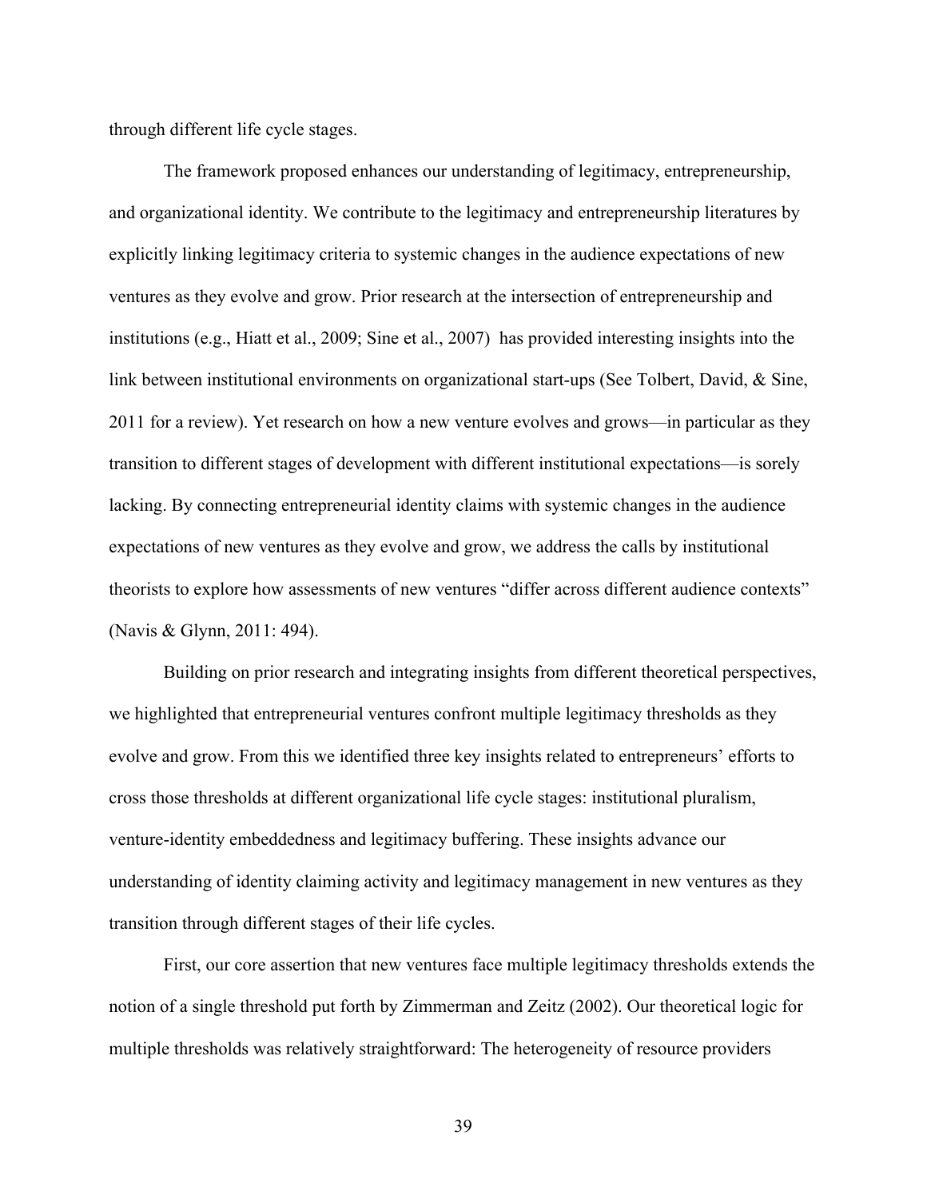through different life cycle stages.

The framework proposed enhances our understanding of legitimacy, entrepreneurship, and organizational identity. We contribute to the legitimacy and entrepreneurship literatures by explicitly linking legitimacy criteria to systemic changes in the audience expectations of new ventures as they evolve and grow. Prior research at the intersection of entrepreneurship and institutions (e.g., Hiatt et al., 2009; Sine et al., 2007) has provided interesting insights into the link between institutional environments on organizational start-ups (See Tolbert, David, & Sine, 2011 for a review). Yet research on how a new venture evolves and grows—in particular as they transition to different stages of development with different institutional expectations—is sorely lacking. By connecting entrepreneurial identity claims with systemic changes in the audience expectations of new ventures as they evolve and grow, we address the calls by institutional theorists to explore how assessments of new ventures "differ across different audience contexts" (Navis & Glynn, 2011: 494).

Building on prior research and integrating insights from different theoretical perspectives, we highlighted that entrepreneurial ventures confront multiple legitimacy thresholds as they evolve and grow. From this we identified three key insights related to entrepreneurs' efforts to cross those thresholds at different organizational life cycle stages: institutional pluralism, venture-identity embeddedness and legitimacy buffering. These insights advance our understanding of identity claiming activity and legitimacy management in new ventures as they transition through different stages of their life cycles.

First, our core assertion that new ventures face multiple legitimacy thresholds extends the notion of a single threshold put forth by Zimmerman and Zeitz (2002). Our theoretical logic for multiple thresholds was relatively straightforward: The heterogeneity of resource providers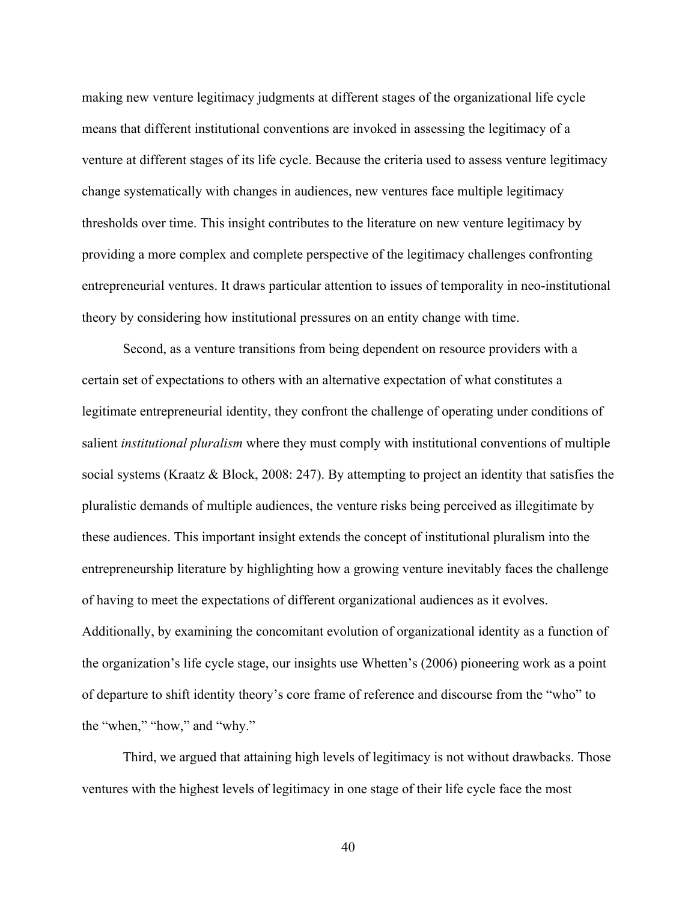making new venture legitimacy judgments at different stages of the organizational life cycle means that different institutional conventions are invoked in assessing the legitimacy of a venture at different stages of its life cycle. Because the criteria used to assess venture legitimacy change systematically with changes in audiences, new ventures face multiple legitimacy thresholds over time. This insight contributes to the literature on new venture legitimacy by providing a more complex and complete perspective of the legitimacy challenges confronting entrepreneurial ventures. It draws particular attention to issues of temporality in neo-institutional theory by considering how institutional pressures on an entity change with time.

Second, as a venture transitions from being dependent on resource providers with a certain set of expectations to others with an alternative expectation of what constitutes a legitimate entrepreneurial identity, they confront the challenge of operating under conditions of salient *institutional pluralism* where they must comply with institutional conventions of multiple social systems (Kraatz & Block, 2008: 247). By attempting to project an identity that satisfies the pluralistic demands of multiple audiences, the venture risks being perceived as illegitimate by these audiences. This important insight extends the concept of institutional pluralism into the entrepreneurship literature by highlighting how a growing venture inevitably faces the challenge of having to meet the expectations of different organizational audiences as it evolves. Additionally, by examining the concomitant evolution of organizational identity as a function of the organization's life cycle stage, our insights use Whetten's (2006) pioneering work as a point of departure to shift identity theory's core frame of reference and discourse from the "who" to the "when," "how," and "why."

Third, we argued that attaining high levels of legitimacy is not without drawbacks. Those ventures with the highest levels of legitimacy in one stage of their life cycle face the most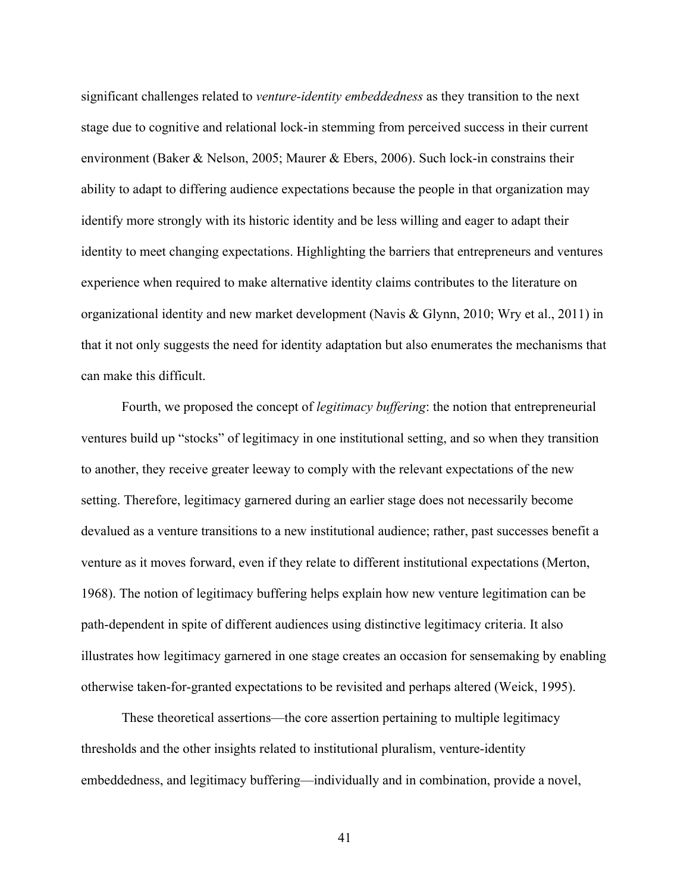significant challenges related to *venture-identity embeddedness* as they transition to the next stage due to cognitive and relational lock-in stemming from perceived success in their current environment (Baker & Nelson, 2005; Maurer & Ebers, 2006). Such lock-in constrains their ability to adapt to differing audience expectations because the people in that organization may identify more strongly with its historic identity and be less willing and eager to adapt their identity to meet changing expectations. Highlighting the barriers that entrepreneurs and ventures experience when required to make alternative identity claims contributes to the literature on organizational identity and new market development (Navis & Glynn, 2010; Wry et al., 2011) in that it not only suggests the need for identity adaptation but also enumerates the mechanisms that can make this difficult.

Fourth, we proposed the concept of *legitimacy buffering*: the notion that entrepreneurial ventures build up "stocks" of legitimacy in one institutional setting, and so when they transition to another, they receive greater leeway to comply with the relevant expectations of the new setting. Therefore, legitimacy garnered during an earlier stage does not necessarily become devalued as a venture transitions to a new institutional audience; rather, past successes benefit a venture as it moves forward, even if they relate to different institutional expectations (Merton, 1968). The notion of legitimacy buffering helps explain how new venture legitimation can be path-dependent in spite of different audiences using distinctive legitimacy criteria. It also illustrates how legitimacy garnered in one stage creates an occasion for sensemaking by enabling otherwise taken-for-granted expectations to be revisited and perhaps altered (Weick, 1995).

These theoretical assertions—the core assertion pertaining to multiple legitimacy thresholds and the other insights related to institutional pluralism, venture-identity embeddedness, and legitimacy buffering—individually and in combination, provide a novel,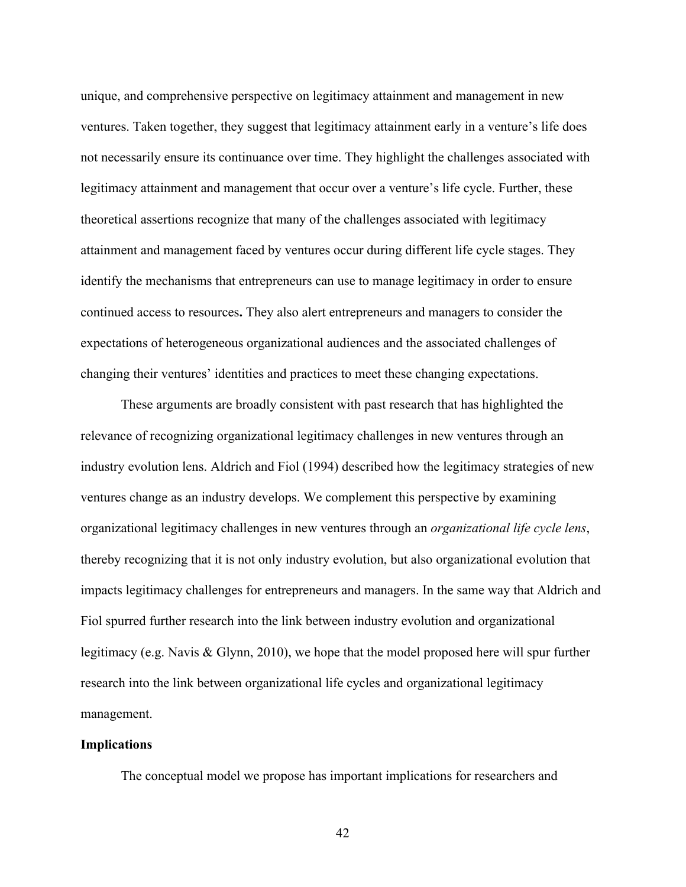unique, and comprehensive perspective on legitimacy attainment and management in new ventures. Taken together, they suggest that legitimacy attainment early in a venture's life does not necessarily ensure its continuance over time. They highlight the challenges associated with legitimacy attainment and management that occur over a venture's life cycle. Further, these theoretical assertions recognize that many of the challenges associated with legitimacy attainment and management faced by ventures occur during different life cycle stages. They identify the mechanisms that entrepreneurs can use to manage legitimacy in order to ensure continued access to resources**.** They also alert entrepreneurs and managers to consider the expectations of heterogeneous organizational audiences and the associated challenges of changing their ventures' identities and practices to meet these changing expectations.

These arguments are broadly consistent with past research that has highlighted the relevance of recognizing organizational legitimacy challenges in new ventures through an industry evolution lens. Aldrich and Fiol (1994) described how the legitimacy strategies of new ventures change as an industry develops. We complement this perspective by examining organizational legitimacy challenges in new ventures through an *organizational life cycle lens*, thereby recognizing that it is not only industry evolution, but also organizational evolution that impacts legitimacy challenges for entrepreneurs and managers. In the same way that Aldrich and Fiol spurred further research into the link between industry evolution and organizational legitimacy (e.g. Navis & Glynn, 2010), we hope that the model proposed here will spur further research into the link between organizational life cycles and organizational legitimacy management.

**Implications**

The conceptual model we propose has important implications for researchers and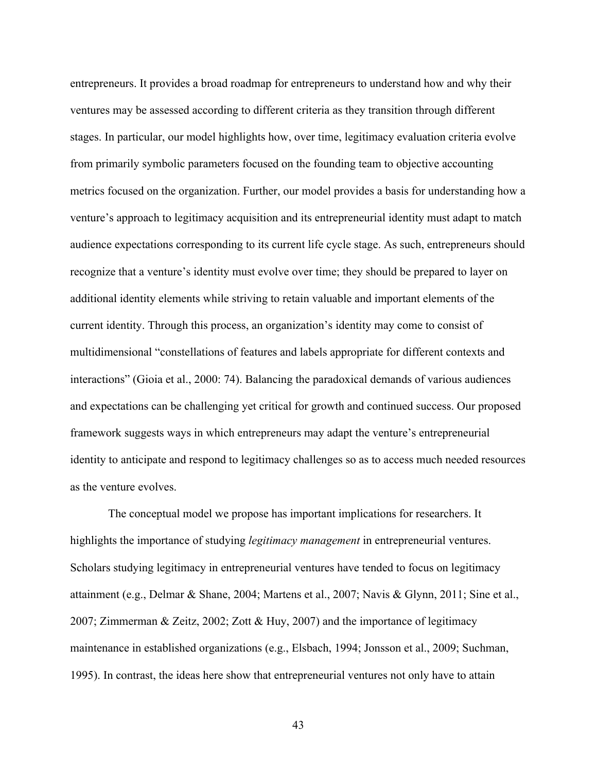entrepreneurs. It provides a broad roadmap for entrepreneurs to understand how and why their ventures may be assessed according to different criteria as they transition through different stages. In particular, our model highlights how, over time, legitimacy evaluation criteria evolve from primarily symbolic parameters focused on the founding team to objective accounting metrics focused on the organization. Further, our model provides a basis for understanding how a venture's approach to legitimacy acquisition and its entrepreneurial identity must adapt to match audience expectations corresponding to its current life cycle stage. As such, entrepreneurs should recognize that a venture's identity must evolve over time; they should be prepared to layer on additional identity elements while striving to retain valuable and important elements of the current identity. Through this process, an organization's identity may come to consist of multidimensional "constellations of features and labels appropriate for different contexts and interactions" (Gioia et al., 2000: 74). Balancing the paradoxical demands of various audiences and expectations can be challenging yet critical for growth and continued success. Our proposed framework suggests ways in which entrepreneurs may adapt the venture's entrepreneurial identity to anticipate and respond to legitimacy challenges so as to access much needed resources as the venture evolves.

The conceptual model we propose has important implications for researchers. It highlights the importance of studying *legitimacy management* in entrepreneurial ventures. Scholars studying legitimacy in entrepreneurial ventures have tended to focus on legitimacy attainment (e.g., Delmar & Shane, 2004; Martens et al., 2007; Navis & Glynn, 2011; Sine et al., 2007; Zimmerman & Zeitz, 2002; Zott & Huy, 2007) and the importance of legitimacy maintenance in established organizations (e.g., Elsbach, 1994; Jonsson et al., 2009; Suchman, 1995). In contrast, the ideas here show that entrepreneurial ventures not only have to attain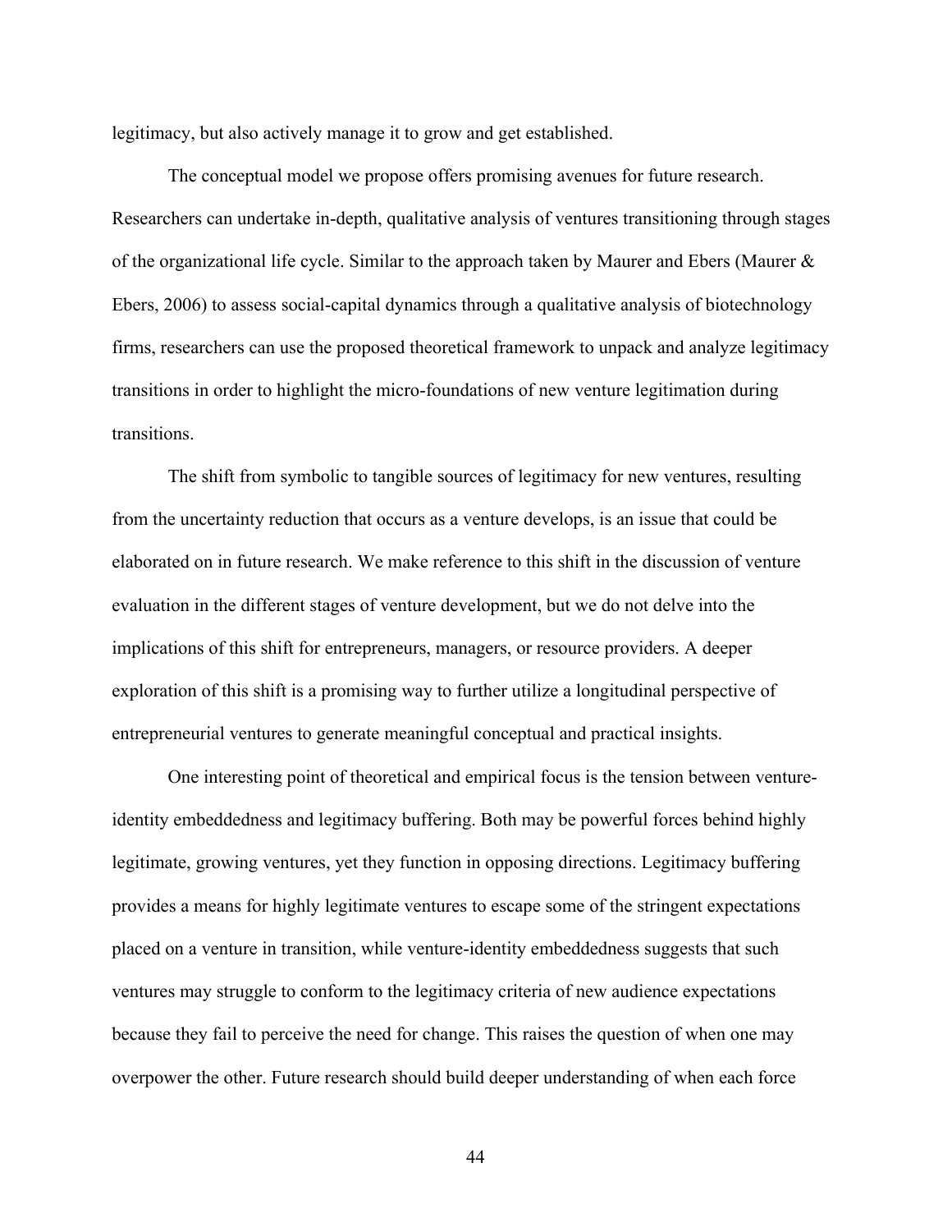legitimacy, but also actively manage it to grow and get established.

The conceptual model we propose offers promising avenues for future research. Researchers can undertake in-depth, qualitative analysis of ventures transitioning through stages of the organizational life cycle. Similar to the approach taken by Maurer and Ebers (Maurer & Ebers, 2006) to assess social-capital dynamics through a qualitative analysis of biotechnology firms, researchers can use the proposed theoretical framework to unpack and analyze legitimacy transitions in order to highlight the micro-foundations of new venture legitimation during transitions.

The shift from symbolic to tangible sources of legitimacy for new ventures, resulting from the uncertainty reduction that occurs as a venture develops, is an issue that could be elaborated on in future research. We make reference to this shift in the discussion of venture evaluation in the different stages of venture development, but we do not delve into the implications of this shift for entrepreneurs, managers, or resource providers. A deeper exploration of this shift is a promising way to further utilize a longitudinal perspective of entrepreneurial ventures to generate meaningful conceptual and practical insights.

One interesting point of theoretical and empirical focus is the tension between venture-identity embeddedness and legitimacy buffering. Both may be powerful forces behind highly legitimate, growing ventures, yet they function in opposing directions. Legitimacy buffering provides a means for highly legitimate ventures to escape some of the stringent expectations placed on a venture in transition, while venture-identity embeddedness suggests that such ventures may struggle to conform to the legitimacy criteria of new audience expectations because they fail to perceive the need for change. This raises the question of when one may overpower the other. Future research should build deeper understanding of when each force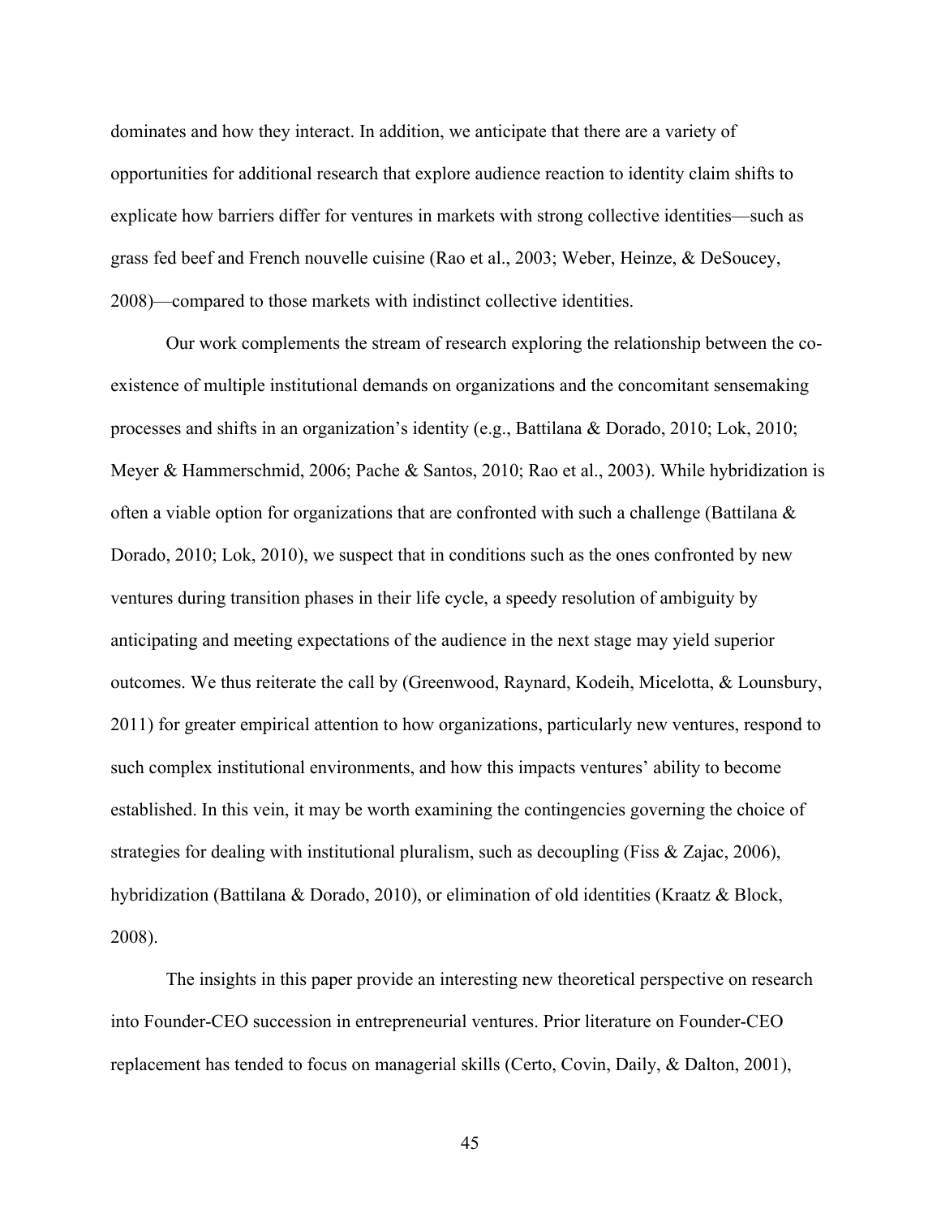dominates and how they interact. In addition, we anticipate that there are a variety of opportunities for additional research that explore audience reaction to identity claim shifts to explicate how barriers differ for ventures in markets with strong collective identities—such as grass fed beef and French nouvelle cuisine (Rao et al., 2003; Weber, Heinze, & DeSoucey, 2008)—compared to those markets with indistinct collective identities.

Our work complements the stream of research exploring the relationship between the co-existence of multiple institutional demands on organizations and the concomitant sensemaking processes and shifts in an organization's identity (e.g., Battilana & Dorado, 2010; Lok, 2010; Meyer & Hammerschmid, 2006; Pache & Santos, 2010; Rao et al., 2003). While hybridization is often a viable option for organizations that are confronted with such a challenge (Battilana & Dorado, 2010; Lok, 2010), we suspect that in conditions such as the ones confronted by new ventures during transition phases in their life cycle, a speedy resolution of ambiguity by anticipating and meeting expectations of the audience in the next stage may yield superior outcomes. We thus reiterate the call by (Greenwood, Raynard, Kodeih, Micelotta, & Lounsbury, 2011) for greater empirical attention to how organizations, particularly new ventures, respond to such complex institutional environments, and how this impacts ventures' ability to become established. In this vein, it may be worth examining the contingencies governing the choice of strategies for dealing with institutional pluralism, such as decoupling (Fiss & Zajac, 2006), hybridization (Battilana & Dorado, 2010), or elimination of old identities (Kraatz & Block, 2008).

The insights in this paper provide an interesting new theoretical perspective on research into Founder-CEO succession in entrepreneurial ventures. Prior literature on Founder-CEO replacement has tended to focus on managerial skills (Certo, Covin, Daily, & Dalton, 2001),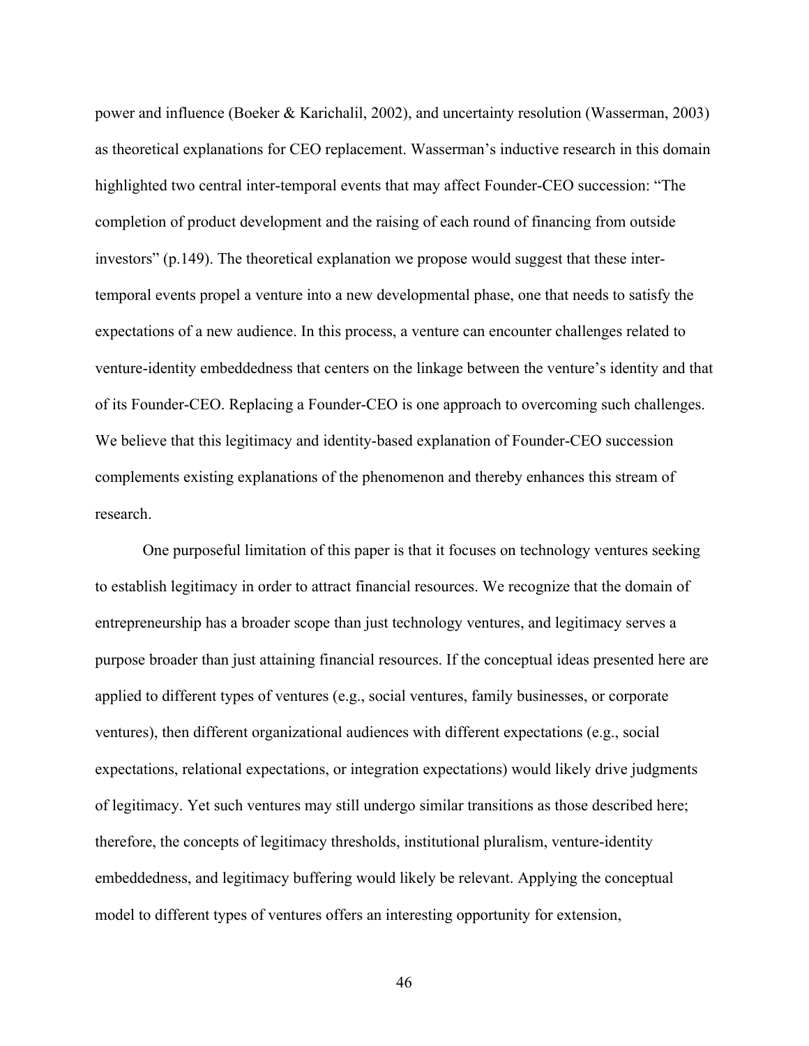power and influence (Boeker & Karichalil, 2002), and uncertainty resolution (Wasserman, 2003) as theoretical explanations for CEO replacement. Wasserman's inductive research in this domain highlighted two central inter-temporal events that may affect Founder-CEO succession: "The completion of product development and the raising of each round of financing from outside investors" (p.149). The theoretical explanation we propose would suggest that these inter-temporal events propel a venture into a new developmental phase, one that needs to satisfy the expectations of a new audience. In this process, a venture can encounter challenges related to venture-identity embeddedness that centers on the linkage between the venture's identity and that of its Founder-CEO. Replacing a Founder-CEO is one approach to overcoming such challenges. We believe that this legitimacy and identity-based explanation of Founder-CEO succession complements existing explanations of the phenomenon and thereby enhances this stream of research.

One purposeful limitation of this paper is that it focuses on technology ventures seeking to establish legitimacy in order to attract financial resources. We recognize that the domain of entrepreneurship has a broader scope than just technology ventures, and legitimacy serves a purpose broader than just attaining financial resources. If the conceptual ideas presented here are applied to different types of ventures (e.g., social ventures, family businesses, or corporate ventures), then different organizational audiences with different expectations (e.g., social expectations, relational expectations, or integration expectations) would likely drive judgments of legitimacy. Yet such ventures may still undergo similar transitions as those described here; therefore, the concepts of legitimacy thresholds, institutional pluralism, venture-identity embeddedness, and legitimacy buffering would likely be relevant. Applying the conceptual model to different types of ventures offers an interesting opportunity for extension,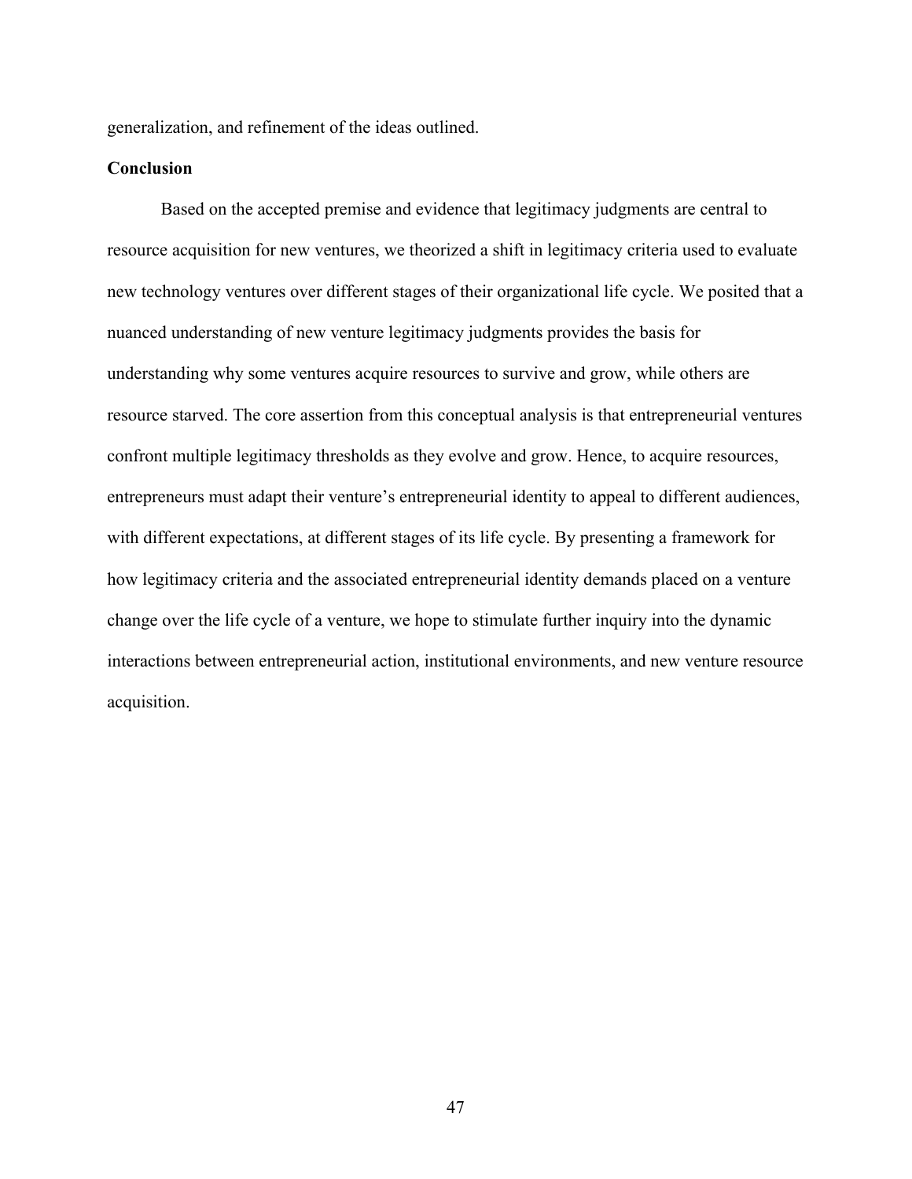generalization, and refinement of the ideas outlined.

## Conclusion

Based on the accepted premise and evidence that legitimacy judgments are central to resource acquisition for new ventures, we theorized a shift in legitimacy criteria used to evaluate new technology ventures over different stages of their organizational life cycle. We posited that a nuanced understanding of new venture legitimacy judgments provides the basis for understanding why some ventures acquire resources to survive and grow, while others are resource starved. The core assertion from this conceptual analysis is that entrepreneurial ventures confront multiple legitimacy thresholds as they evolve and grow. Hence, to acquire resources, entrepreneurs must adapt their venture's entrepreneurial identity to appeal to different audiences, with different expectations, at different stages of its life cycle. By presenting a framework for how legitimacy criteria and the associated entrepreneurial identity demands placed on a venture change over the life cycle of a venture, we hope to stimulate further inquiry into the dynamic interactions between entrepreneurial action, institutional environments, and new venture resource acquisition.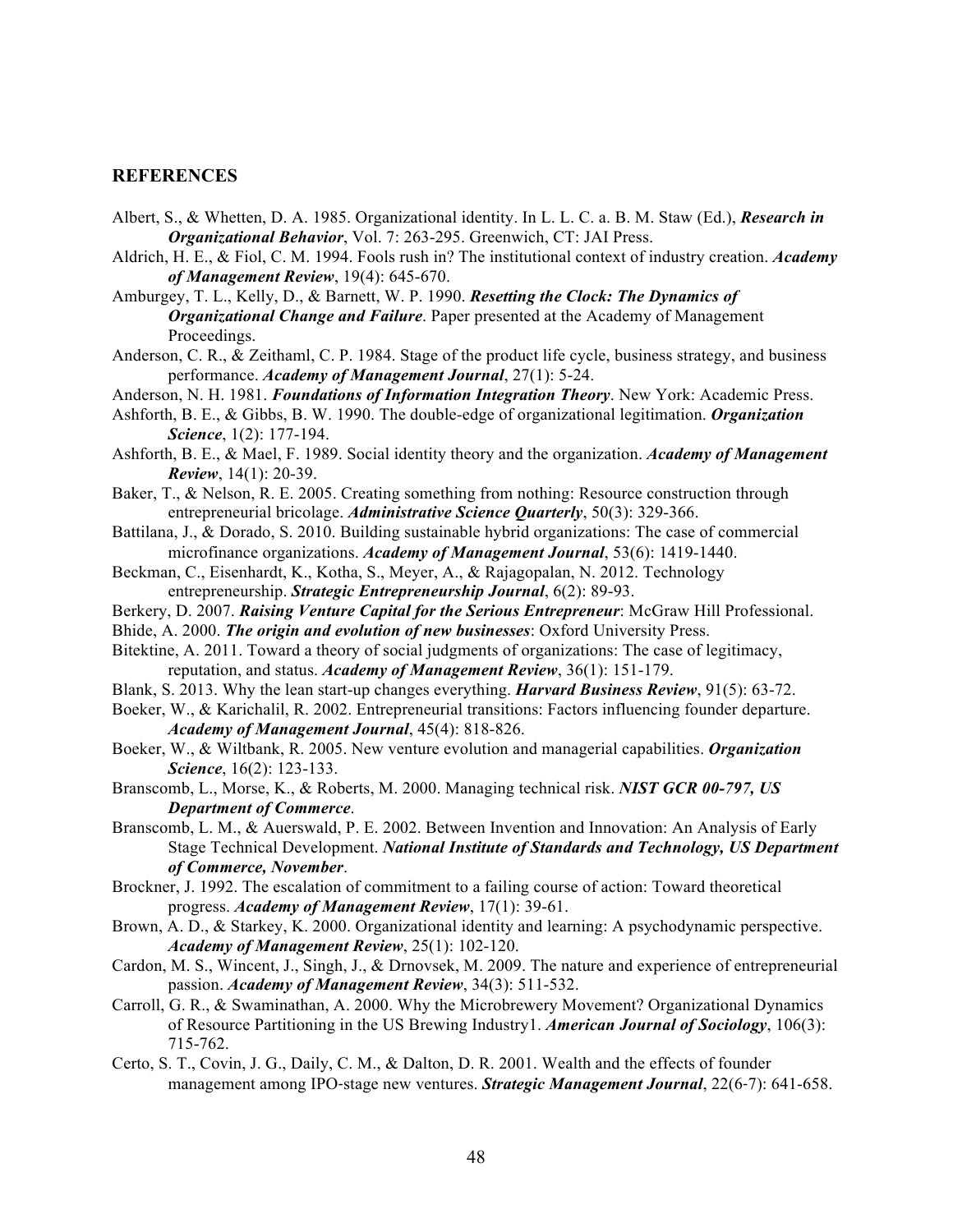## REFERENCES

Albert, S., & Whetten, D. A. 1985. Organizational identity. In L. L. C. a. B. M. Staw (Ed.), ***Research in Organizational Behavior***, Vol. 7: 263-295. Greenwich, CT: JAI Press.

Aldrich, H. E., & Fiol, C. M. 1994. Fools rush in? The institutional context of industry creation. ***Academy of Management Review***, 19(4): 645-670.

Amburgey, T. L., Kelly, D., & Barnett, W. P. 1990. ***Resetting the Clock: The Dynamics of Organizational Change and Failure***. Paper presented at the Academy of Management Proceedings.

Anderson, C. R., & Zeithaml, C. P. 1984. Stage of the product life cycle, business strategy, and business performance. ***Academy of Management Journal***, 27(1): 5-24.

Anderson, N. H. 1981. ***Foundations of Information Integration Theory***. New York: Academic Press.

Ashforth, B. E., & Gibbs, B. W. 1990. The double-edge of organizational legitimation. ***Organization Science***, 1(2): 177-194.

Ashforth, B. E., & Mael, F. 1989. Social identity theory and the organization. ***Academy of Management Review***, 14(1): 20-39.

Baker, T., & Nelson, R. E. 2005. Creating something from nothing: Resource construction through entrepreneurial bricolage. ***Administrative Science Quarterly***, 50(3): 329-366.

Battilana, J., & Dorado, S. 2010. Building sustainable hybrid organizations: The case of commercial microfinance organizations. ***Academy of Management Journal***, 53(6): 1419-1440.

Beckman, C., Eisenhardt, K., Kotha, S., Meyer, A., & Rajagopalan, N. 2012. Technology entrepreneurship. ***Strategic Entrepreneurship Journal***, 6(2): 89-93.

Berkery, D. 2007. ***Raising Venture Capital for the Serious Entrepreneur***: McGraw Hill Professional.

Bhide, A. 2000. ***The origin and evolution of new businesses***: Oxford University Press.

Bitektine, A. 2011. Toward a theory of social judgments of organizations: The case of legitimacy, reputation, and status. ***Academy of Management Review***, 36(1): 151-179.

Blank, S. 2013. Why the lean start-up changes everything. ***Harvard Business Review***, 91(5): 63-72.

Boeker, W., & Karichalil, R. 2002. Entrepreneurial transitions: Factors influencing founder departure. ***Academy of Management Journal***, 45(4): 818-826.

Boeker, W., & Wiltbank, R. 2005. New venture evolution and managerial capabilities. ***Organization Science***, 16(2): 123-133.

Branscomb, L., Morse, K., & Roberts, M. 2000. Managing technical risk. ***NIST GCR 00-797, US Department of Commerce***.

Branscomb, L. M., & Auerswald, P. E. 2002. Between Invention and Innovation: An Analysis of Early Stage Technical Development. ***National Institute of Standards and Technology, US Department of Commerce, November***.

Brockner, J. 1992. The escalation of commitment to a failing course of action: Toward theoretical progress. ***Academy of Management Review***, 17(1): 39-61.

Brown, A. D., & Starkey, K. 2000. Organizational identity and learning: A psychodynamic perspective. ***Academy of Management Review***, 25(1): 102-120.

Cardon, M. S., Wincent, J., Singh, J., & Drnovsek, M. 2009. The nature and experience of entrepreneurial passion. ***Academy of Management Review***, 34(3): 511-532.

Carroll, G. R., & Swaminathan, A. 2000. Why the Microbrewery Movement? Organizational Dynamics of Resource Partitioning in the US Brewing Industry1. ***American Journal of Sociology***, 106(3): 715-762.

Certo, S. T., Covin, J. G., Daily, C. M., & Dalton, D. R. 2001. Wealth and the effects of founder management among IPO-stage new ventures. ***Strategic Management Journal***, 22(6-7): 641-658.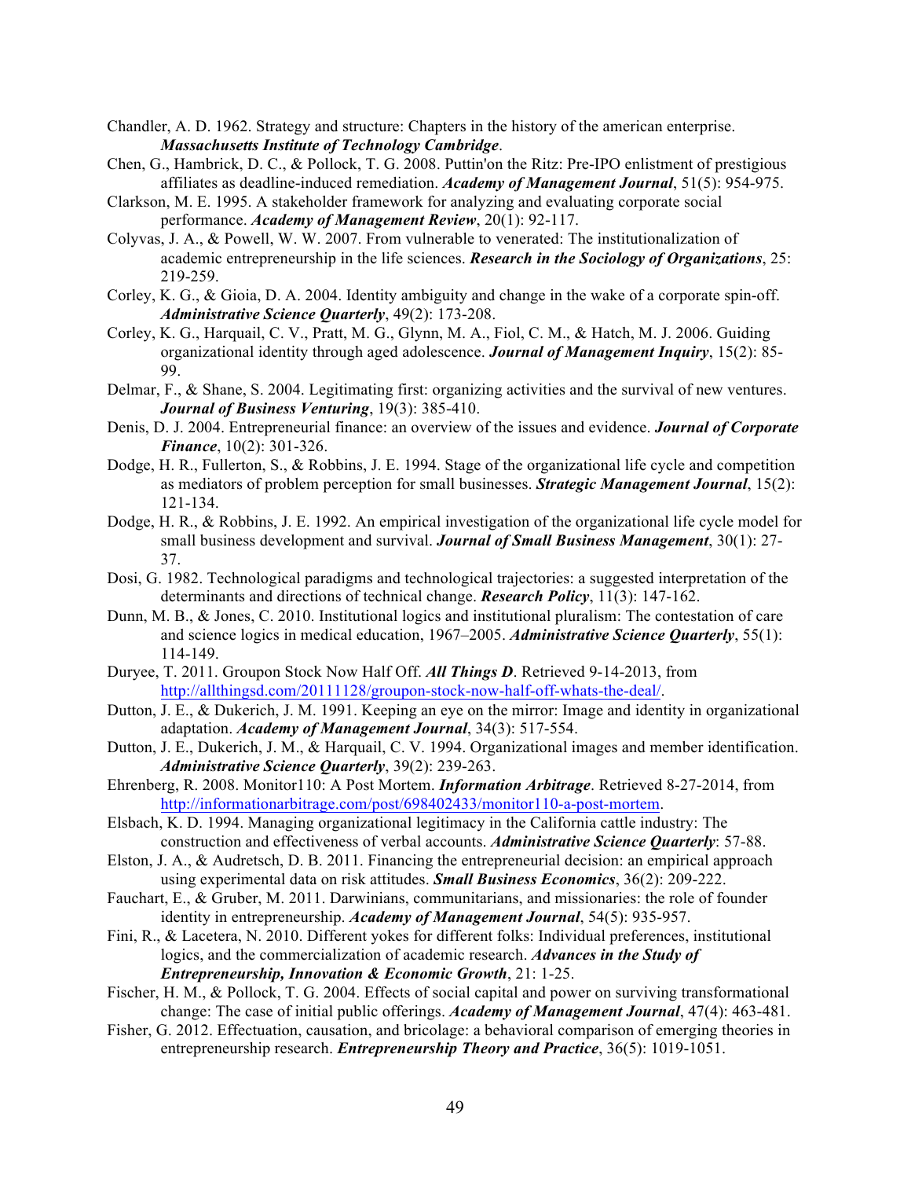Chandler, A. D. 1962. Strategy and structure: Chapters in the history of the american enterprise. ***Massachusetts Institute of Technology Cambridge***.

Chen, G., Hambrick, D. C., & Pollock, T. G. 2008. Puttin'on the Ritz: Pre-IPO enlistment of prestigious affiliates as deadline-induced remediation. ***Academy of Management Journal***, 51(5): 954-975.

Clarkson, M. E. 1995. A stakeholder framework for analyzing and evaluating corporate social performance. ***Academy of Management Review***, 20(1): 92-117.

Colyvas, J. A., & Powell, W. W. 2007. From vulnerable to venerated: The institutionalization of academic entrepreneurship in the life sciences. ***Research in the Sociology of Organizations***, 25: 219-259.

Corley, K. G., & Gioia, D. A. 2004. Identity ambiguity and change in the wake of a corporate spin-off. ***Administrative Science Quarterly***, 49(2): 173-208.

Corley, K. G., Harquail, C. V., Pratt, M. G., Glynn, M. A., Fiol, C. M., & Hatch, M. J. 2006. Guiding organizational identity through aged adolescence. ***Journal of Management Inquiry***, 15(2): 85-99.

Delmar, F., & Shane, S. 2004. Legitimating first: organizing activities and the survival of new ventures. ***Journal of Business Venturing***, 19(3): 385-410.

Denis, D. J. 2004. Entrepreneurial finance: an overview of the issues and evidence. ***Journal of Corporate Finance***, 10(2): 301-326.

Dodge, H. R., Fullerton, S., & Robbins, J. E. 1994. Stage of the organizational life cycle and competition as mediators of problem perception for small businesses. ***Strategic Management Journal***, 15(2): 121-134.

Dodge, H. R., & Robbins, J. E. 1992. An empirical investigation of the organizational life cycle model for small business development and survival. ***Journal of Small Business Management***, 30(1): 27-37.

Dosi, G. 1982. Technological paradigms and technological trajectories: a suggested interpretation of the determinants and directions of technical change. ***Research Policy***, 11(3): 147-162.

Dunn, M. B., & Jones, C. 2010. Institutional logics and institutional pluralism: The contestation of care and science logics in medical education, 1967–2005. ***Administrative Science Quarterly***, 55(1): 114-149.

Duryee, T. 2011. Groupon Stock Now Half Off. ***All Things D***. Retrieved 9-14-2013, from http://allthingsd.com/20111128/groupon-stock-now-half-off-whats-the-deal/.

Dutton, J. E., & Dukerich, J. M. 1991. Keeping an eye on the mirror: Image and identity in organizational adaptation. ***Academy of Management Journal***, 34(3): 517-554.

Dutton, J. E., Dukerich, J. M., & Harquail, C. V. 1994. Organizational images and member identification. ***Administrative Science Quarterly***, 39(2): 239-263.

Ehrenberg, R. 2008. Monitor110: A Post Mortem. ***Information Arbitrage***. Retrieved 8-27-2014, from http://informationarbitrage.com/post/698402433/monitor110-a-post-mortem.

Elsbach, K. D. 1994. Managing organizational legitimacy in the California cattle industry: The construction and effectiveness of verbal accounts. ***Administrative Science Quarterly***: 57-88.

Elston, J. A., & Audretsch, D. B. 2011. Financing the entrepreneurial decision: an empirical approach using experimental data on risk attitudes. ***Small Business Economics***, 36(2): 209-222.

Fauchart, E., & Gruber, M. 2011. Darwinians, communitarians, and missionaries: the role of founder identity in entrepreneurship. ***Academy of Management Journal***, 54(5): 935-957.

Fini, R., & Lacetera, N. 2010. Different yokes for different folks: Individual preferences, institutional logics, and the commercialization of academic research. ***Advances in the Study of Entrepreneurship, Innovation & Economic Growth***, 21: 1-25.

Fischer, H. M., & Pollock, T. G. 2004. Effects of social capital and power on surviving transformational change: The case of initial public offerings. ***Academy of Management Journal***, 47(4): 463-481.

Fisher, G. 2012. Effectuation, causation, and bricolage: a behavioral comparison of emerging theories in entrepreneurship research. ***Entrepreneurship Theory and Practice***, 36(5): 1019-1051.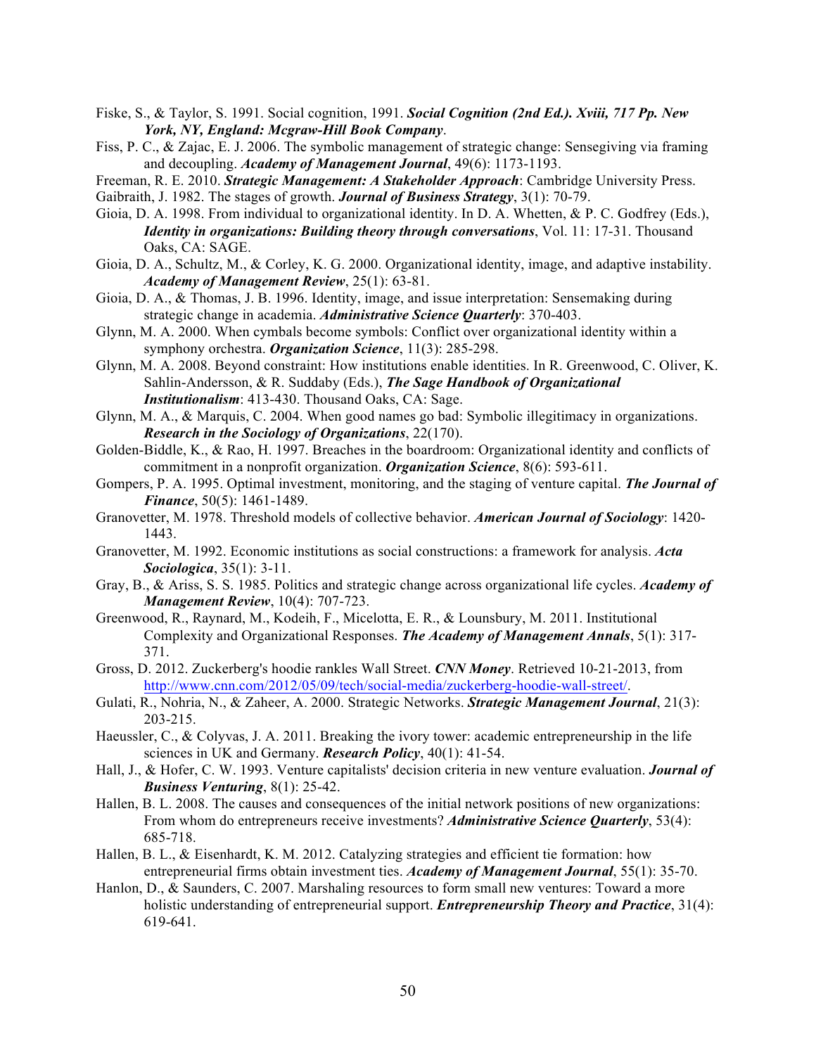Fiske, S., & Taylor, S. 1991. Social cognition, 1991. ***Social Cognition (2nd Ed.). Xviii, 717 Pp. New York, NY, England: Mcgraw-Hill Book Company***.

Fiss, P. C., & Zajac, E. J. 2006. The symbolic management of strategic change: Sensegiving via framing and decoupling. ***Academy of Management Journal***, 49(6): 1173-1193.

Freeman, R. E. 2010. ***Strategic Management: A Stakeholder Approach***: Cambridge University Press.

Gaibraith, J. 1982. The stages of growth. ***Journal of Business Strategy***, 3(1): 70-79.

Gioia, D. A. 1998. From individual to organizational identity. In D. A. Whetten, & P. C. Godfrey (Eds.), ***Identity in organizations: Building theory through conversations***, Vol. 11: 17-31. Thousand Oaks, CA: SAGE.

Gioia, D. A., Schultz, M., & Corley, K. G. 2000. Organizational identity, image, and adaptive instability. ***Academy of Management Review***, 25(1): 63-81.

Gioia, D. A., & Thomas, J. B. 1996. Identity, image, and issue interpretation: Sensemaking during strategic change in academia. ***Administrative Science Quarterly***: 370-403.

Glynn, M. A. 2000. When cymbals become symbols: Conflict over organizational identity within a symphony orchestra. ***Organization Science***, 11(3): 285-298.

Glynn, M. A. 2008. Beyond constraint: How institutions enable identities. In R. Greenwood, C. Oliver, K. Sahlin-Andersson, & R. Suddaby (Eds.), ***The Sage Handbook of Organizational Institutionalism***: 413-430. Thousand Oaks, CA: Sage.

Glynn, M. A., & Marquis, C. 2004. When good names go bad: Symbolic illegitimacy in organizations. ***Research in the Sociology of Organizations***, 22(170).

Golden-Biddle, K., & Rao, H. 1997. Breaches in the boardroom: Organizational identity and conflicts of commitment in a nonprofit organization. ***Organization Science***, 8(6): 593-611.

Gompers, P. A. 1995. Optimal investment, monitoring, and the staging of venture capital. ***The Journal of Finance***, 50(5): 1461-1489.

Granovetter, M. 1978. Threshold models of collective behavior. ***American Journal of Sociology***: 1420-1443.

Granovetter, M. 1992. Economic institutions as social constructions: a framework for analysis. ***Acta Sociologica***, 35(1): 3-11.

Gray, B., & Ariss, S. S. 1985. Politics and strategic change across organizational life cycles. ***Academy of Management Review***, 10(4): 707-723.

Greenwood, R., Raynard, M., Kodeih, F., Micelotta, E. R., & Lounsbury, M. 2011. Institutional Complexity and Organizational Responses. ***The Academy of Management Annals***, 5(1): 317-371.

Gross, D. 2012. Zuckerberg's hoodie rankles Wall Street. ***CNN Money***. Retrieved 10-21-2013, from http://www.cnn.com/2012/05/09/tech/social-media/zuckerberg-hoodie-wall-street/.

Gulati, R., Nohria, N., & Zaheer, A. 2000. Strategic Networks. ***Strategic Management Journal***, 21(3): 203-215.

Haeussler, C., & Colyvas, J. A. 2011. Breaking the ivory tower: academic entrepreneurship in the life sciences in UK and Germany. ***Research Policy***, 40(1): 41-54.

Hall, J., & Hofer, C. W. 1993. Venture capitalists' decision criteria in new venture evaluation. ***Journal of Business Venturing***, 8(1): 25-42.

Hallen, B. L. 2008. The causes and consequences of the initial network positions of new organizations: From whom do entrepreneurs receive investments? ***Administrative Science Quarterly***, 53(4): 685-718.

Hallen, B. L., & Eisenhardt, K. M. 2012. Catalyzing strategies and efficient tie formation: how entrepreneurial firms obtain investment ties. ***Academy of Management Journal***, 55(1): 35-70.

Hanlon, D., & Saunders, C. 2007. Marshaling resources to form small new ventures: Toward a more holistic understanding of entrepreneurial support. ***Entrepreneurship Theory and Practice***, 31(4): 619-641.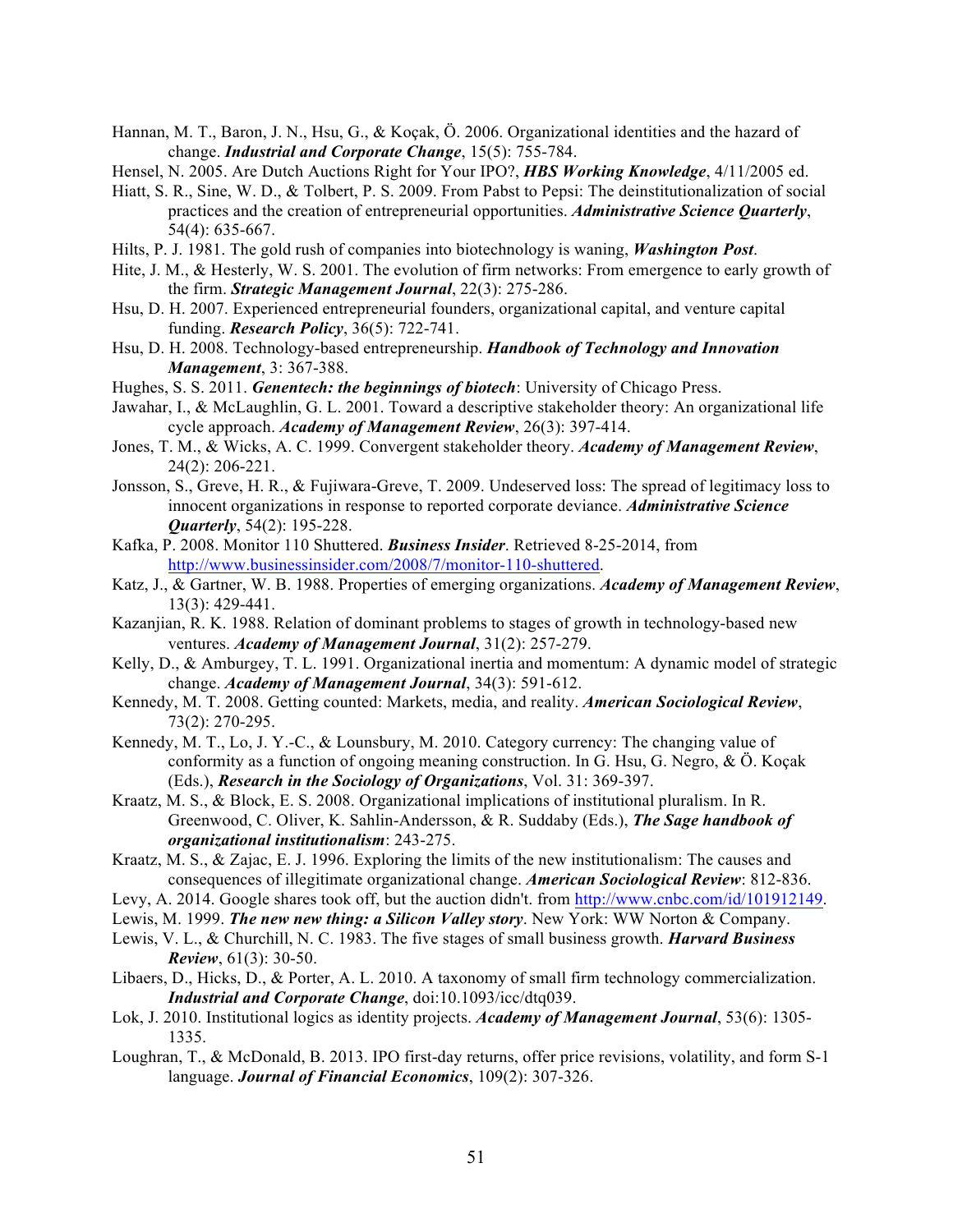Hannan, M. T., Baron, J. N., Hsu, G., & Koçak, Ö. 2006. Organizational identities and the hazard of change. ***Industrial and Corporate Change***, 15(5): 755-784.

Hensel, N. 2005. Are Dutch Auctions Right for Your IPO?, ***HBS Working Knowledge***, 4/11/2005 ed.

Hiatt, S. R., Sine, W. D., & Tolbert, P. S. 2009. From Pabst to Pepsi: The deinstitutionalization of social practices and the creation of entrepreneurial opportunities. ***Administrative Science Quarterly***, 54(4): 635-667.

Hilts, P. J. 1981. The gold rush of companies into biotechnology is waning, ***Washington Post***.

Hite, J. M., & Hesterly, W. S. 2001. The evolution of firm networks: From emergence to early growth of the firm. ***Strategic Management Journal***, 22(3): 275-286.

Hsu, D. H. 2007. Experienced entrepreneurial founders, organizational capital, and venture capital funding. ***Research Policy***, 36(5): 722-741.

Hsu, D. H. 2008. Technology-based entrepreneurship. ***Handbook of Technology and Innovation Management***, 3: 367-388.

Hughes, S. S. 2011. ***Genentech: the beginnings of biotech***: University of Chicago Press.

Jawahar, I., & McLaughlin, G. L. 2001. Toward a descriptive stakeholder theory: An organizational life cycle approach. ***Academy of Management Review***, 26(3): 397-414.

Jones, T. M., & Wicks, A. C. 1999. Convergent stakeholder theory. ***Academy of Management Review***, 24(2): 206-221.

Jonsson, S., Greve, H. R., & Fujiwara-Greve, T. 2009. Undeserved loss: The spread of legitimacy loss to innocent organizations in response to reported corporate deviance. ***Administrative Science Quarterly***, 54(2): 195-228.

Kafka, P. 2008. Monitor 110 Shuttered. ***Business Insider***. Retrieved 8-25-2014, from http://www.businessinsider.com/2008/7/monitor-110-shuttered.

Katz, J., & Gartner, W. B. 1988. Properties of emerging organizations. ***Academy of Management Review***, 13(3): 429-441.

Kazanjian, R. K. 1988. Relation of dominant problems to stages of growth in technology-based new ventures. ***Academy of Management Journal***, 31(2): 257-279.

Kelly, D., & Amburgey, T. L. 1991. Organizational inertia and momentum: A dynamic model of strategic change. ***Academy of Management Journal***, 34(3): 591-612.

Kennedy, M. T. 2008. Getting counted: Markets, media, and reality. ***American Sociological Review***, 73(2): 270-295.

Kennedy, M. T., Lo, J. Y.-C., & Lounsbury, M. 2010. Category currency: The changing value of conformity as a function of ongoing meaning construction. In G. Hsu, G. Negro, & Ö. Koçak (Eds.), ***Research in the Sociology of Organizations***, Vol. 31: 369-397.

Kraatz, M. S., & Block, E. S. 2008. Organizational implications of institutional pluralism. In R. Greenwood, C. Oliver, K. Sahlin-Andersson, & R. Suddaby (Eds.), ***The Sage handbook of organizational institutionalism***: 243-275.

Kraatz, M. S., & Zajac, E. J. 1996. Exploring the limits of the new institutionalism: The causes and consequences of illegitimate organizational change. ***American Sociological Review***: 812-836.

Levy, A. 2014. Google shares took off, but the auction didn't. from http://www.cnbc.com/id/101912149.

Lewis, M. 1999. ***The new new thing: a Silicon Valley story***. New York: WW Norton & Company.

Lewis, V. L., & Churchill, N. C. 1983. The five stages of small business growth. ***Harvard Business Review***, 61(3): 30-50.

Libaers, D., Hicks, D., & Porter, A. L. 2010. A taxonomy of small firm technology commercialization. ***Industrial and Corporate Change***, doi:10.1093/icc/dtq039.

Lok, J. 2010. Institutional logics as identity projects. ***Academy of Management Journal***, 53(6): 1305-1335.

Loughran, T., & McDonald, B. 2013. IPO first-day returns, offer price revisions, volatility, and form S-1 language. ***Journal of Financial Economics***, 109(2): 307-326.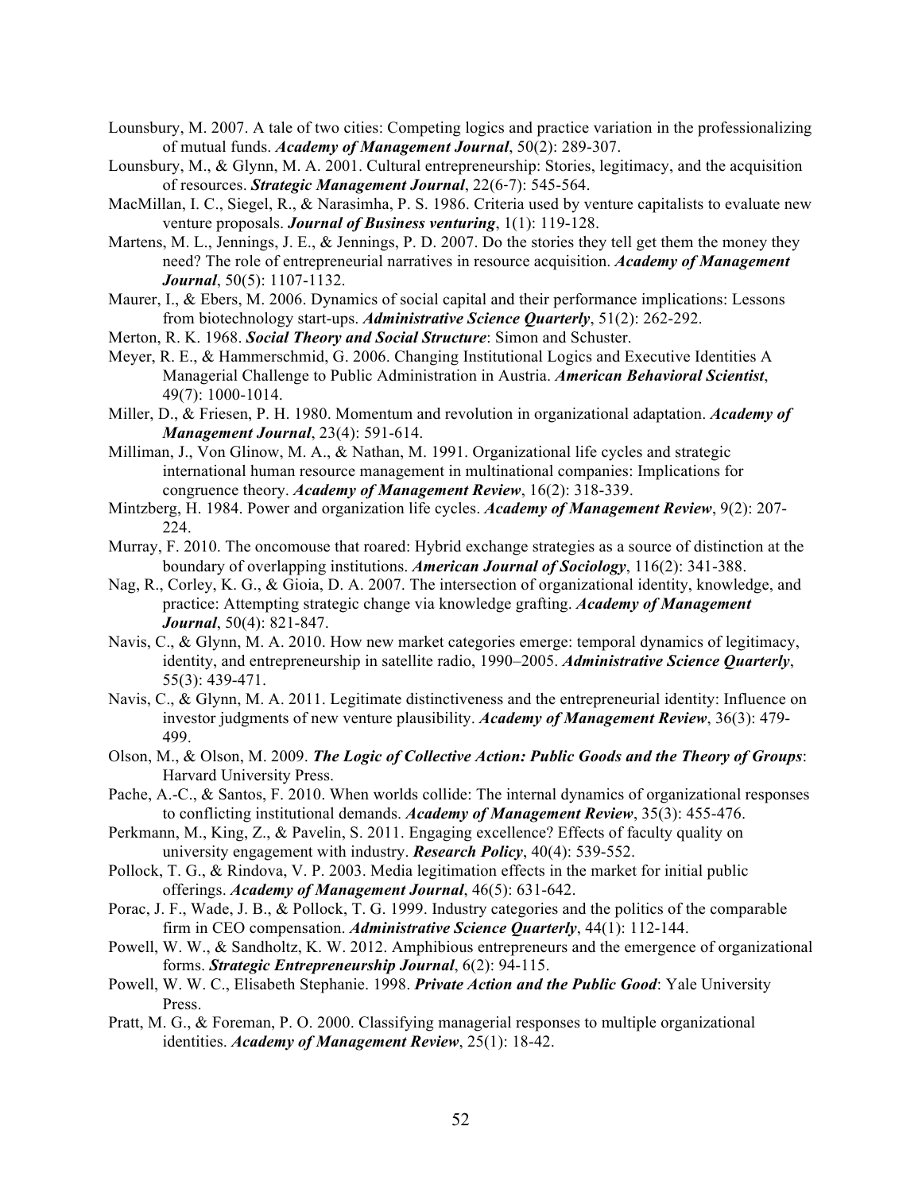Lounsbury, M. 2007. A tale of two cities: Competing logics and practice variation in the professionalizing of mutual funds. ***Academy of Management Journal***, 50(2): 289-307.

Lounsbury, M., & Glynn, M. A. 2001. Cultural entrepreneurship: Stories, legitimacy, and the acquisition of resources. ***Strategic Management Journal***, 22(6-7): 545-564.

MacMillan, I. C., Siegel, R., & Narasimha, P. S. 1986. Criteria used by venture capitalists to evaluate new venture proposals. ***Journal of Business venturing***, 1(1): 119-128.

Martens, M. L., Jennings, J. E., & Jennings, P. D. 2007. Do the stories they tell get them the money they need? The role of entrepreneurial narratives in resource acquisition. ***Academy of Management Journal***, 50(5): 1107-1132.

Maurer, I., & Ebers, M. 2006. Dynamics of social capital and their performance implications: Lessons from biotechnology start-ups. ***Administrative Science Quarterly***, 51(2): 262-292.

Merton, R. K. 1968. ***Social Theory and Social Structure***: Simon and Schuster.

Meyer, R. E., & Hammerschmid, G. 2006. Changing Institutional Logics and Executive Identities A Managerial Challenge to Public Administration in Austria. ***American Behavioral Scientist***, 49(7): 1000-1014.

Miller, D., & Friesen, P. H. 1980. Momentum and revolution in organizational adaptation. ***Academy of Management Journal***, 23(4): 591-614.

Milliman, J., Von Glinow, M. A., & Nathan, M. 1991. Organizational life cycles and strategic international human resource management in multinational companies: Implications for congruence theory. ***Academy of Management Review***, 16(2): 318-339.

Mintzberg, H. 1984. Power and organization life cycles. ***Academy of Management Review***, 9(2): 207-224.

Murray, F. 2010. The oncomouse that roared: Hybrid exchange strategies as a source of distinction at the boundary of overlapping institutions. ***American Journal of Sociology***, 116(2): 341-388.

Nag, R., Corley, K. G., & Gioia, D. A. 2007. The intersection of organizational identity, knowledge, and practice: Attempting strategic change via knowledge grafting. ***Academy of Management Journal***, 50(4): 821-847.

Navis, C., & Glynn, M. A. 2010. How new market categories emerge: temporal dynamics of legitimacy, identity, and entrepreneurship in satellite radio, 1990–2005. ***Administrative Science Quarterly***, 55(3): 439-471.

Navis, C., & Glynn, M. A. 2011. Legitimate distinctiveness and the entrepreneurial identity: Influence on investor judgments of new venture plausibility. ***Academy of Management Review***, 36(3): 479-499.

Olson, M., & Olson, M. 2009. ***The Logic of Collective Action: Public Goods and the Theory of Groups***: Harvard University Press.

Pache, A.-C., & Santos, F. 2010. When worlds collide: The internal dynamics of organizational responses to conflicting institutional demands. ***Academy of Management Review***, 35(3): 455-476.

Perkmann, M., King, Z., & Pavelin, S. 2011. Engaging excellence? Effects of faculty quality on university engagement with industry. ***Research Policy***, 40(4): 539-552.

Pollock, T. G., & Rindova, V. P. 2003. Media legitimation effects in the market for initial public offerings. ***Academy of Management Journal***, 46(5): 631-642.

Porac, J. F., Wade, J. B., & Pollock, T. G. 1999. Industry categories and the politics of the comparable firm in CEO compensation. ***Administrative Science Quarterly***, 44(1): 112-144.

Powell, W. W., & Sandholtz, K. W. 2012. Amphibious entrepreneurs and the emergence of organizational forms. ***Strategic Entrepreneurship Journal***, 6(2): 94-115.

Powell, W. W. C., Elisabeth Stephanie. 1998. ***Private Action and the Public Good***: Yale University Press.

Pratt, M. G., & Foreman, P. O. 2000. Classifying managerial responses to multiple organizational identities. ***Academy of Management Review***, 25(1): 18-42.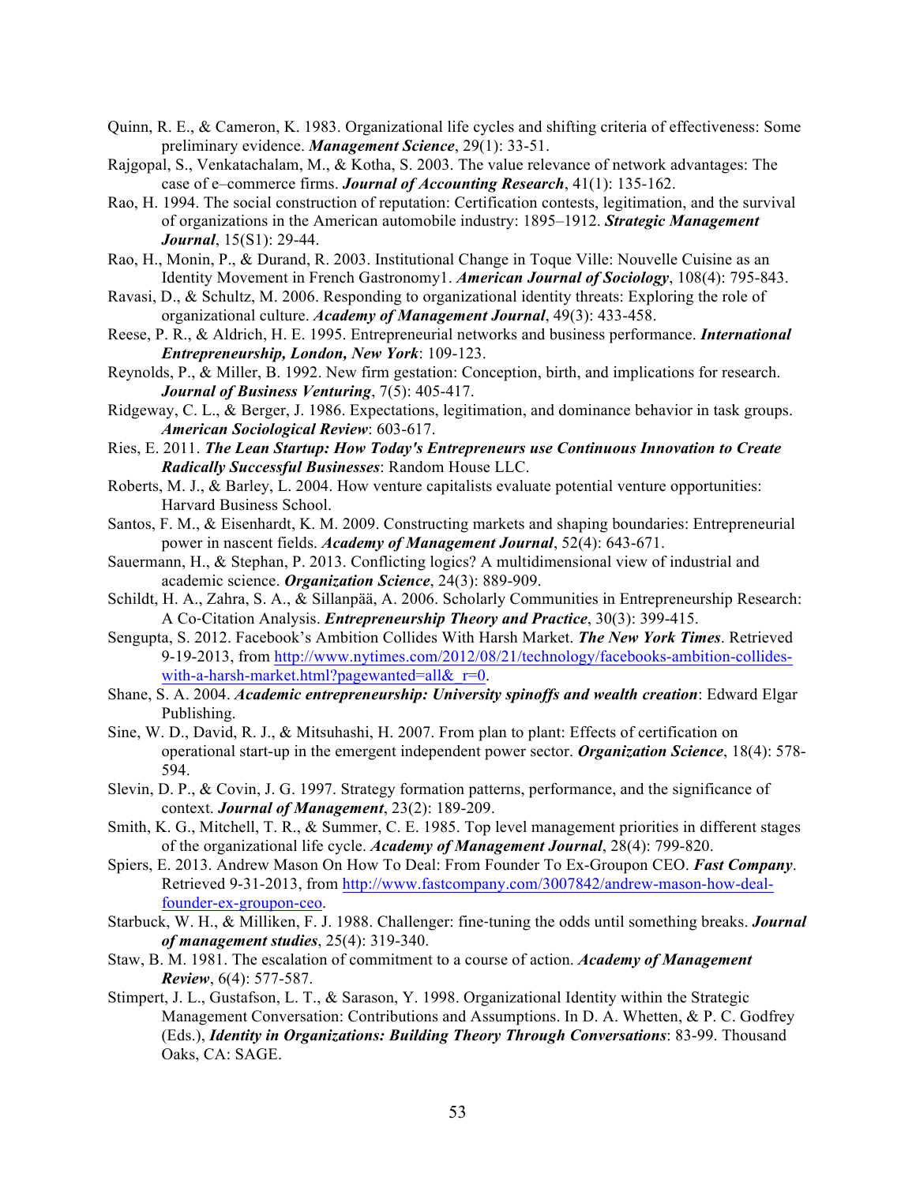Quinn, R. E., & Cameron, K. 1983. Organizational life cycles and shifting criteria of effectiveness: Some preliminary evidence. ***Management Science***, 29(1): 33-51.

Rajgopal, S., Venkatachalam, M., & Kotha, S. 2003. The value relevance of network advantages: The case of e–commerce firms. ***Journal of Accounting Research***, 41(1): 135-162.

Rao, H. 1994. The social construction of reputation: Certification contests, legitimation, and the survival of organizations in the American automobile industry: 1895–1912. ***Strategic Management Journal***, 15(S1): 29-44.

Rao, H., Monin, P., & Durand, R. 2003. Institutional Change in Toque Ville: Nouvelle Cuisine as an Identity Movement in French Gastronomy1. ***American Journal of Sociology***, 108(4): 795-843.

Ravasi, D., & Schultz, M. 2006. Responding to organizational identity threats: Exploring the role of organizational culture. ***Academy of Management Journal***, 49(3): 433-458.

Reese, P. R., & Aldrich, H. E. 1995. Entrepreneurial networks and business performance. ***International Entrepreneurship, London, New York***: 109-123.

Reynolds, P., & Miller, B. 1992. New firm gestation: Conception, birth, and implications for research. ***Journal of Business Venturing***, 7(5): 405-417.

Ridgeway, C. L., & Berger, J. 1986. Expectations, legitimation, and dominance behavior in task groups. ***American Sociological Review***: 603-617.

Ries, E. 2011. ***The Lean Startup: How Today's Entrepreneurs use Continuous Innovation to Create Radically Successful Businesses***: Random House LLC.

Roberts, M. J., & Barley, L. 2004. How venture capitalists evaluate potential venture opportunities: Harvard Business School.

Santos, F. M., & Eisenhardt, K. M. 2009. Constructing markets and shaping boundaries: Entrepreneurial power in nascent fields. ***Academy of Management Journal***, 52(4): 643-671.

Sauermann, H., & Stephan, P. 2013. Conflicting logics? A multidimensional view of industrial and academic science. ***Organization Science***, 24(3): 889-909.

Schildt, H. A., Zahra, S. A., & Sillanpää, A. 2006. Scholarly Communities in Entrepreneurship Research: A Co-Citation Analysis. ***Entrepreneurship Theory and Practice***, 30(3): 399-415.

Sengupta, S. 2012. Facebook's Ambition Collides With Harsh Market. ***The New York Times***. Retrieved 9-19-2013, from http://www.nytimes.com/2012/08/21/technology/facebooks-ambition-collides-with-a-harsh-market.html?pagewanted=all&_r=0.

Shane, S. A. 2004. ***Academic entrepreneurship: University spinoffs and wealth creation***: Edward Elgar Publishing.

Sine, W. D., David, R. J., & Mitsuhashi, H. 2007. From plan to plant: Effects of certification on operational start-up in the emergent independent power sector. ***Organization Science***, 18(4): 578-594.

Slevin, D. P., & Covin, J. G. 1997. Strategy formation patterns, performance, and the significance of context. ***Journal of Management***, 23(2): 189-209.

Smith, K. G., Mitchell, T. R., & Summer, C. E. 1985. Top level management priorities in different stages of the organizational life cycle. ***Academy of Management Journal***, 28(4): 799-820.

Spiers, E. 2013. Andrew Mason On How To Deal: From Founder To Ex-Groupon CEO. ***Fast Company***. Retrieved 9-31-2013, from http://www.fastcompany.com/3007842/andrew-mason-how-deal-founder-ex-groupon-ceo.

Starbuck, W. H., & Milliken, F. J. 1988. Challenger: fine-tuning the odds until something breaks. ***Journal of management studies***, 25(4): 319-340.

Staw, B. M. 1981. The escalation of commitment to a course of action. ***Academy of Management Review***, 6(4): 577-587.

Stimpert, J. L., Gustafson, L. T., & Sarason, Y. 1998. Organizational Identity within the Strategic Management Conversation: Contributions and Assumptions. In D. A. Whetten, & P. C. Godfrey (Eds.), ***Identity in Organizations: Building Theory Through Conversations***: 83-99. Thousand Oaks, CA: SAGE.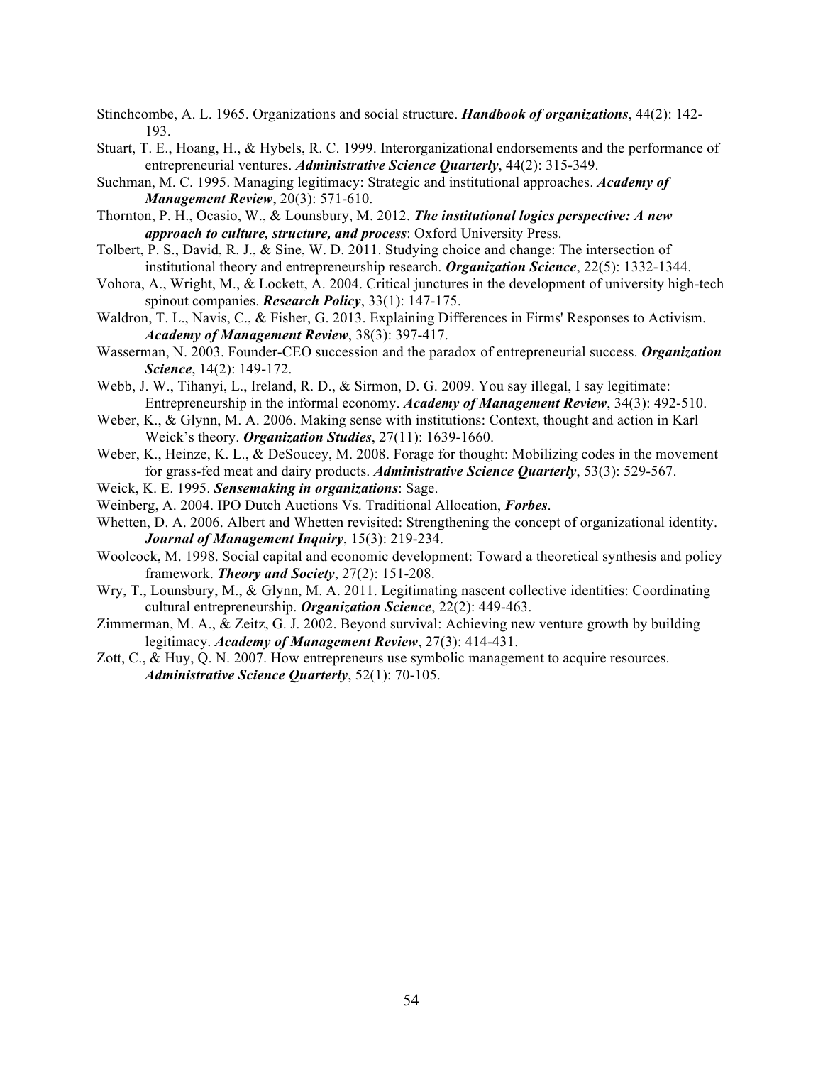Stinchcombe, A. L. 1965. Organizations and social structure. ***Handbook of organizations***, 44(2): 142-193.

Stuart, T. E., Hoang, H., & Hybels, R. C. 1999. Interorganizational endorsements and the performance of entrepreneurial ventures. ***Administrative Science Quarterly***, 44(2): 315-349.

Suchman, M. C. 1995. Managing legitimacy: Strategic and institutional approaches. ***Academy of Management Review***, 20(3): 571-610.

Thornton, P. H., Ocasio, W., & Lounsbury, M. 2012. ***The institutional logics perspective: A new approach to culture, structure, and process***: Oxford University Press.

Tolbert, P. S., David, R. J., & Sine, W. D. 2011. Studying choice and change: The intersection of institutional theory and entrepreneurship research. ***Organization Science***, 22(5): 1332-1344.

Vohora, A., Wright, M., & Lockett, A. 2004. Critical junctures in the development of university high-tech spinout companies. ***Research Policy***, 33(1): 147-175.

Waldron, T. L., Navis, C., & Fisher, G. 2013. Explaining Differences in Firms' Responses to Activism. ***Academy of Management Review***, 38(3): 397-417.

Wasserman, N. 2003. Founder-CEO succession and the paradox of entrepreneurial success. ***Organization Science***, 14(2): 149-172.

Webb, J. W., Tihanyi, L., Ireland, R. D., & Sirmon, D. G. 2009. You say illegal, I say legitimate: Entrepreneurship in the informal economy. ***Academy of Management Review***, 34(3): 492-510.

Weber, K., & Glynn, M. A. 2006. Making sense with institutions: Context, thought and action in Karl Weick's theory. ***Organization Studies***, 27(11): 1639-1660.

Weber, K., Heinze, K. L., & DeSoucey, M. 2008. Forage for thought: Mobilizing codes in the movement for grass-fed meat and dairy products. ***Administrative Science Quarterly***, 53(3): 529-567.

Weick, K. E. 1995. ***Sensemaking in organizations***: Sage.

Weinberg, A. 2004. IPO Dutch Auctions Vs. Traditional Allocation, ***Forbes***.

Whetten, D. A. 2006. Albert and Whetten revisited: Strengthening the concept of organizational identity. ***Journal of Management Inquiry***, 15(3): 219-234.

Woolcock, M. 1998. Social capital and economic development: Toward a theoretical synthesis and policy framework. ***Theory and Society***, 27(2): 151-208.

Wry, T., Lounsbury, M., & Glynn, M. A. 2011. Legitimating nascent collective identities: Coordinating cultural entrepreneurship. ***Organization Science***, 22(2): 449-463.

Zimmerman, M. A., & Zeitz, G. J. 2002. Beyond survival: Achieving new venture growth by building legitimacy. ***Academy of Management Review***, 27(3): 414-431.

Zott, C., & Huy, Q. N. 2007. How entrepreneurs use symbolic management to acquire resources. ***Administrative Science Quarterly***, 52(1): 70-105.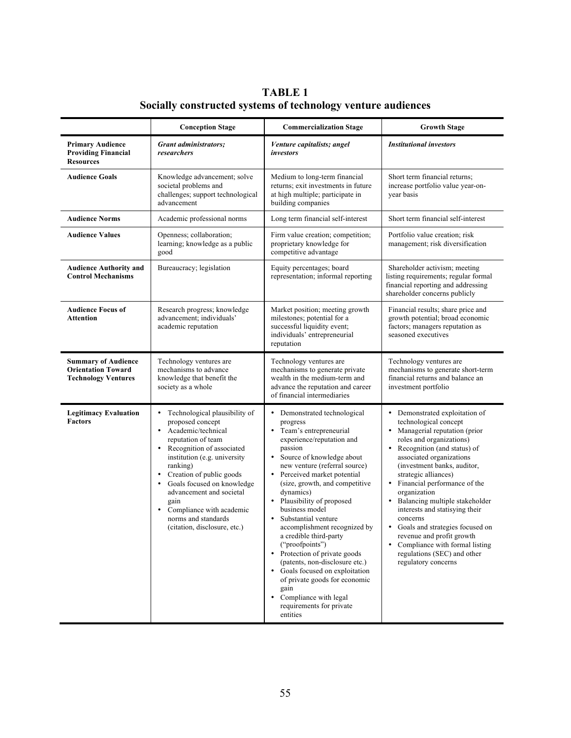# TABLE 1
## Socially constructed systems of technology venture audiences

| | Conception Stage | Commercialization Stage | Growth Stage |
|---|---|---|---|
| **Primary Audience Providing Financial Resources** | ***Grant administrators; researchers*** | ***Venture capitalists; angel investors*** | ***Institutional investors*** |
| **Audience Goals** | Knowledge advancement; solve societal problems and challenges; support technological advancement | Medium to long-term financial returns; exit investments in future at high multiple; participate in building companies | Short term financial returns; increase portfolio value year-on-year basis |
| **Audience Norms** | Academic professional norms | Long term financial self-interest | Short term financial self-interest |
| **Audience Values** | Openness; collaboration; learning; knowledge as a public good | Firm value creation; competition; proprietary knowledge for competitive advantage | Portfolio value creation; risk management; risk diversification |
| **Audience Authority and Control Mechanisms** | Bureaucracy; legislation | Equity percentages; board representation; informal reporting | Shareholder activism; meeting listing requirements; regular formal financial reporting and addressing shareholder concerns publicly |
| **Audience Focus of Attention** | Research progress; knowledge advancement; individuals' academic reputation | Market position; meeting growth milestones; potential for a successful liquidity event; individuals' entrepreneurial reputation | Financial results; share price and growth potential; broad economic factors; managers reputation as seasoned executives |
| **Summary of Audience Orientation Toward Technology Ventures** | Technology ventures are mechanisms to advance knowledge that benefit the society as a whole | Technology ventures are mechanisms to generate private wealth in the medium-term and advance the reputation and career of financial intermediaries | Technology ventures are mechanisms to generate short-term financial returns and balance an investment portfolio |
| **Legitimacy Evaluation Factors** | • Technological plausibility of proposed concept<br>• Academic/technical reputation of team<br>• Recognition of associated institution (e.g. university ranking)<br>• Creation of public goods<br>• Goals focused on knowledge advancement and societal gain<br>• Compliance with academic norms and standards (citation, disclosure, etc.) | • Demonstrated technological progress<br>• Team's entrepreneurial experience/reputation and passion<br>• Source of knowledge about new venture (referral source)<br>• Perceived market potential (size, growth, and competitive dynamics)<br>• Plausibility of proposed business model<br>• Substantial venture accomplishment recognized by a credible third-party ("proofpoints")<br>• Protection of private goods (patents, non-disclosure etc.)<br>• Goals focused on exploitation of private goods for economic gain<br>• Compliance with legal requirements for private entities | • Demonstrated exploitation of technological concept<br>• Managerial reputation (prior roles and organizations)<br>• Recognition (and status) of associated organizations (investment banks, auditor, strategic alliances)<br>• Financial performance of the organization<br>• Balancing multiple stakeholder interests and statisying their concerns<br>• Goals and strategies focused on revenue and profit growth<br>• Compliance with formal listing regulations (SEC) and other regulatory concerns |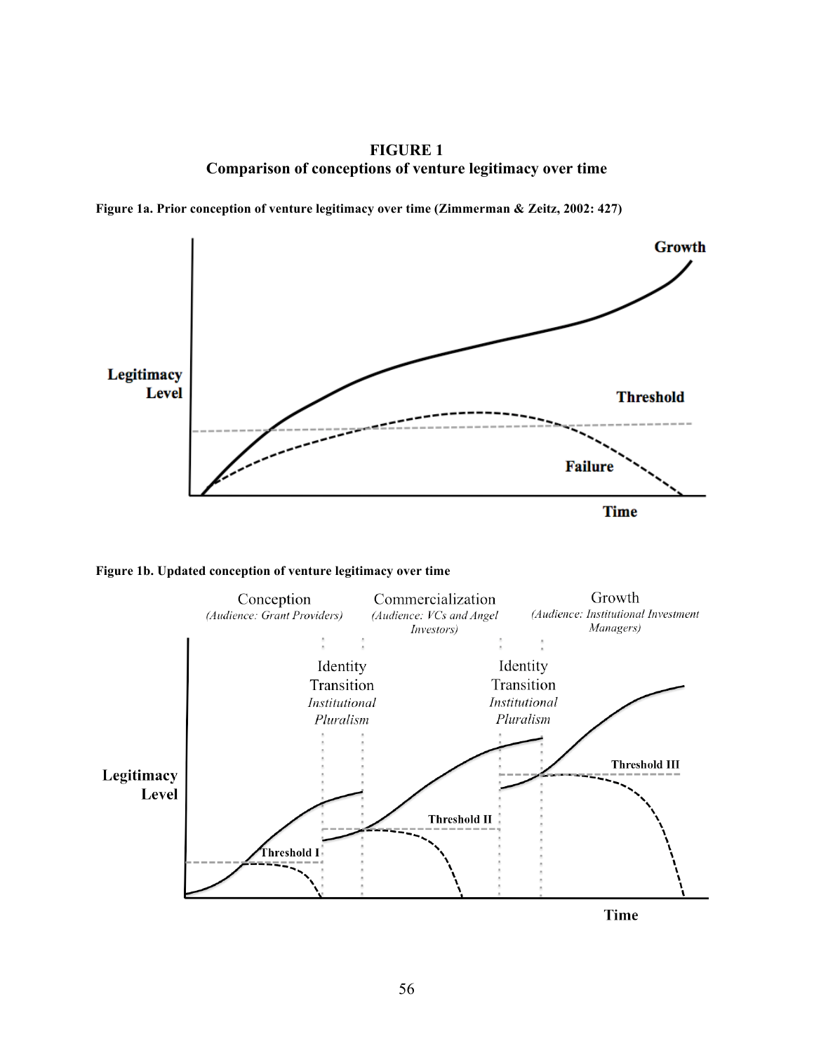**FIGURE 1**
**Comparison of conceptions of venture legitimacy over time**

**Figure 1a. Prior conception of venture legitimacy over time (Zimmerman & Zeitz, 2002: 427)**

Legitimacy Level

Growth

Threshold

Failure

Time

**Figure 1b. Updated conception of venture legitimacy over time**

Conception
*(Audience: Grant Providers)*

Commercialization
*(Audience: VCs and Angel Investors)*

Growth
*(Audience: Institutional Investment Managers)*

Identity Transition
*Institutional Pluralism*

Identity Transition
*Institutional Pluralism*

Legitimacy Level

Threshold I

Threshold II

Threshold III

Time